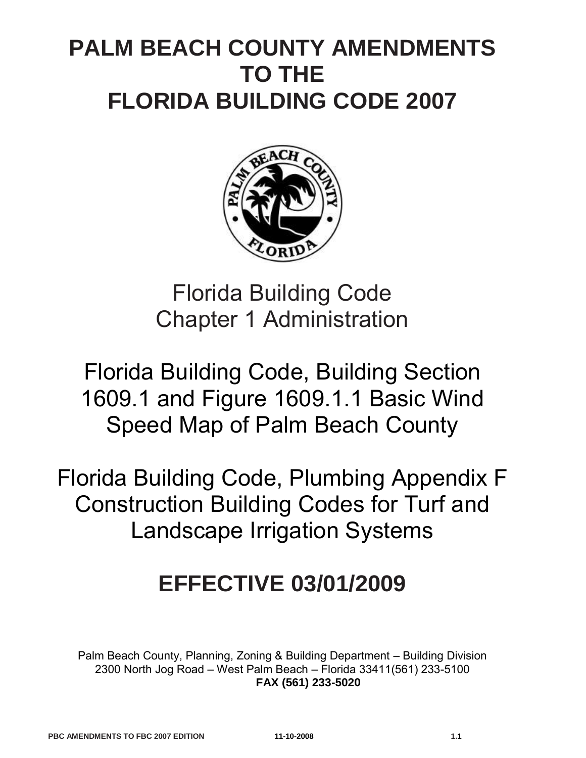# PALM BEACH COUNTY AMENDMENTS TO THE FLORIDA BUILDING CODE 2007

Florida Building Code
Chapter 1 Administration

Florida Building Code, Building Section 1609.1 and Figure 1609.1.1 Basic Wind Speed Map of Palm Beach County

Florida Building Code, Plumbing Appendix F Construction Building Codes for Turf and Landscape Irrigation Systems

## EFFECTIVE 03/01/2009

Palm Beach County, Planning, Zoning & Building Department – Building Division
2300 North Jog Road – West Palm Beach – Florida 33411(561) 233-5100
**FAX (561) 233-5020**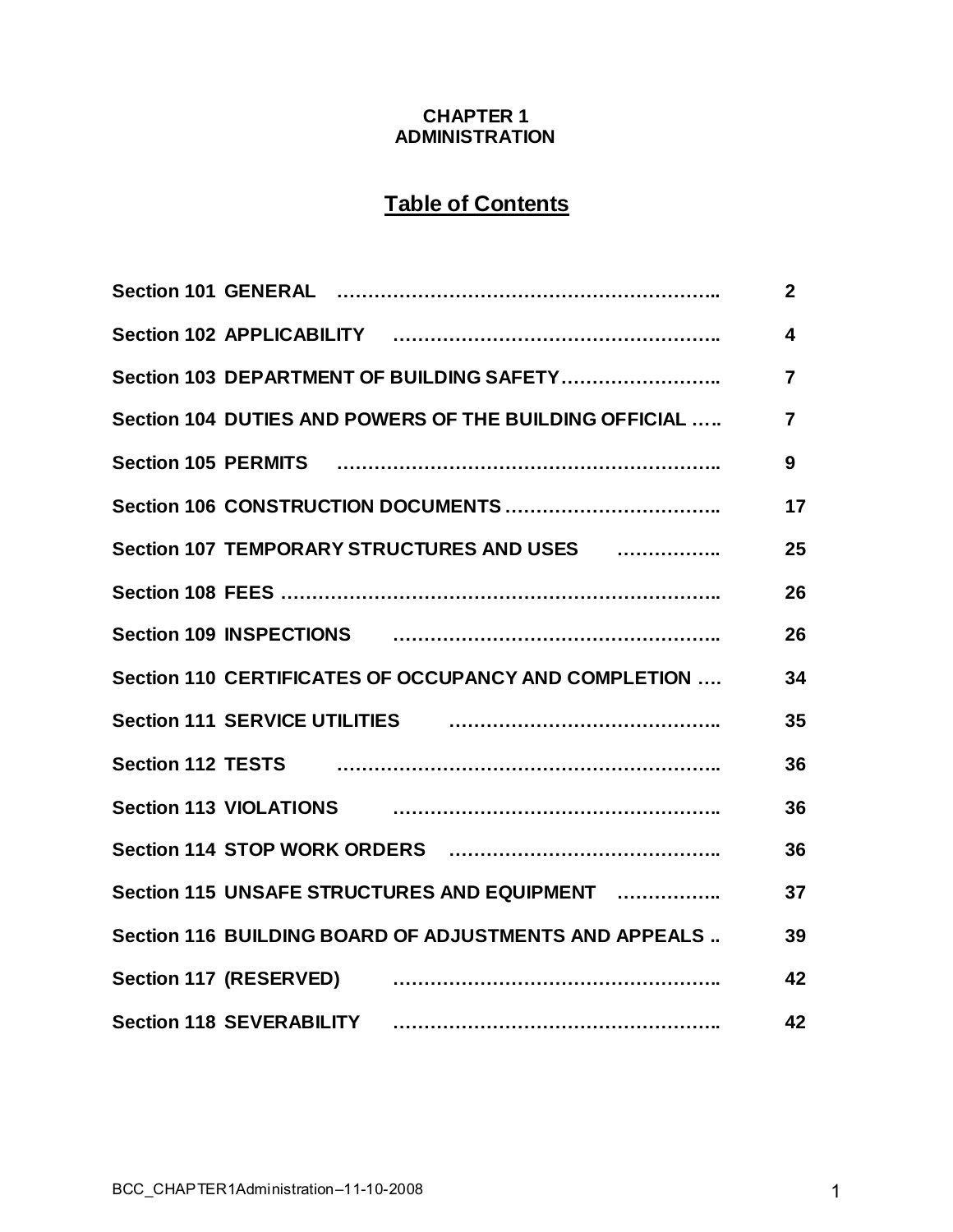**CHAPTER 1**
**ADMINISTRATION**

## Table of Contents

| Section | Page |
|---|---|
| **Section 101 GENERAL** | **2** |
| **Section 102 APPLICABILITY** | **4** |
| **Section 103 DEPARTMENT OF BUILDING SAFETY** | **7** |
| **Section 104 DUTIES AND POWERS OF THE BUILDING OFFICIAL** | **7** |
| **Section 105 PERMITS** | **9** |
| **Section 106 CONSTRUCTION DOCUMENTS** | **17** |
| **Section 107 TEMPORARY STRUCTURES AND USES** | **25** |
| **Section 108 FEES** | **26** |
| **Section 109 INSPECTIONS** | **26** |
| **Section 110 CERTIFICATES OF OCCUPANCY AND COMPLETION** | **34** |
| **Section 111 SERVICE UTILITIES** | **35** |
| **Section 112 TESTS** | **36** |
| **Section 113 VIOLATIONS** | **36** |
| **Section 114 STOP WORK ORDERS** | **36** |
| **Section 115 UNSAFE STRUCTURES AND EQUIPMENT** | **37** |
| **Section 116 BUILDING BOARD OF ADJUSTMENTS AND APPEALS** | **39** |
| **Section 117 (RESERVED)** | **42** |
| **Section 118 SEVERABILITY** | **42** |

BCC_CHAPTER1Administration–11-10-2008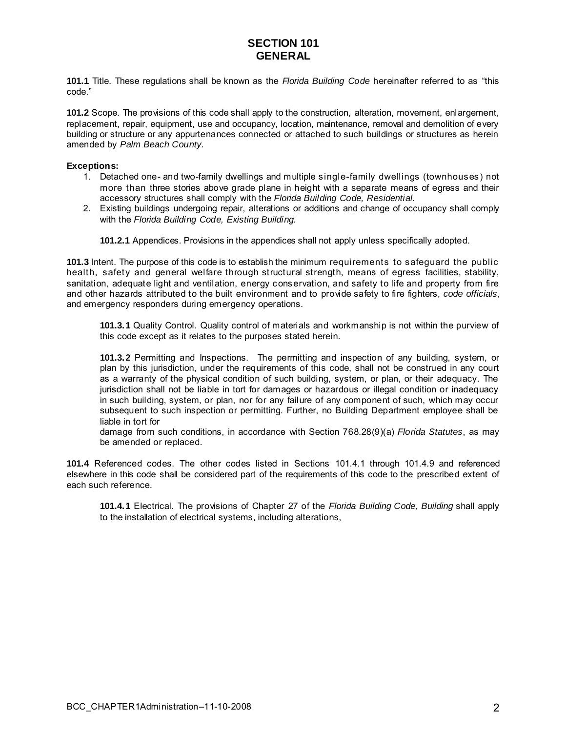# SECTION 101
# GENERAL

**101.1** Title. These regulations shall be known as the *Florida Building Code* hereinafter referred to as "this code."

**101.2** Scope. The provisions of this code shall apply to the construction, alteration, movement, enlargement, replacement, repair, equipment, use and occupancy, location, maintenance, removal and demolition of every building or structure or any appurtenances connected or attached to such buildings or structures as herein amended by *Palm Beach County*.

**Exceptions:**

1. Detached one- and two-family dwellings and multiple single-family dwellings (townhouses) not more than three stories above grade plane in height with a separate means of egress and their accessory structures shall comply with the *Florida Building Code, Residential.*
2. Existing buildings undergoing repair, alterations or additions and change of occupancy shall comply with the *Florida Building Code, Existing Building.*

**101.2.1** Appendices. Provisions in the appendices shall not apply unless specifically adopted.

**101.3** Intent. The purpose of this code is to establish the minimum requirements to safeguard the public health, safety and general welfare through structural strength, means of egress facilities, stability, sanitation, adequate light and ventilation, energy conservation, and safety to life and property from fire and other hazards attributed to the built environment and to provide safety to fire fighters, *code officials*, and emergency responders during emergency operations.

**101.3.1** Quality Control. Quality control of materials and workmanship is not within the purview of this code except as it relates to the purposes stated herein.

**101.3.2** Permitting and Inspections. The permitting and inspection of any building, system, or plan by this jurisdiction, under the requirements of this code, shall not be construed in any court as a warranty of the physical condition of such building, system, or plan, or their adequacy. The jurisdiction shall not be liable in tort for damages or hazardous or illegal condition or inadequacy in such building, system, or plan, nor for any failure of any component of such, which may occur subsequent to such inspection or permitting. Further, no Building Department employee shall be liable in tort for damage from such conditions, in accordance with Section 768.28(9)(a) *Florida Statutes*, as may be amended or replaced.

**101.4** Referenced codes. The other codes listed in Sections 101.4.1 through 101.4.9 and referenced elsewhere in this code shall be considered part of the requirements of this code to the prescribed extent of each such reference.

**101.4.1** Electrical. The provisions of Chapter 27 of the *Florida Building Code, Building* shall apply to the installation of electrical systems, including alterations,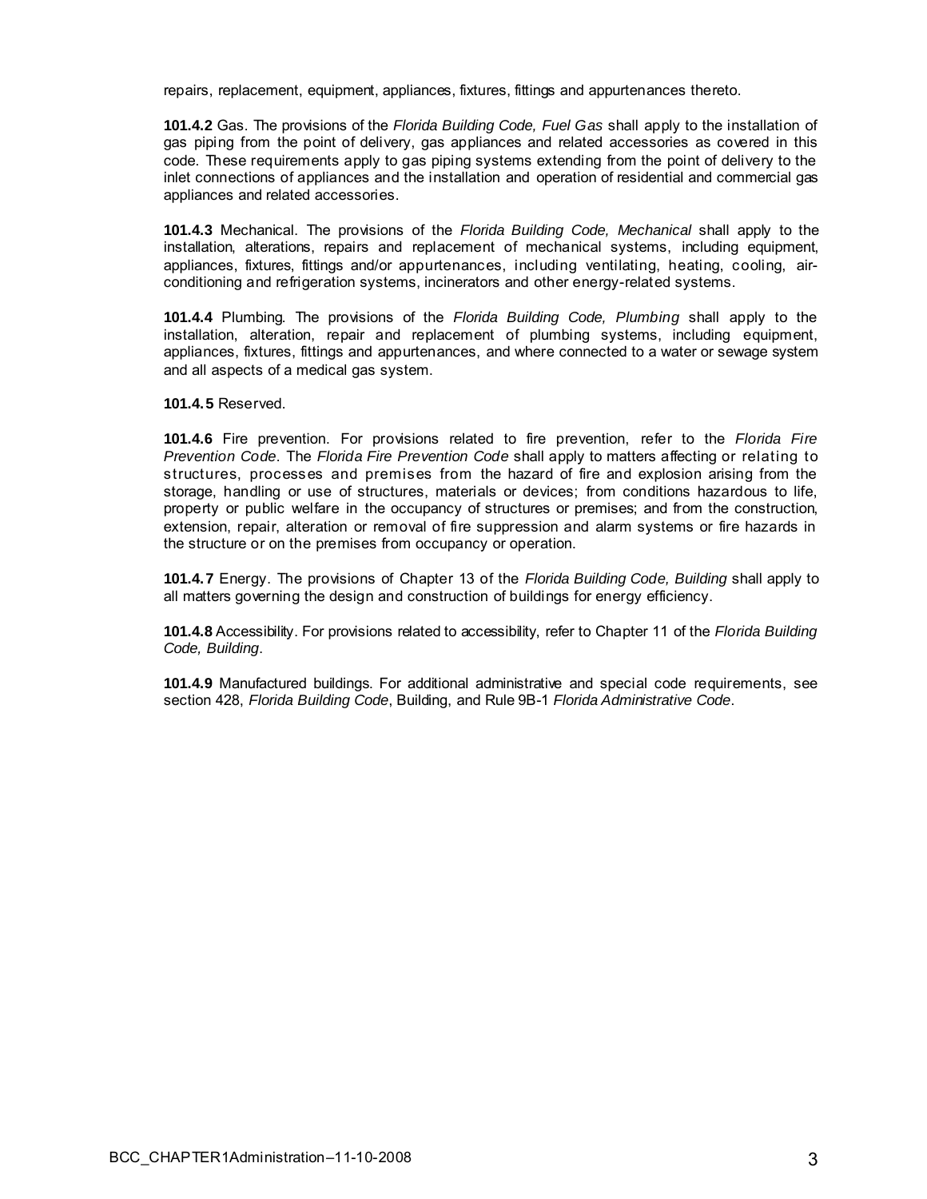repairs, replacement, equipment, appliances, fixtures, fittings and appurtenances thereto.

**101.4.2** Gas. The provisions of the *Florida Building Code, Fuel Gas* shall apply to the installation of gas piping from the point of delivery, gas appliances and related accessories as covered in this code. These requirements apply to gas piping systems extending from the point of delivery to the inlet connections of appliances and the installation and operation of residential and commercial gas appliances and related accessories.

**101.4.3** Mechanical. The provisions of the *Florida Building Code, Mechanical* shall apply to the installation, alterations, repairs and replacement of mechanical systems, including equipment, appliances, fixtures, fittings and/or appurtenances, including ventilating, heating, cooling, air-conditioning and refrigeration systems, incinerators and other energy-related systems.

**101.4.4** Plumbing. The provisions of the *Florida Building Code, Plumbing* shall apply to the installation, alteration, repair and replacement of plumbing systems, including equipment, appliances, fixtures, fittings and appurtenances, and where connected to a water or sewage system and all aspects of a medical gas system.

**101.4.5** Reserved.

**101.4.6** Fire prevention. For provisions related to fire prevention, refer to the *Florida Fire Prevention Code*. The *Florida Fire Prevention Code* shall apply to matters affecting or relating to structures, processes and premises from the hazard of fire and explosion arising from the storage, handling or use of structures, materials or devices; from conditions hazardous to life, property or public welfare in the occupancy of structures or premises; and from the construction, extension, repair, alteration or removal of fire suppression and alarm systems or fire hazards in the structure or on the premises from occupancy or operation.

**101.4.7** Energy. The provisions of Chapter 13 of the *Florida Building Code, Building* shall apply to all matters governing the design and construction of buildings for energy efficiency.

**101.4.8** Accessibility. For provisions related to accessibility, refer to Chapter 11 of the *Florida Building Code, Building*.

**101.4.9** Manufactured buildings. For additional administrative and special code requirements, see section 428, *Florida Building Code*, Building, and Rule 9B-1 *Florida Administrative Code*.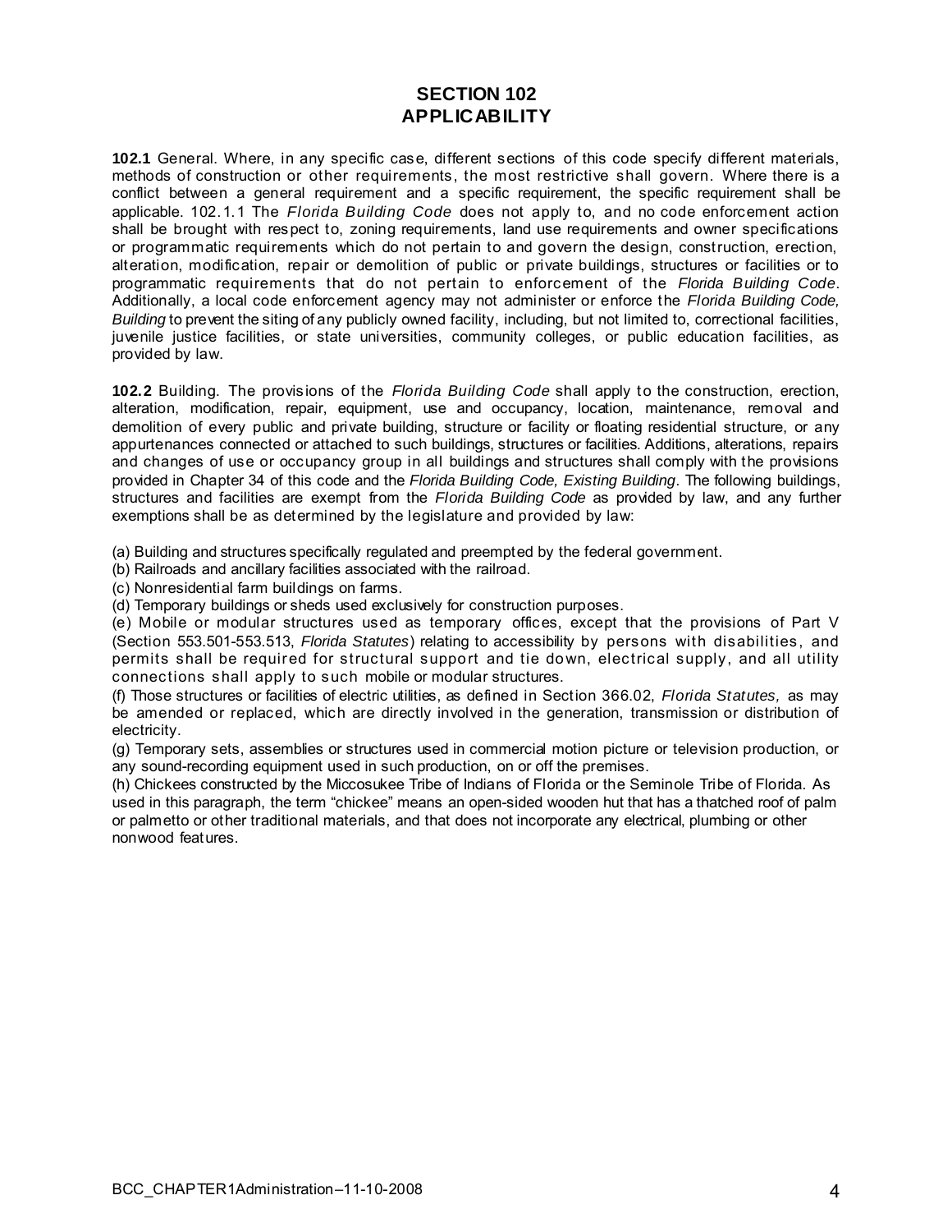# SECTION 102
# APPLICABILITY

**102.1** General. Where, in any specific case, different sections of this code specify different materials, methods of construction or other requirements, the most restrictive shall govern. Where there is a conflict between a general requirement and a specific requirement, the specific requirement shall be applicable. 102.1.1 The *Florida Building Code* does not apply to, and no code enforcement action shall be brought with respect to, zoning requirements, land use requirements and owner specifications or programmatic requirements which do not pertain to and govern the design, construction, erection, alteration, modification, repair or demolition of public or private buildings, structures or facilities or to programmatic requirements that do not pertain to enforcement of the *Florida Building Code*. Additionally, a local code enforcement agency may not administer or enforce the *Florida Building Code, Building* to prevent the siting of any publicly owned facility, including, but not limited to, correctional facilities, juvenile justice facilities, or state universities, community colleges, or public education facilities, as provided by law.

**102.2** Building. The provisions of the *Florida Building Code* shall apply to the construction, erection, alteration, modification, repair, equipment, use and occupancy, location, maintenance, removal and demolition of every public and private building, structure or facility or floating residential structure, or any appurtenances connected or attached to such buildings, structures or facilities. Additions, alterations, repairs and changes of use or occupancy group in all buildings and structures shall comply with the provisions provided in Chapter 34 of this code and the *Florida Building Code, Existing Building*. The following buildings, structures and facilities are exempt from the *Florida Building Code* as provided by law, and any further exemptions shall be as determined by the legislature and provided by law:

(a) Building and structures specifically regulated and preempted by the federal government.
(b) Railroads and ancillary facilities associated with the railroad.
(c) Nonresidential farm buildings on farms.
(d) Temporary buildings or sheds used exclusively for construction purposes.
(e) Mobile or modular structures used as temporary offices, except that the provisions of Part V (Section 553.501-553.513, *Florida Statutes*) relating to accessibility by persons with disabilities, and permits shall be required for structural support and tie down, electrical supply, and all utility connections shall apply to such mobile or modular structures.
(f) Those structures or facilities of electric utilities, as defined in Section 366.02, *Florida Statutes,* as may be amended or replaced, which are directly involved in the generation, transmission or distribution of electricity.
(g) Temporary sets, assemblies or structures used in commercial motion picture or television production, or any sound-recording equipment used in such production, on or off the premises.
(h) Chickees constructed by the Miccosukee Tribe of Indians of Florida or the Seminole Tribe of Florida. As used in this paragraph, the term "chickee" means an open-sided wooden hut that has a thatched roof of palm or palmetto or other traditional materials, and that does not incorporate any electrical, plumbing or other nonwood features.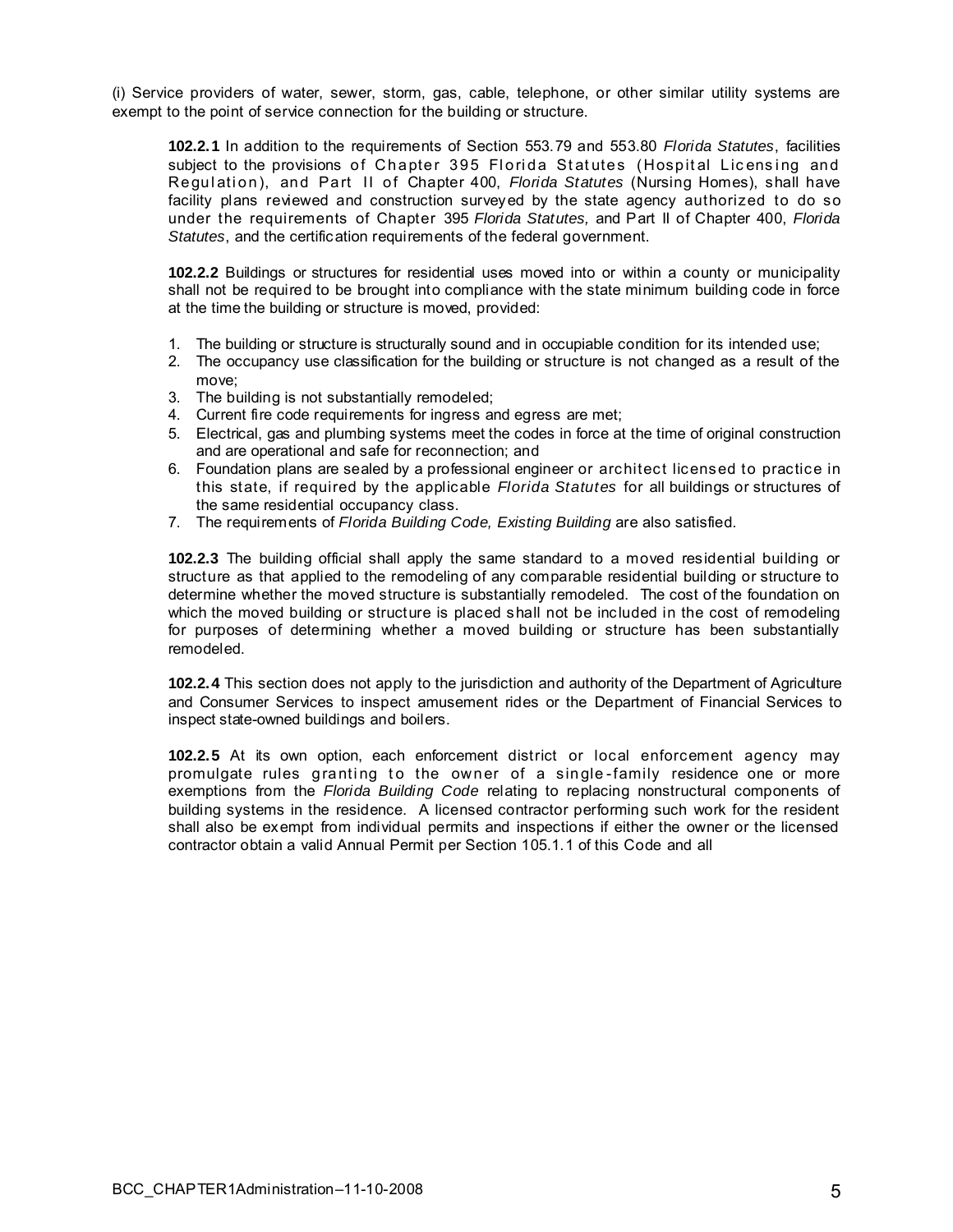(i) Service providers of water, sewer, storm, gas, cable, telephone, or other similar utility systems are exempt to the point of service connection for the building or structure.

**102.2.1** In addition to the requirements of Section 553.79 and 553.80 *Florida Statutes*, facilities subject to the provisions of Chapter 395 Florida Statutes (Hospital Licensing and Regulation), and Part II of Chapter 400, *Florida Statutes* (Nursing Homes), shall have facility plans reviewed and construction surveyed by the state agency authorized to do so under the requirements of Chapter 395 *Florida Statutes,* and Part II of Chapter 400, *Florida Statutes*, and the certification requirements of the federal government.

**102.2.2** Buildings or structures for residential uses moved into or within a county or municipality shall not be required to be brought into compliance with the state minimum building code in force at the time the building or structure is moved, provided:

1. The building or structure is structurally sound and in occupiable condition for its intended use;
2. The occupancy use classification for the building or structure is not changed as a result of the move;
3. The building is not substantially remodeled;
4. Current fire code requirements for ingress and egress are met;
5. Electrical, gas and plumbing systems meet the codes in force at the time of original construction and are operational and safe for reconnection; and
6. Foundation plans are sealed by a professional engineer or architect licensed to practice in this state, if required by the applicable *Florida Statutes* for all buildings or structures of the same residential occupancy class.
7. The requirements of *Florida Building Code, Existing Building* are also satisfied.

**102.2.3** The building official shall apply the same standard to a moved residential building or structure as that applied to the remodeling of any comparable residential building or structure to determine whether the moved structure is substantially remodeled. The cost of the foundation on which the moved building or structure is placed shall not be included in the cost of remodeling for purposes of determining whether a moved building or structure has been substantially remodeled.

**102.2.4** This section does not apply to the jurisdiction and authority of the Department of Agriculture and Consumer Services to inspect amusement rides or the Department of Financial Services to inspect state-owned buildings and boilers.

**102.2.5** At its own option, each enforcement district or local enforcement agency may promulgate rules granting to the owner of a single-family residence one or more exemptions from the *Florida Building Code* relating to replacing nonstructural components of building systems in the residence. A licensed contractor performing such work for the resident shall also be exempt from individual permits and inspections if either the owner or the licensed contractor obtain a valid Annual Permit per Section 105.1.1 of this Code and all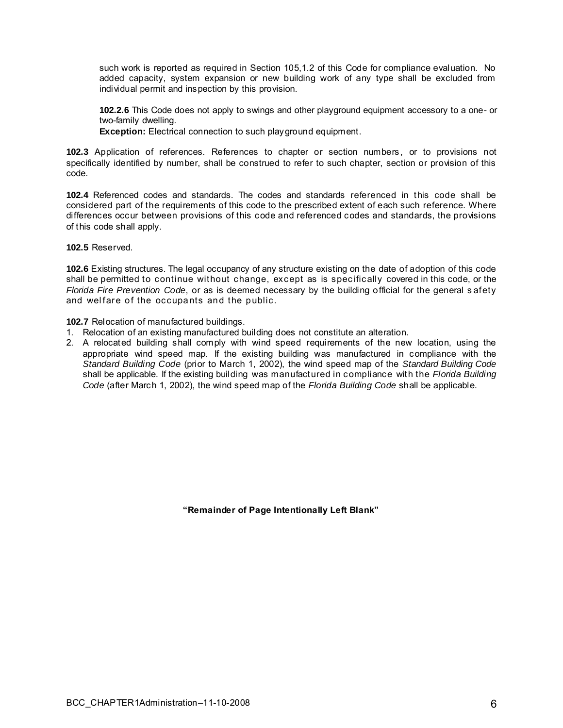such work is reported as required in Section 105,1.2 of this Code for compliance evaluation. No added capacity, system expansion or new building work of any type shall be excluded from individual permit and inspection by this provision.

**102.2.6** This Code does not apply to swings and other playground equipment accessory to a one- or two-family dwelling.
**Exception:** Electrical connection to such playground equipment.

**102.3** Application of references. References to chapter or section numbers, or to provisions not specifically identified by number, shall be construed to refer to such chapter, section or provision of this code.

**102.4** Referenced codes and standards. The codes and standards referenced in this code shall be considered part of the requirements of this code to the prescribed extent of each such reference. Where differences occur between provisions of this code and referenced codes and standards, the provisions of this code shall apply.

**102.5** Reserved.

**102.6** Existing structures. The legal occupancy of any structure existing on the date of adoption of this code shall be permitted to continue without change, except as is specifically covered in this code, or the *Florida Fire Prevention Code*, or as is deemed necessary by the building official for the general safety and welfare of the occupants and the public.

**102.7** Relocation of manufactured buildings.

1. Relocation of an existing manufactured building does not constitute an alteration.
2. A relocated building shall comply with wind speed requirements of the new location, using the appropriate wind speed map. If the existing building was manufactured in compliance with the *Standard Building Code* (prior to March 1, 2002), the wind speed map of the *Standard Building Code* shall be applicable. If the existing building was manufactured in compliance with the *Florida Building Code* (after March 1, 2002), the wind speed map of the *Florida Building Code* shall be applicable.

**"Remainder of Page Intentionally Left Blank"**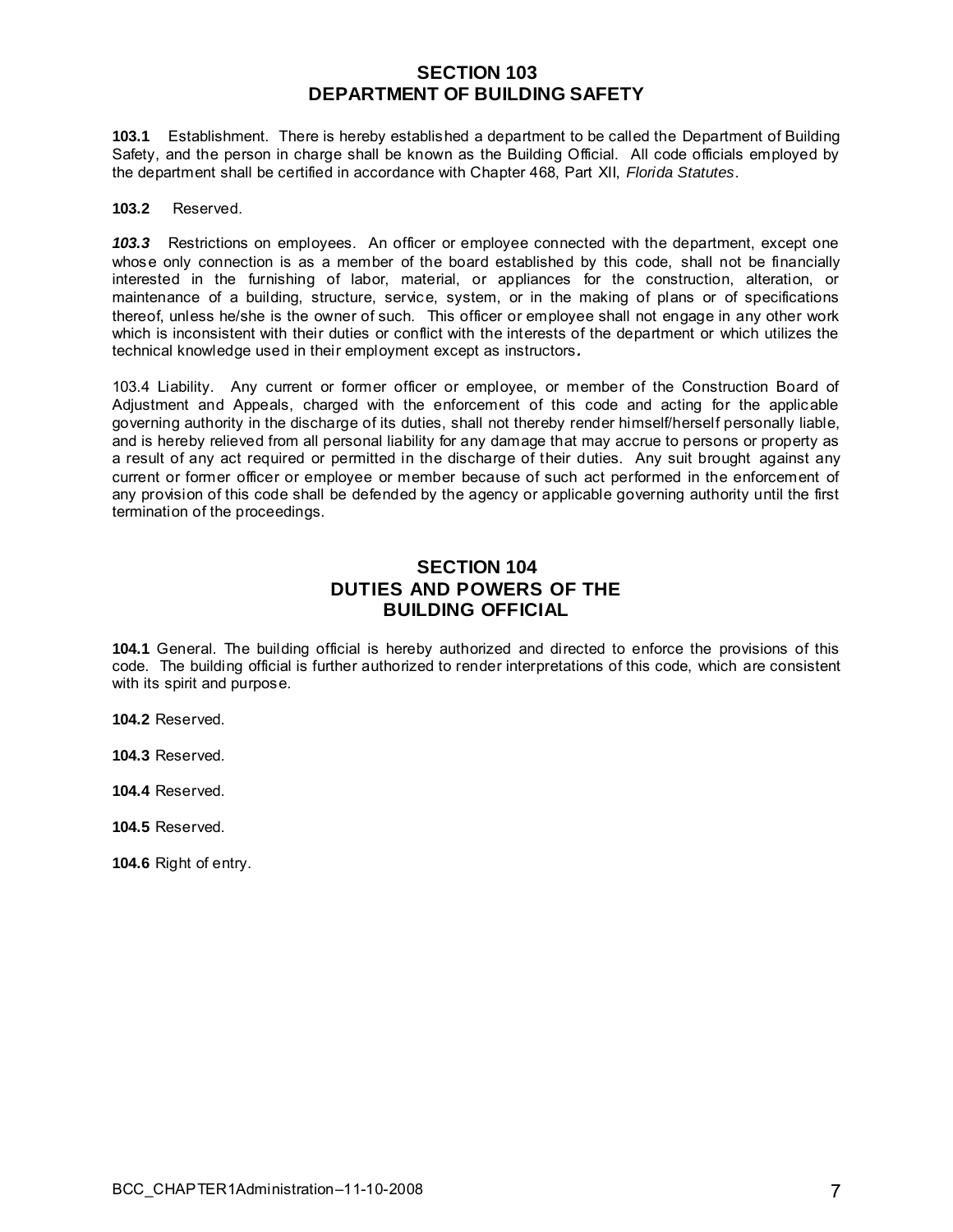## SECTION 103
## DEPARTMENT OF BUILDING SAFETY

**103.1** Establishment. There is hereby established a department to be called the Department of Building Safety, and the person in charge shall be known as the Building Official. All code officials employed by the department shall be certified in accordance with Chapter 468, Part XII, *Florida Statutes*.

**103.2** Reserved.

***103.3*** Restrictions on employees. An officer or employee connected with the department, except one whose only connection is as a member of the board established by this code, shall not be financially interested in the furnishing of labor, material, or appliances for the construction, alteration, or maintenance of a building, structure, service, system, or in the making of plans or of specifications thereof, unless he/she is the owner of such. This officer or employee shall not engage in any other work which is inconsistent with their duties or conflict with the interests of the department or which utilizes the technical knowledge used in their employment except as instructors***.***

103.4 Liability. Any current or former officer or employee, or member of the Construction Board of Adjustment and Appeals, charged with the enforcement of this code and acting for the applicable governing authority in the discharge of its duties, shall not thereby render himself/herself personally liable, and is hereby relieved from all personal liability for any damage that may accrue to persons or property as a result of any act required or permitted in the discharge of their duties. Any suit brought against any current or former officer or employee or member because of such act performed in the enforcement of any provision of this code shall be defended by the agency or applicable governing authority until the first termination of the proceedings.

## SECTION 104
## DUTIES AND POWERS OF THE BUILDING OFFICIAL

**104.1** General. The building official is hereby authorized and directed to enforce the provisions of this code. The building official is further authorized to render interpretations of this code, which are consistent with its spirit and purpose.

**104.2** Reserved.

**104.3** Reserved.

**104.4** Reserved.

**104.5** Reserved.

**104.6** Right of entry.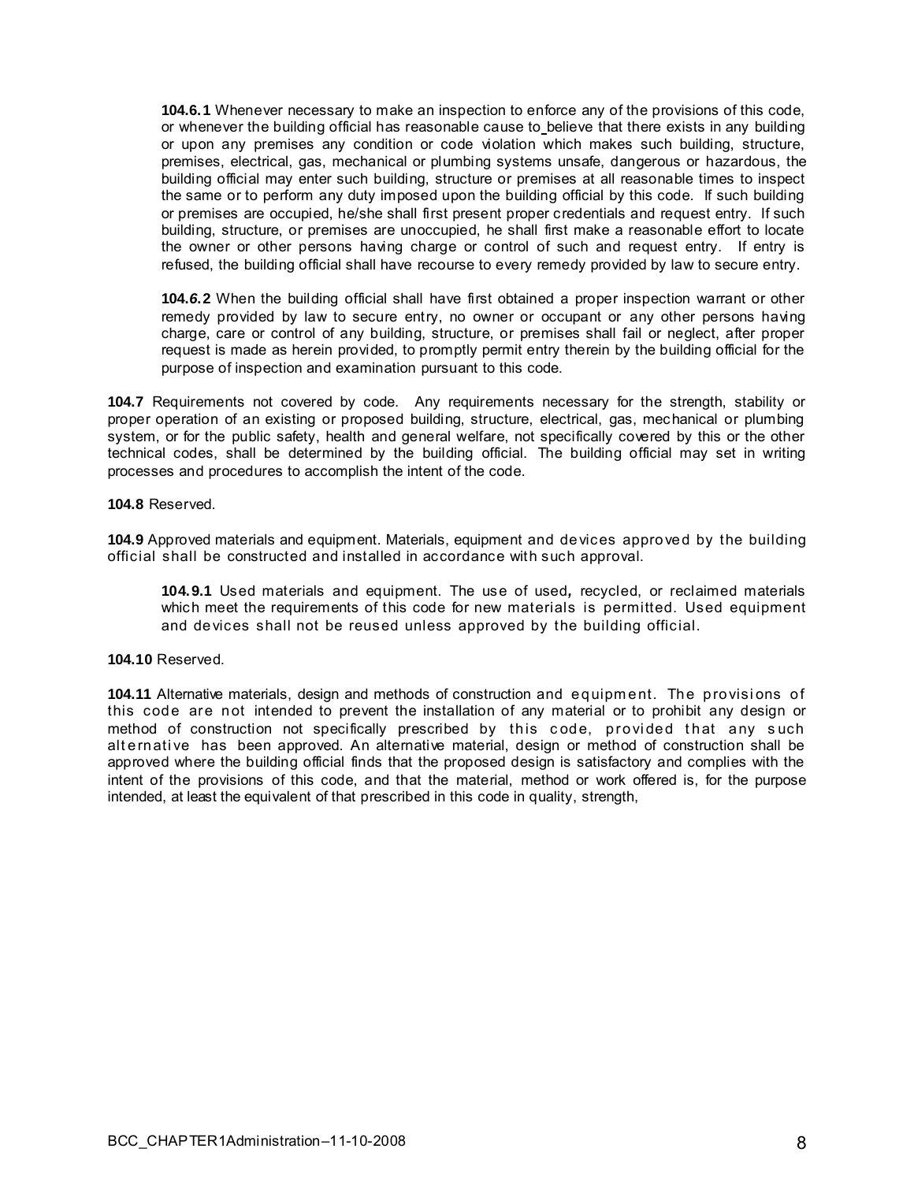**104.6.1** Whenever necessary to make an inspection to enforce any of the provisions of this code, or whenever the building official has reasonable cause to believe that there exists in any building or upon any premises any condition or code violation which makes such building, structure, premises, electrical, gas, mechanical or plumbing systems unsafe, dangerous or hazardous, the building official may enter such building, structure or premises at all reasonable times to inspect the same or to perform any duty imposed upon the building official by this code. If such building or premises are occupied, he/she shall first present proper credentials and request entry. If such building, structure, or premises are unoccupied, he shall first make a reasonable effort to locate the owner or other persons having charge or control of such and request entry. If entry is refused, the building official shall have recourse to every remedy provided by law to secure entry.

**104.6.2** When the building official shall have first obtained a proper inspection warrant or other remedy provided by law to secure entry, no owner or occupant or any other persons having charge, care or control of any building, structure, or premises shall fail or neglect, after proper request is made as herein provided, to promptly permit entry therein by the building official for the purpose of inspection and examination pursuant to this code.

**104.7** Requirements not covered by code. Any requirements necessary for the strength, stability or proper operation of an existing or proposed building, structure, electrical, gas, mechanical or plumbing system, or for the public safety, health and general welfare, not specifically covered by this or the other technical codes, shall be determined by the building official. The building official may set in writing processes and procedures to accomplish the intent of the code.

**104.8** Reserved.

**104.9** Approved materials and equipment. Materials, equipment and devices approved by the building official shall be constructed and installed in accordance with such approval.

**104.9.1** Used materials and equipment. The use of used, recycled, or reclaimed materials which meet the requirements of this code for new materials is permitted. Used equipment and devices shall not be reused unless approved by the building official.

**104.10** Reserved.

**104.11** Alternative materials, design and methods of construction and equipment. The provisions of this code are not intended to prevent the installation of any material or to prohibit any design or method of construction not specifically prescribed by this code, provided that any such alternative has been approved. An alternative material, design or method of construction shall be approved where the building official finds that the proposed design is satisfactory and complies with the intent of the provisions of this code, and that the material, method or work offered is, for the purpose intended, at least the equivalent of that prescribed in this code in quality, strength,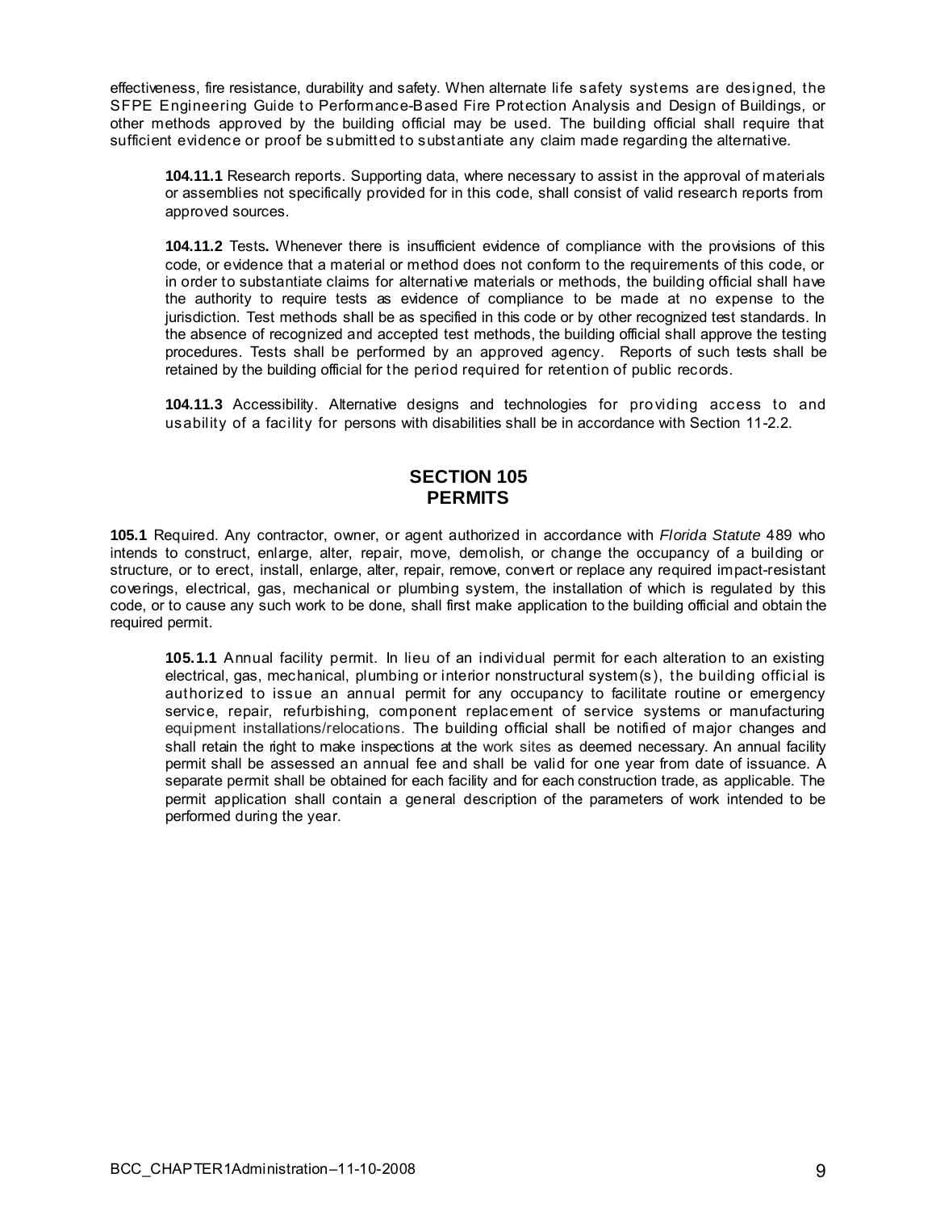effectiveness, fire resistance, durability and safety. When alternate life safety systems are designed, the SFPE Engineering Guide to Performance-Based Fire Protection Analysis and Design of Buildings, or other methods approved by the building official may be used. The building official shall require that sufficient evidence or proof be submitted to substantiate any claim made regarding the alternative.

**104.11.1** Research reports. Supporting data, where necessary to assist in the approval of materials or assemblies not specifically provided for in this code, shall consist of valid research reports from approved sources.

**104.11.2** Tests**.** Whenever there is insufficient evidence of compliance with the provisions of this code, or evidence that a material or method does not conform to the requirements of this code, or in order to substantiate claims for alternative materials or methods, the building official shall have the authority to require tests as evidence of compliance to be made at no expense to the jurisdiction. Test methods shall be as specified in this code or by other recognized test standards. In the absence of recognized and accepted test methods, the building official shall approve the testing procedures. Tests shall be performed by an approved agency. Reports of such tests shall be retained by the building official for the period required for retention of public records.

**104.11.3** Accessibility. Alternative designs and technologies for providing access to and usability of a facility for persons with disabilities shall be in accordance with Section 11-2.2.

## SECTION 105
## PERMITS

**105.1** Required. Any contractor, owner, or agent authorized in accordance with *Florida Statute* 489 who intends to construct, enlarge, alter, repair, move, demolish, or change the occupancy of a building or structure, or to erect, install, enlarge, alter, repair, remove, convert or replace any required impact-resistant coverings, electrical, gas, mechanical or plumbing system, the installation of which is regulated by this code, or to cause any such work to be done, shall first make application to the building official and obtain the required permit.

**105.1.1** Annual facility permit. In lieu of an individual permit for each alteration to an existing electrical, gas, mechanical, plumbing or interior nonstructural system(s), the building official is authorized to issue an annual permit for any occupancy to facilitate routine or emergency service, repair, refurbishing, component replacement of service systems or manufacturing equipment installations/relocations. The building official shall be notified of major changes and shall retain the right to make inspections at the work sites as deemed necessary. An annual facility permit shall be assessed an annual fee and shall be valid for one year from date of issuance. A separate permit shall be obtained for each facility and for each construction trade, as applicable. The permit application shall contain a general description of the parameters of work intended to be performed during the year.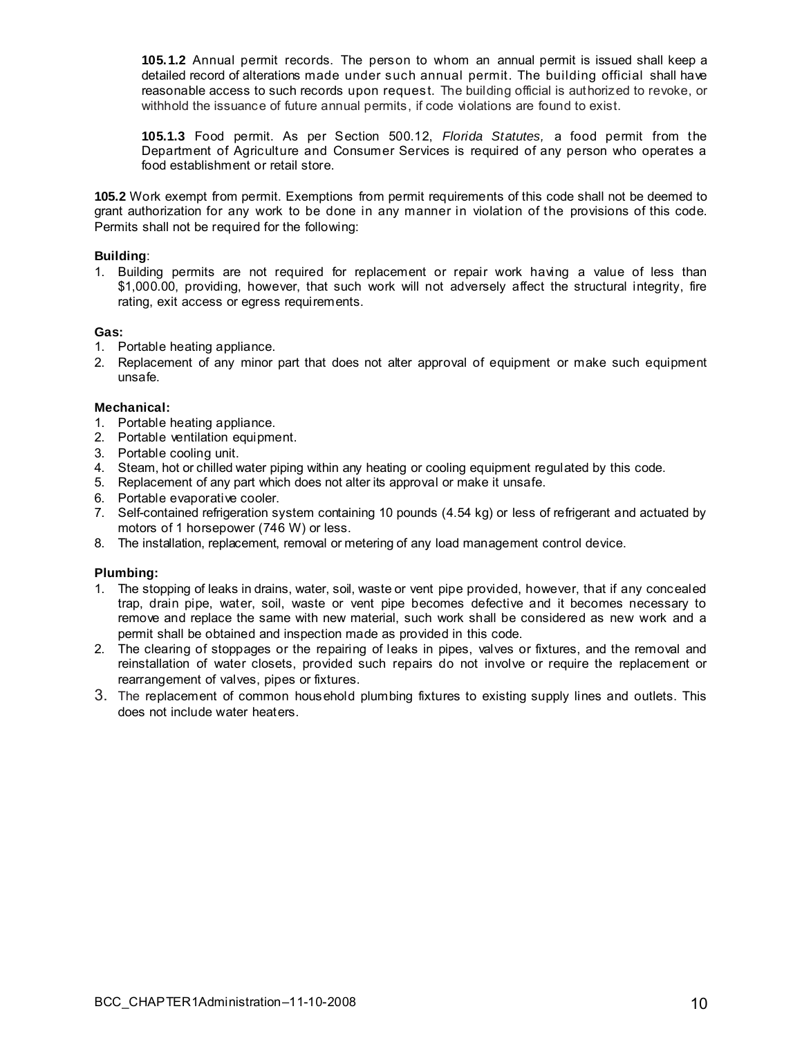**105.1.2** Annual permit records. The person to whom an annual permit is issued shall keep a detailed record of alterations made under such annual permit. The building official shall have reasonable access to such records upon request. The building official is authorized to revoke, or withhold the issuance of future annual permits, if code violations are found to exist.

**105.1.3** Food permit. As per Section 500.12, *Florida Statutes,* a food permit from the Department of Agriculture and Consumer Services is required of any person who operates a food establishment or retail store.

**105.2** Work exempt from permit. Exemptions from permit requirements of this code shall not be deemed to grant authorization for any work to be done in any manner in violation of the provisions of this code. Permits shall not be required for the following:

**Building**:

1. Building permits are not required for replacement or repair work having a value of less than $1,000.00, providing, however, that such work will not adversely affect the structural integrity, fire rating, exit access or egress requirements.

**Gas:**

1. Portable heating appliance.
2. Replacement of any minor part that does not alter approval of equipment or make such equipment unsafe.

**Mechanical:**

1. Portable heating appliance.
2. Portable ventilation equipment.
3. Portable cooling unit.
4. Steam, hot or chilled water piping within any heating or cooling equipment regulated by this code.
5. Replacement of any part which does not alter its approval or make it unsafe.
6. Portable evaporative cooler.
7. Self-contained refrigeration system containing 10 pounds (4.54 kg) or less of refrigerant and actuated by motors of 1 horsepower (746 W) or less.
8. The installation, replacement, removal or metering of any load management control device.

**Plumbing:**

1. The stopping of leaks in drains, water, soil, waste or vent pipe provided, however, that if any concealed trap, drain pipe, water, soil, waste or vent pipe becomes defective and it becomes necessary to remove and replace the same with new material, such work shall be considered as new work and a permit shall be obtained and inspection made as provided in this code.
2. The clearing of stoppages or the repairing of leaks in pipes, valves or fixtures, and the removal and reinstallation of water closets, provided such repairs do not involve or require the replacement or rearrangement of valves, pipes or fixtures.
3. The replacement of common household plumbing fixtures to existing supply lines and outlets. This does not include water heaters.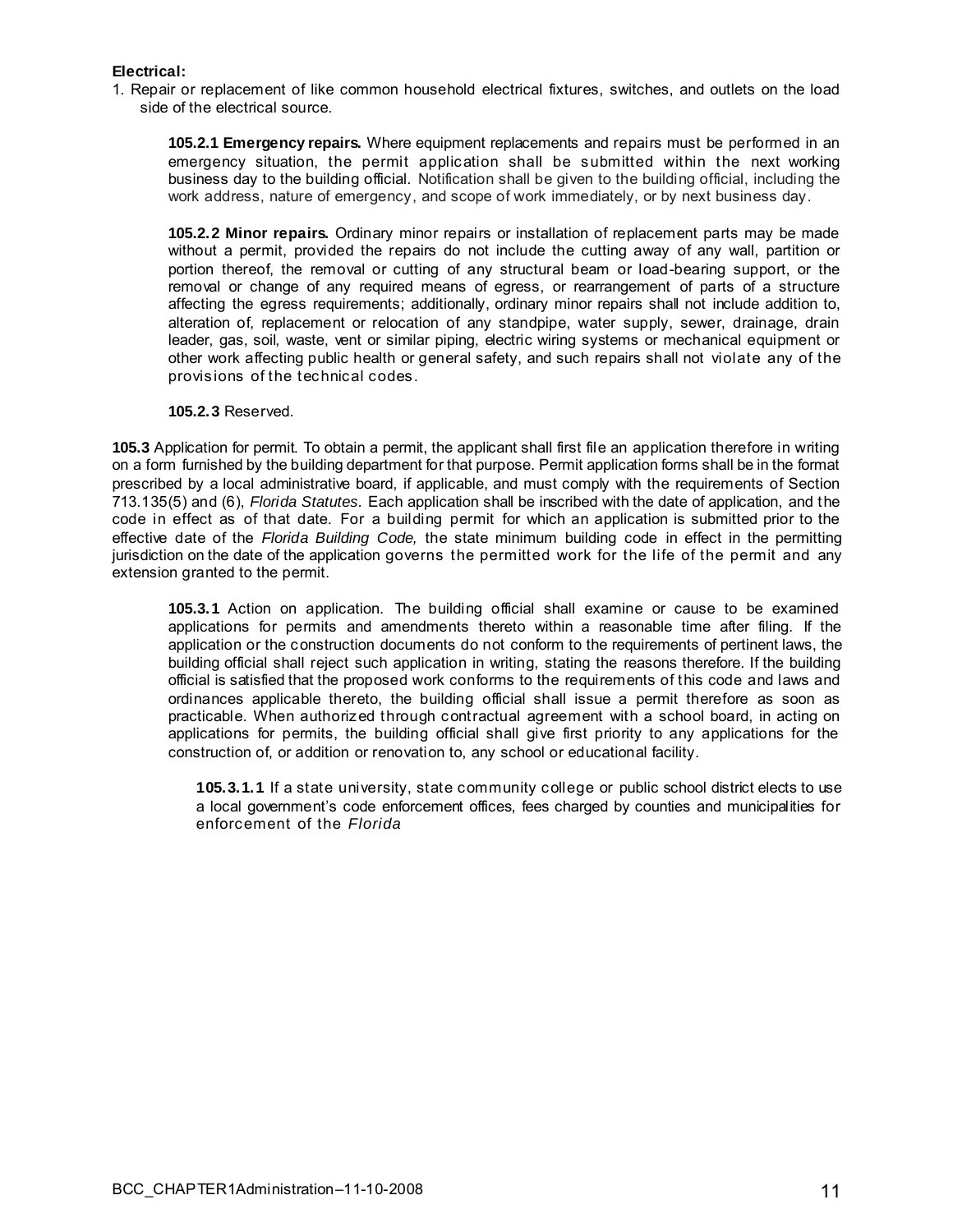**Electrical:**

1. Repair or replacement of like common household electrical fixtures, switches, and outlets on the load side of the electrical source.

**105.2.1 Emergency repairs.** Where equipment replacements and repairs must be performed in an emergency situation, the permit application shall be submitted within the next working business day to the building official. Notification shall be given to the building official, including the work address, nature of emergency, and scope of work immediately, or by next business day.

**105.2.2 Minor repairs.** Ordinary minor repairs or installation of replacement parts may be made without a permit, provided the repairs do not include the cutting away of any wall, partition or portion thereof, the removal or cutting of any structural beam or load-bearing support, or the removal or change of any required means of egress, or rearrangement of parts of a structure affecting the egress requirements; additionally, ordinary minor repairs shall not include addition to, alteration of, replacement or relocation of any standpipe, water supply, sewer, drainage, drain leader, gas, soil, waste, vent or similar piping, electric wiring systems or mechanical equipment or other work affecting public health or general safety, and such repairs shall not violate any of the provisions of the technical codes.

**105.2.3** Reserved.

**105.3** Application for permit. To obtain a permit, the applicant shall first file an application therefore in writing on a form furnished by the building department for that purpose. Permit application forms shall be in the format prescribed by a local administrative board, if applicable, and must comply with the requirements of Section 713.135(5) and (6), *Florida Statutes.* Each application shall be inscribed with the date of application, and the code in effect as of that date. For a building permit for which an application is submitted prior to the effective date of the *Florida Building Code,* the state minimum building code in effect in the permitting jurisdiction on the date of the application governs the permitted work for the life of the permit and any extension granted to the permit.

**105.3.1** Action on application. The building official shall examine or cause to be examined applications for permits and amendments thereto within a reasonable time after filing. If the application or the construction documents do not conform to the requirements of pertinent laws, the building official shall reject such application in writing, stating the reasons therefore. If the building official is satisfied that the proposed work conforms to the requirements of this code and laws and ordinances applicable thereto, the building official shall issue a permit therefore as soon as practicable. When authorized through contractual agreement with a school board, in acting on applications for permits, the building official shall give first priority to any applications for the construction of, or addition or renovation to, any school or educational facility.

**105.3.1.1** If a state university, state community college or public school district elects to use a local government's code enforcement offices, fees charged by counties and municipalities for enforcement of the *Florida*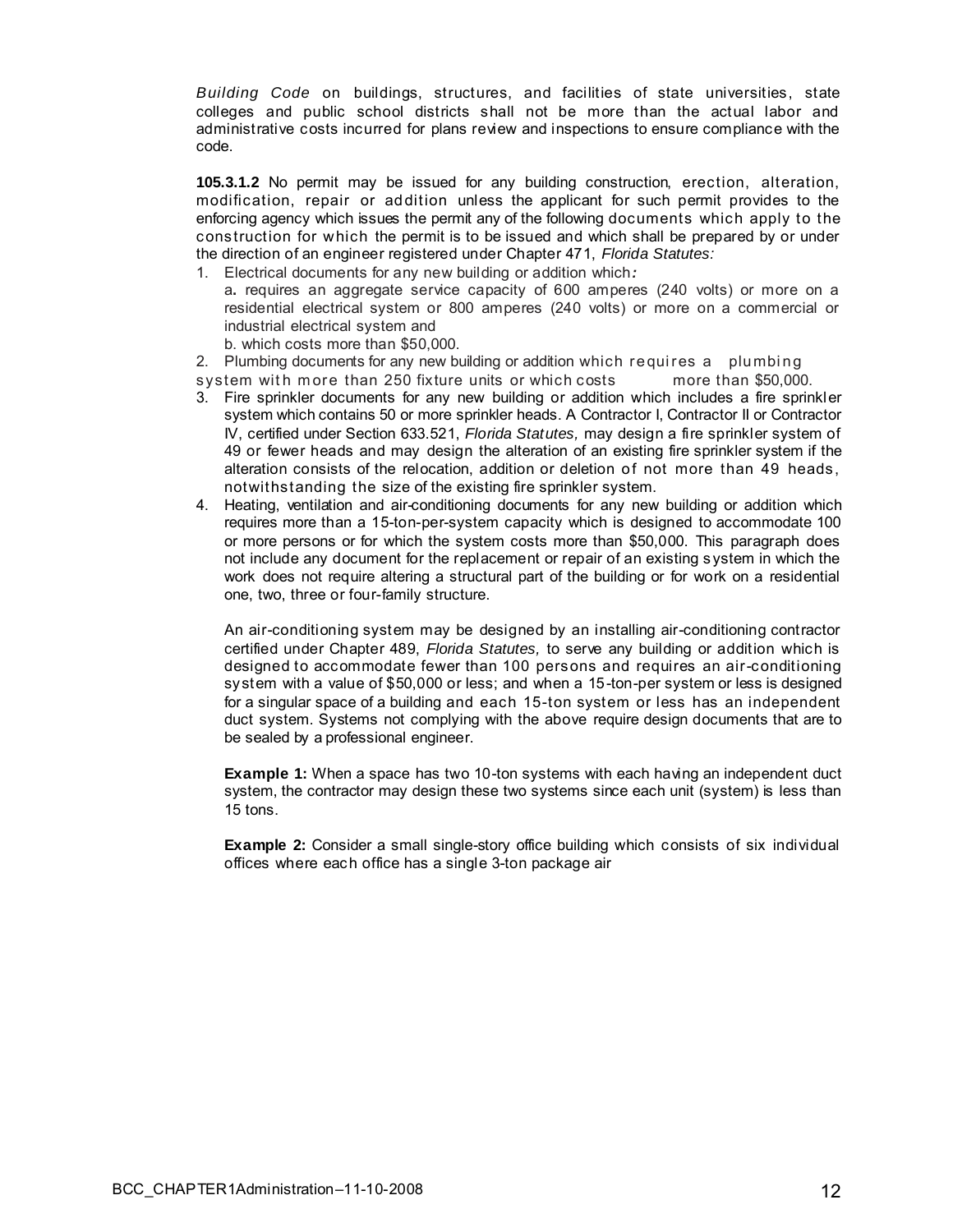*Building Code* on buildings, structures, and facilities of state universities, state colleges and public school districts shall not be more than the actual labor and administrative costs incurred for plans review and inspections to ensure compliance with the code.

**105.3.1.2** No permit may be issued for any building construction, erection, alteration, modification, repair or addition unless the applicant for such permit provides to the enforcing agency which issues the permit any of the following documents which apply to the construction for which the permit is to be issued and which shall be prepared by or under the direction of an engineer registered under Chapter 471, *Florida Statutes:*

1. Electrical documents for any new building or addition which***:***
   a**.** requires an aggregate service capacity of 600 amperes (240 volts) or more on a residential electrical system or 800 amperes (240 volts) or more on a commercial or industrial electrical system and
   b. which costs more than $50,000.
2. Plumbing documents for any new building or addition which requires a plumbing system with more than 250 fixture units or which costs more than $50,000.
3. Fire sprinkler documents for any new building or addition which includes a fire sprinkler system which contains 50 or more sprinkler heads. A Contractor I, Contractor II or Contractor IV, certified under Section 633.521, *Florida Statutes,* may design a fire sprinkler system of 49 or fewer heads and may design the alteration of an existing fire sprinkler system if the alteration consists of the relocation, addition or deletion of not more than 49 heads, notwithstanding the size of the existing fire sprinkler system.
4. Heating, ventilation and air-conditioning documents for any new building or addition which requires more than a 15-ton-per-system capacity which is designed to accommodate 100 or more persons or for which the system costs more than $50,000. This paragraph does not include any document for the replacement or repair of an existing system in which the work does not require altering a structural part of the building or for work on a residential one, two, three or four-family structure.

   An air-conditioning system may be designed by an installing air-conditioning contractor certified under Chapter 489, *Florida Statutes,* to serve any building or addition which is designed to accommodate fewer than 100 persons and requires an air-conditioning system with a value of $50,000 or less; and when a 15-ton-per system or less is designed for a singular space of a building and each 15-ton system or less has an independent duct system. Systems not complying with the above require design documents that are to be sealed by a professional engineer.

   **Example 1:** When a space has two 10-ton systems with each having an independent duct system, the contractor may design these two systems since each unit (system) is less than 15 tons.

   **Example 2:** Consider a small single-story office building which consists of six individual offices where each office has a single 3-ton package air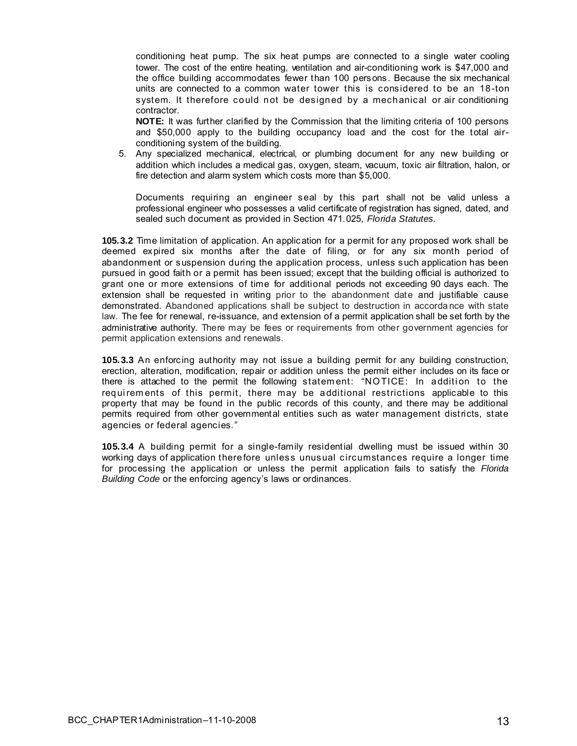conditioning heat pump. The six heat pumps are connected to a single water cooling tower. The cost of the entire heating, ventilation and air-conditioning work is $47,000 and the office building accommodates fewer than 100 persons. Because the six mechanical units are connected to a common water tower this is considered to be an 18-ton system. It therefore could not be designed by a mechanical or air conditioning contractor.

**NOTE:** It was further clarified by the Commission that the limiting criteria of 100 persons and $50,000 apply to the building occupancy load and the cost for the total air-conditioning system of the building.

5. Any specialized mechanical, electrical, or plumbing document for any new building or addition which includes a medical gas, oxygen, steam, vacuum, toxic air filtration, halon, or fire detection and alarm system which costs more than $5,000.

   Documents requiring an engineer seal by this part shall not be valid unless a professional engineer who possesses a valid certificate of registration has signed, dated, and sealed such document as provided in Section 471.025, *Florida Statutes*.

**105.3.2** Time limitation of application. An application for a permit for any proposed work shall be deemed expired six months after the date of filing, or for any six month period of abandonment or suspension during the application process, unless such application has been pursued in good faith or a permit has been issued; except that the building official is authorized to grant one or more extensions of time for additional periods not exceeding 90 days each. The extension shall be requested in writing prior to the abandonment date and justifiable cause demonstrated. Abandoned applications shall be subject to destruction in accordance with state law. The fee for renewal, re-issuance, and extension of a permit application shall be set forth by the administrative authority. There may be fees or requirements from other government agencies for permit application extensions and renewals.

**105.3.3** An enforcing authority may not issue a building permit for any building construction, erection, alteration, modification, repair or addition unless the permit either includes on its face or there is attached to the permit the following statement: "NOTICE: In addition to the requirements of this permit, there may be additional restrictions applicable to this property that may be found in the public records of this county, and there may be additional permits required from other governmental entities such as water management districts, state agencies or federal agencies."

**105.3.4** A building permit for a single-family residential dwelling must be issued within 30 working days of application therefore unless unusual circumstances require a longer time for processing the application or unless the permit application fails to satisfy the *Florida Building Code* or the enforcing agency's laws or ordinances.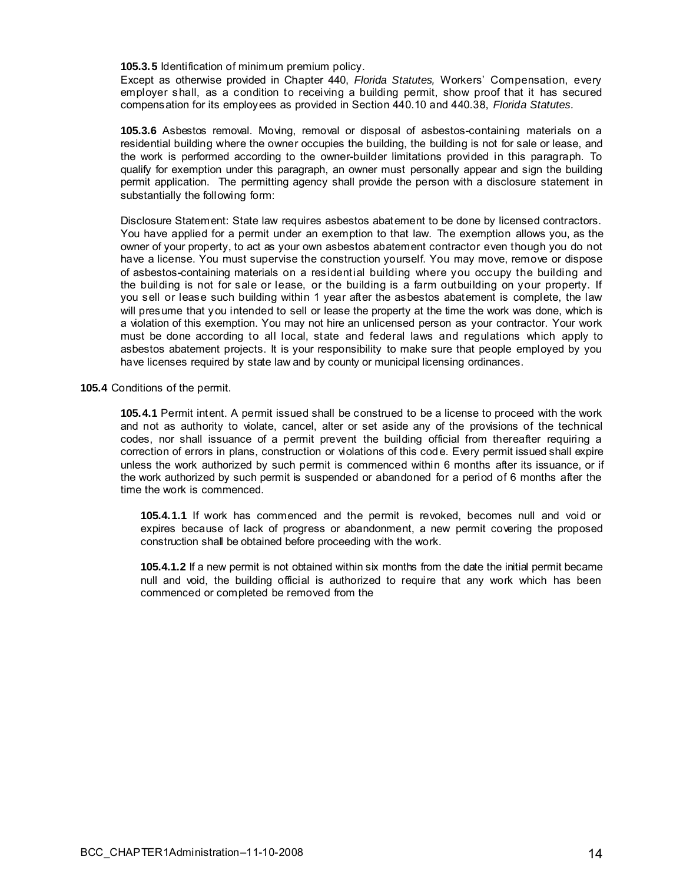**105.3.5** Identification of minimum premium policy.
Except as otherwise provided in Chapter 440, *Florida Statutes,* Workers' Compensation, every employer shall, as a condition to receiving a building permit, show proof that it has secured compensation for its employees as provided in Section 440.10 and 440.38, *Florida Statutes.*

**105.3.6** Asbestos removal. Moving, removal or disposal of asbestos-containing materials on a residential building where the owner occupies the building, the building is not for sale or lease, and the work is performed according to the owner-builder limitations provided in this paragraph. To qualify for exemption under this paragraph, an owner must personally appear and sign the building permit application. The permitting agency shall provide the person with a disclosure statement in substantially the following form:

Disclosure Statement: State law requires asbestos abatement to be done by licensed contractors. You have applied for a permit under an exemption to that law. The exemption allows you, as the owner of your property, to act as your own asbestos abatement contractor even though you do not have a license. You must supervise the construction yourself. You may move, remove or dispose of asbestos-containing materials on a residential building where you occupy the building and the building is not for sale or lease, or the building is a farm outbuilding on your property. If you sell or lease such building within 1 year after the asbestos abatement is complete, the law will presume that you intended to sell or lease the property at the time the work was done, which is a violation of this exemption. You may not hire an unlicensed person as your contractor. Your work must be done according to all local, state and federal laws and regulations which apply to asbestos abatement projects. It is your responsibility to make sure that people employed by you have licenses required by state law and by county or municipal licensing ordinances.

**105.4** Conditions of the permit.

**105.4.1** Permit intent. A permit issued shall be construed to be a license to proceed with the work and not as authority to violate, cancel, alter or set aside any of the provisions of the technical codes, nor shall issuance of a permit prevent the building official from thereafter requiring a correction of errors in plans, construction or violations of this code. Every permit issued shall expire unless the work authorized by such permit is commenced within 6 months after its issuance, or if the work authorized by such permit is suspended or abandoned for a period of 6 months after the time the work is commenced.

**105.4.1.1** If work has commenced and the permit is revoked, becomes null and void or expires because of lack of progress or abandonment, a new permit covering the proposed construction shall be obtained before proceeding with the work.

**105.4.1.2** If a new permit is not obtained within six months from the date the initial permit became null and void, the building official is authorized to require that any work which has been commenced or completed be removed from the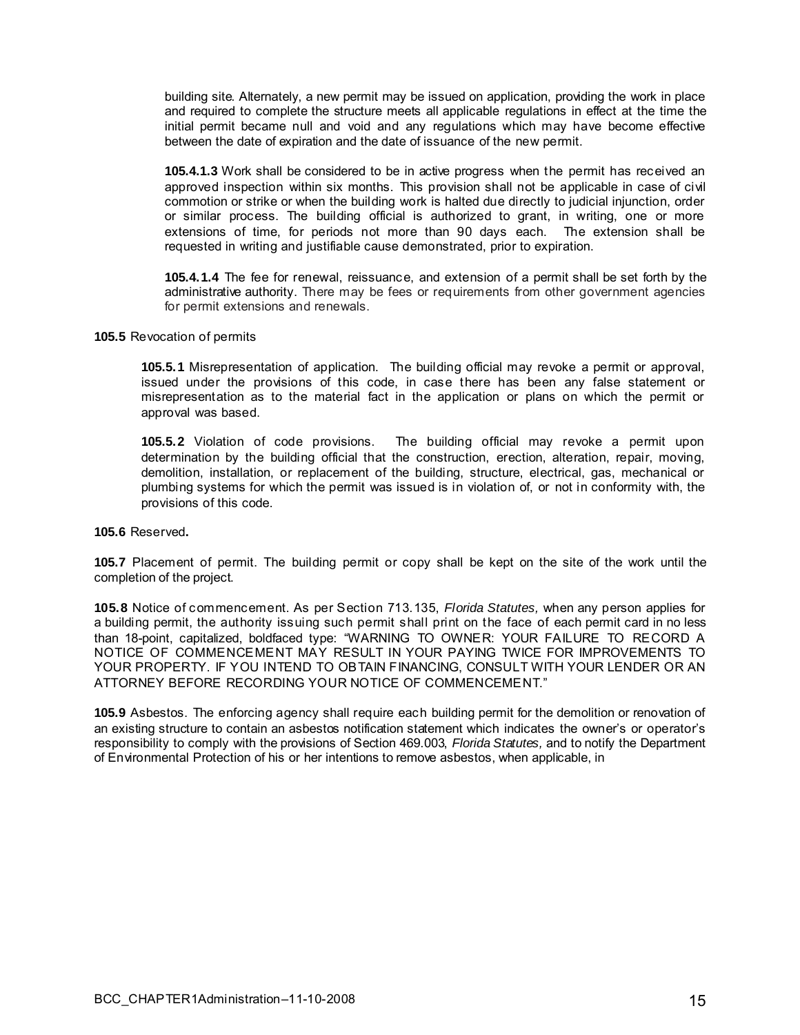building site. Alternately, a new permit may be issued on application, providing the work in place and required to complete the structure meets all applicable regulations in effect at the time the initial permit became null and void and any regulations which may have become effective between the date of expiration and the date of issuance of the new permit.

**105.4.1.3** Work shall be considered to be in active progress when the permit has received an approved inspection within six months. This provision shall not be applicable in case of civil commotion or strike or when the building work is halted due directly to judicial injunction, order or similar process. The building official is authorized to grant, in writing, one or more extensions of time, for periods not more than 90 days each. The extension shall be requested in writing and justifiable cause demonstrated, prior to expiration.

**105.4.1.4** The fee for renewal, reissuance, and extension of a permit shall be set forth by the administrative authority. There may be fees or requirements from other government agencies for permit extensions and renewals.

**105.5** Revocation of permits

**105.5.1** Misrepresentation of application. The building official may revoke a permit or approval, issued under the provisions of this code, in case there has been any false statement or misrepresentation as to the material fact in the application or plans on which the permit or approval was based.

**105.5.2** Violation of code provisions. The building official may revoke a permit upon determination by the building official that the construction, erection, alteration, repair, moving, demolition, installation, or replacement of the building, structure, electrical, gas, mechanical or plumbing systems for which the permit was issued is in violation of, or not in conformity with, the provisions of this code.

**105.6** Reserved**.**

**105.7** Placement of permit. The building permit or copy shall be kept on the site of the work until the completion of the project.

**105.8** Notice of commencement. As per Section 713.135, *Florida Statutes,* when any person applies for a building permit, the authority issuing such permit shall print on the face of each permit card in no less than 18-point, capitalized, boldfaced type: "WARNING TO OWNER: YOUR FAILURE TO RECORD A NOTICE OF COMMENCEMENT MAY RESULT IN YOUR PAYING TWICE FOR IMPROVEMENTS TO YOUR PROPERTY. IF YOU INTEND TO OBTAIN FINANCING, CONSULT WITH YOUR LENDER OR AN ATTORNEY BEFORE RECORDING YOUR NOTICE OF COMMENCEMENT."

**105.9** Asbestos. The enforcing agency shall require each building permit for the demolition or renovation of an existing structure to contain an asbestos notification statement which indicates the owner's or operator's responsibility to comply with the provisions of Section 469.003, *Florida Statutes,* and to notify the Department of Environmental Protection of his or her intentions to remove asbestos, when applicable, in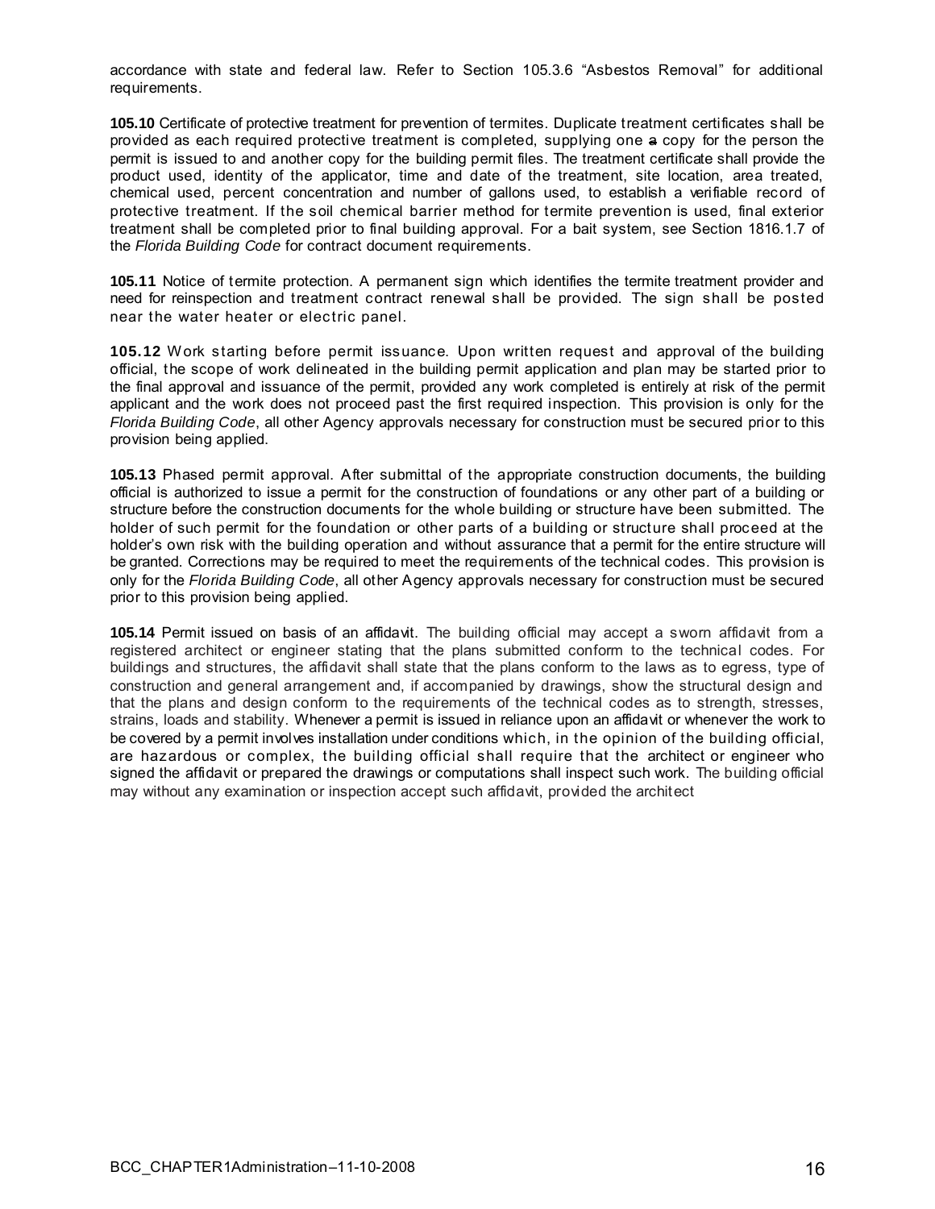accordance with state and federal law. Refer to Section 105.3.6 "Asbestos Removal" for additional requirements.

**105.10** Certificate of protective treatment for prevention of termites. Duplicate treatment certificates shall be provided as each required protective treatment is completed, supplying one a copy for the person the permit is issued to and another copy for the building permit files. The treatment certificate shall provide the product used, identity of the applicator, time and date of the treatment, site location, area treated, chemical used, percent concentration and number of gallons used, to establish a verifiable record of protective treatment. If the soil chemical barrier method for termite prevention is used, final exterior treatment shall be completed prior to final building approval. For a bait system, see Section 1816.1.7 of the *Florida Building Code* for contract document requirements.

**105.11** Notice of termite protection. A permanent sign which identifies the termite treatment provider and need for reinspection and treatment contract renewal shall be provided. The sign shall be posted near the water heater or electric panel.

**105.12** Work starting before permit issuance. Upon written request and approval of the building official, the scope of work delineated in the building permit application and plan may be started prior to the final approval and issuance of the permit, provided any work completed is entirely at risk of the permit applicant and the work does not proceed past the first required inspection. This provision is only for the *Florida Building Code*, all other Agency approvals necessary for construction must be secured prior to this provision being applied.

**105.13** Phased permit approval. After submittal of the appropriate construction documents, the building official is authorized to issue a permit for the construction of foundations or any other part of a building or structure before the construction documents for the whole building or structure have been submitted. The holder of such permit for the foundation or other parts of a building or structure shall proceed at the holder's own risk with the building operation and without assurance that a permit for the entire structure will be granted. Corrections may be required to meet the requirements of the technical codes. This provision is only for the *Florida Building Code*, all other Agency approvals necessary for construction must be secured prior to this provision being applied.

**105.14** Permit issued on basis of an affidavit. The building official may accept a sworn affidavit from a registered architect or engineer stating that the plans submitted conform to the technical codes. For buildings and structures, the affidavit shall state that the plans conform to the laws as to egress, type of construction and general arrangement and, if accompanied by drawings, show the structural design and that the plans and design conform to the requirements of the technical codes as to strength, stresses, strains, loads and stability. Whenever a permit is issued in reliance upon an affidavit or whenever the work to be covered by a permit involves installation under conditions which, in the opinion of the building official, are hazardous or complex, the building official shall require that the architect or engineer who signed the affidavit or prepared the drawings or computations shall inspect such work. The building official may without any examination or inspection accept such affidavit, provided the architect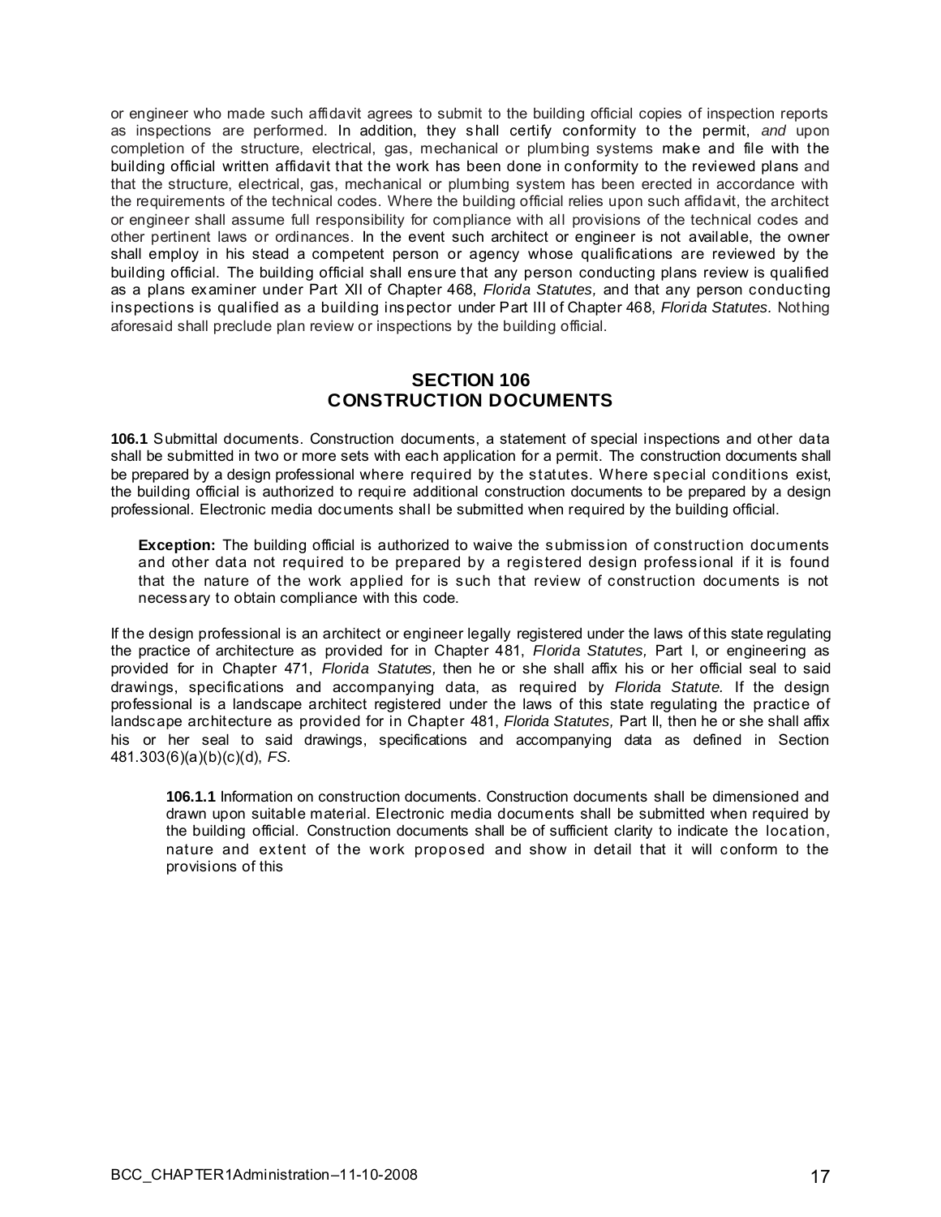or engineer who made such affidavit agrees to submit to the building official copies of inspection reports as inspections are performed. In addition, they shall certify conformity to the permit, *and* upon completion of the structure, electrical, gas, mechanical or plumbing systems make and file with the building official written affidavit that the work has been done in conformity to the reviewed plans and that the structure, electrical, gas, mechanical or plumbing system has been erected in accordance with the requirements of the technical codes. Where the building official relies upon such affidavit, the architect or engineer shall assume full responsibility for compliance with all provisions of the technical codes and other pertinent laws or ordinances. In the event such architect or engineer is not available, the owner shall employ in his stead a competent person or agency whose qualifications are reviewed by the building official. The building official shall ensure that any person conducting plans review is qualified as a plans examiner under Part XII of Chapter 468, *Florida Statutes,* and that any person conducting inspections is qualified as a building inspector under Part III of Chapter 468, *Florida Statutes.* Nothing aforesaid shall preclude plan review or inspections by the building official.

## SECTION 106
## CONSTRUCTION DOCUMENTS

**106.1** Submittal documents. Construction documents, a statement of special inspections and other data shall be submitted in two or more sets with each application for a permit. The construction documents shall be prepared by a design professional where required by the statutes. Where special conditions exist, the building official is authorized to require additional construction documents to be prepared by a design professional. Electronic media documents shall be submitted when required by the building official.

> **Exception:** The building official is authorized to waive the submission of construction documents and other data not required to be prepared by a registered design professional if it is found that the nature of the work applied for is such that review of construction documents is not necessary to obtain compliance with this code.

If the design professional is an architect or engineer legally registered under the laws of this state regulating the practice of architecture as provided for in Chapter 481, *Florida Statutes,* Part I, or engineering as provided for in Chapter 471, *Florida Statutes,* then he or she shall affix his or her official seal to said drawings, specifications and accompanying data, as required by *Florida Statute.* If the design professional is a landscape architect registered under the laws of this state regulating the practice of landscape architecture as provided for in Chapter 481, *Florida Statutes,* Part II, then he or she shall affix his or her seal to said drawings, specifications and accompanying data as defined in Section 481.303(6)(a)(b)(c)(d), *FS.*

> **106.1.1** Information on construction documents. Construction documents shall be dimensioned and drawn upon suitable material. Electronic media documents shall be submitted when required by the building official. Construction documents shall be of sufficient clarity to indicate the location, nature and extent of the work proposed and show in detail that it will conform to the provisions of this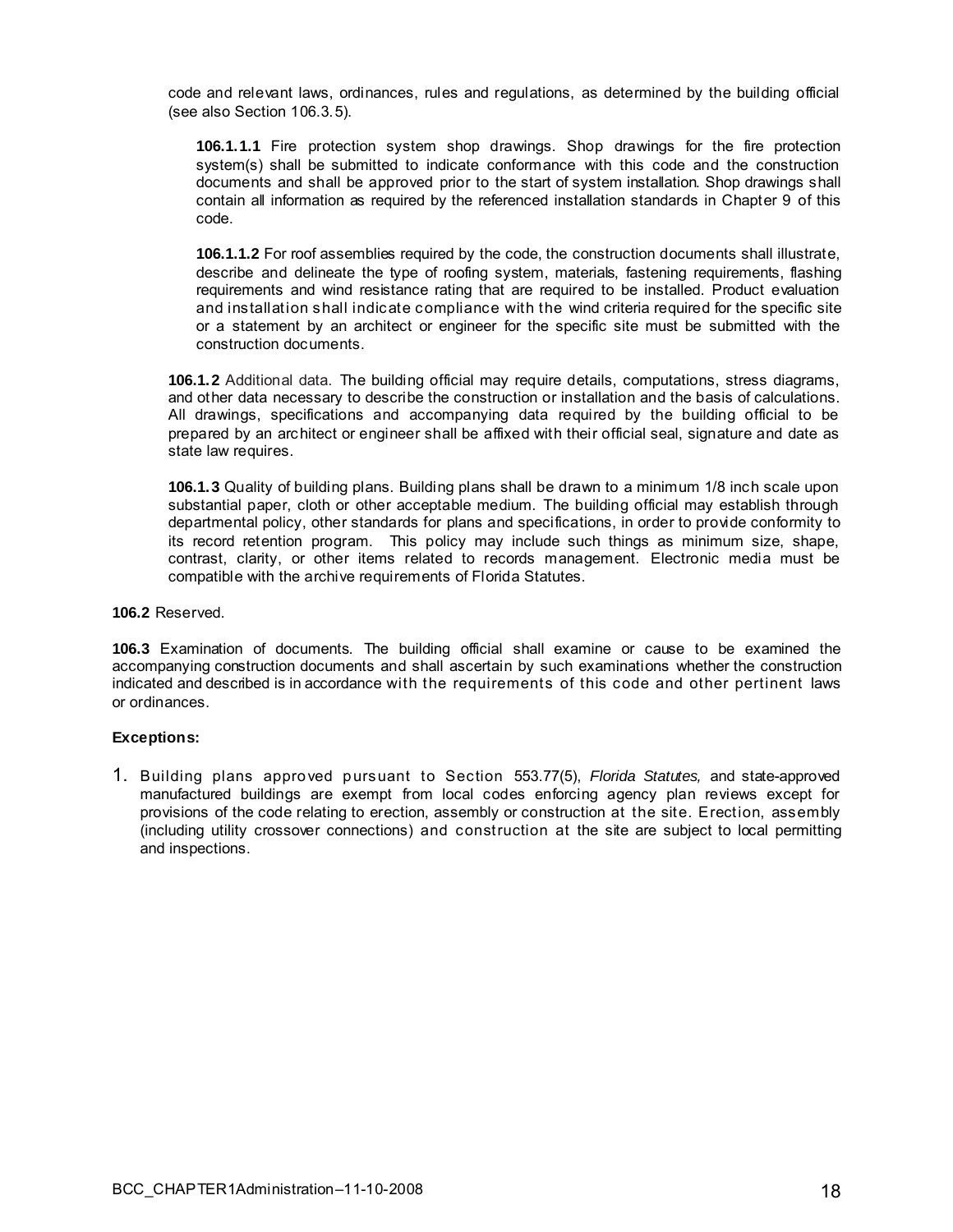code and relevant laws, ordinances, rules and regulations, as determined by the building official (see also Section 106.3.5).

**106.1.1.1** Fire protection system shop drawings. Shop drawings for the fire protection system(s) shall be submitted to indicate conformance with this code and the construction documents and shall be approved prior to the start of system installation. Shop drawings shall contain all information as required by the referenced installation standards in Chapter 9 of this code.

**106.1.1.2** For roof assemblies required by the code, the construction documents shall illustrate, describe and delineate the type of roofing system, materials, fastening requirements, flashing requirements and wind resistance rating that are required to be installed. Product evaluation and installation shall indicate compliance with the wind criteria required for the specific site or a statement by an architect or engineer for the specific site must be submitted with the construction documents.

**106.1.2** Additional data. The building official may require details, computations, stress diagrams, and other data necessary to describe the construction or installation and the basis of calculations. All drawings, specifications and accompanying data required by the building official to be prepared by an architect or engineer shall be affixed with their official seal, signature and date as state law requires.

**106.1.3** Quality of building plans. Building plans shall be drawn to a minimum 1/8 inch scale upon substantial paper, cloth or other acceptable medium. The building official may establish through departmental policy, other standards for plans and specifications, in order to provide conformity to its record retention program. This policy may include such things as minimum size, shape, contrast, clarity, or other items related to records management. Electronic media must be compatible with the archive requirements of Florida Statutes.

**106.2** Reserved.

**106.3** Examination of documents. The building official shall examine or cause to be examined the accompanying construction documents and shall ascertain by such examinations whether the construction indicated and described is in accordance with the requirements of this code and other pertinent laws or ordinances.

**Exceptions:**

1. Building plans approved pursuant to Section 553.77(5), *Florida Statutes,* and state-approved manufactured buildings are exempt from local codes enforcing agency plan reviews except for provisions of the code relating to erection, assembly or construction at the site. Erection, assembly (including utility crossover connections) and construction at the site are subject to local permitting and inspections.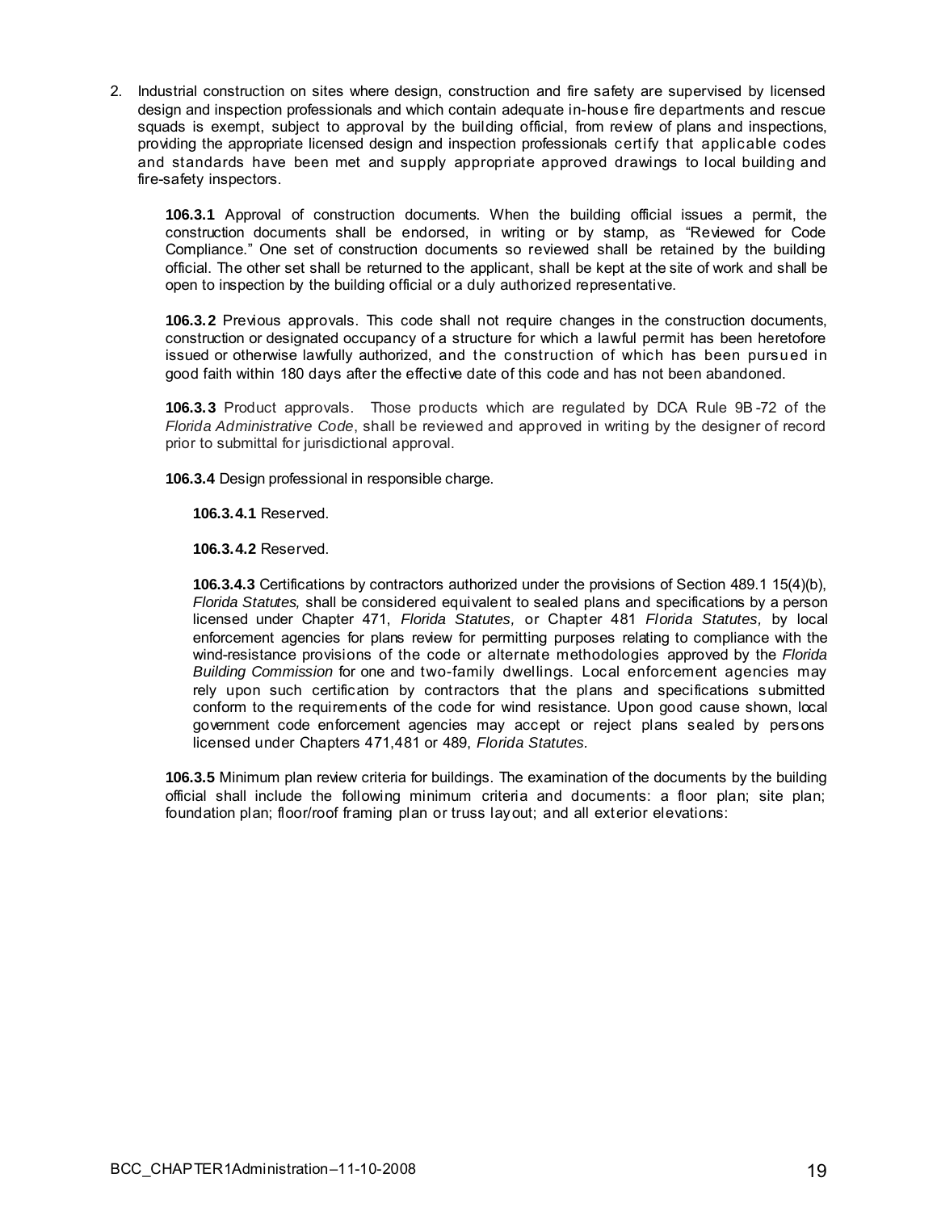2. Industrial construction on sites where design, construction and fire safety are supervised by licensed design and inspection professionals and which contain adequate in-house fire departments and rescue squads is exempt, subject to approval by the building official, from review of plans and inspections, providing the appropriate licensed design and inspection professionals certify that applicable codes and standards have been met and supply appropriate approved drawings to local building and fire-safety inspectors.

**106.3.1** Approval of construction documents. When the building official issues a permit, the construction documents shall be endorsed, in writing or by stamp, as "Reviewed for Code Compliance." One set of construction documents so reviewed shall be retained by the building official. The other set shall be returned to the applicant, shall be kept at the site of work and shall be open to inspection by the building official or a duly authorized representative.

**106.3.2** Previous approvals. This code shall not require changes in the construction documents, construction or designated occupancy of a structure for which a lawful permit has been heretofore issued or otherwise lawfully authorized, and the construction of which has been pursued in good faith within 180 days after the effective date of this code and has not been abandoned.

**106.3.3** Product approvals. Those products which are regulated by DCA Rule 9B-72 of the *Florida Administrative Code*, shall be reviewed and approved in writing by the designer of record prior to submittal for jurisdictional approval.

**106.3.4** Design professional in responsible charge.

**106.3.4.1** Reserved.

**106.3.4.2** Reserved.

**106.3.4.3** Certifications by contractors authorized under the provisions of Section 489.1 15(4)(b), *Florida Statutes,* shall be considered equivalent to sealed plans and specifications by a person licensed under Chapter 471, *Florida Statutes,* or Chapter 481 *Florida Statutes,* by local enforcement agencies for plans review for permitting purposes relating to compliance with the wind-resistance provisions of the code or alternate methodologies approved by the *Florida Building Commission* for one and two-family dwellings. Local enforcement agencies may rely upon such certification by contractors that the plans and specifications submitted conform to the requirements of the code for wind resistance. Upon good cause shown, local government code enforcement agencies may accept or reject plans sealed by persons licensed under Chapters 471,481 or 489, *Florida Statutes.*

**106.3.5** Minimum plan review criteria for buildings. The examination of the documents by the building official shall include the following minimum criteria and documents: a floor plan; site plan; foundation plan; floor/roof framing plan or truss layout; and all exterior elevations: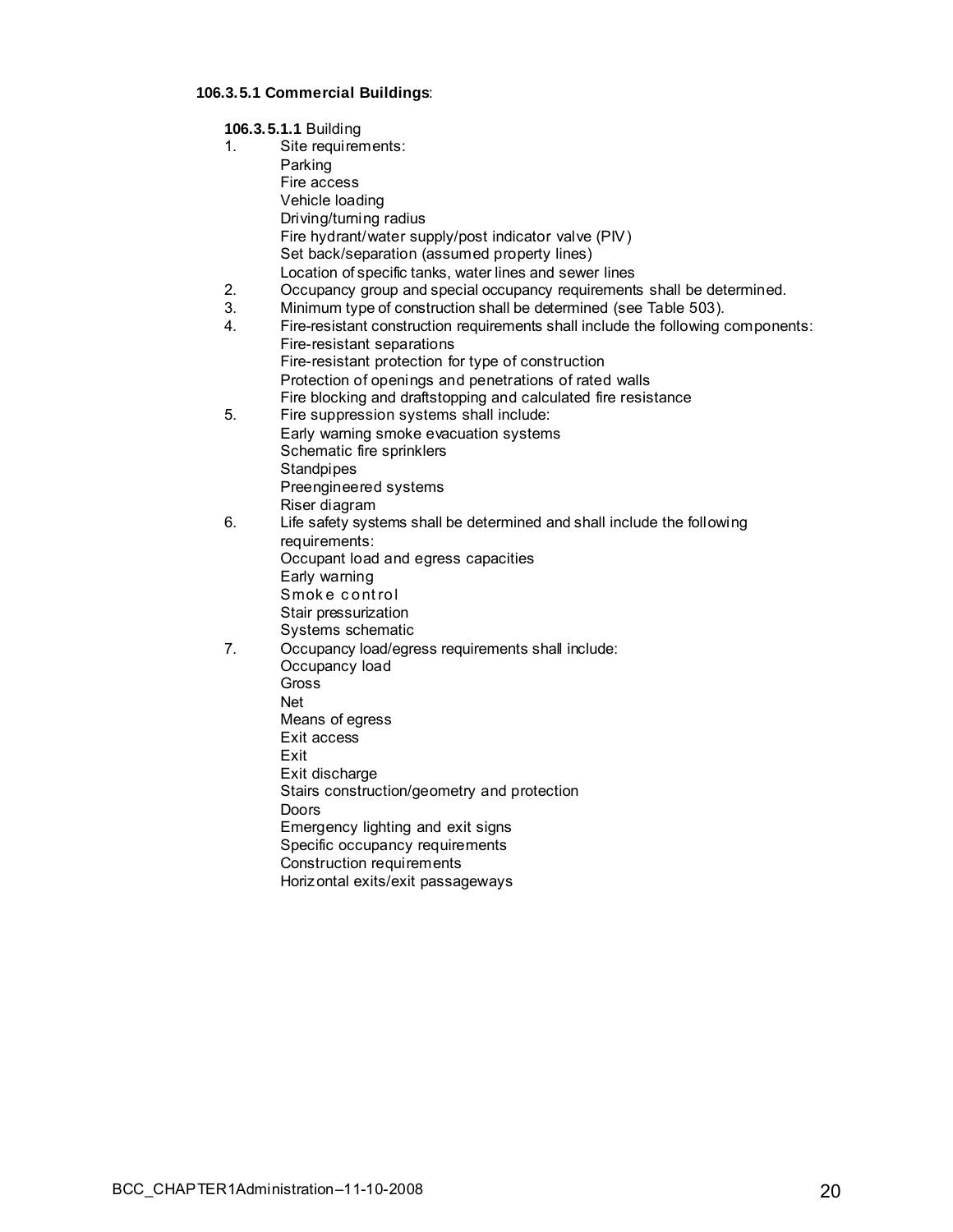**106.3.5.1 Commercial Buildings**:

**106.3.5.1.1** Building

1. Site requirements:
   - Parking
   - Fire access
   - Vehicle loading
   - Driving/turning radius
   - Fire hydrant/water supply/post indicator valve (PIV)
   - Set back/separation (assumed property lines)
   - Location of specific tanks, water lines and sewer lines
2. Occupancy group and special occupancy requirements shall be determined.
3. Minimum type of construction shall be determined (see Table 503).
4. Fire-resistant construction requirements shall include the following components:
   - Fire-resistant separations
   - Fire-resistant protection for type of construction
   - Protection of openings and penetrations of rated walls
   - Fire blocking and draftstopping and calculated fire resistance
5. Fire suppression systems shall include:
   - Early warning smoke evacuation systems
   - Schematic fire sprinklers
   - Standpipes
   - Preengineered systems
   - Riser diagram
6. Life safety systems shall be determined and shall include the following requirements:
   - Occupant load and egress capacities
   - Early warning
   - Smoke control
   - Stair pressurization
   - Systems schematic
7. Occupancy load/egress requirements shall include:
   - Occupancy load
   - Gross
   - Net
   - Means of egress
   - Exit access
   - Exit
   - Exit discharge
   - Stairs construction/geometry and protection
   - Doors
   - Emergency lighting and exit signs
   - Specific occupancy requirements
   - Construction requirements
   - Horizontal exits/exit passageways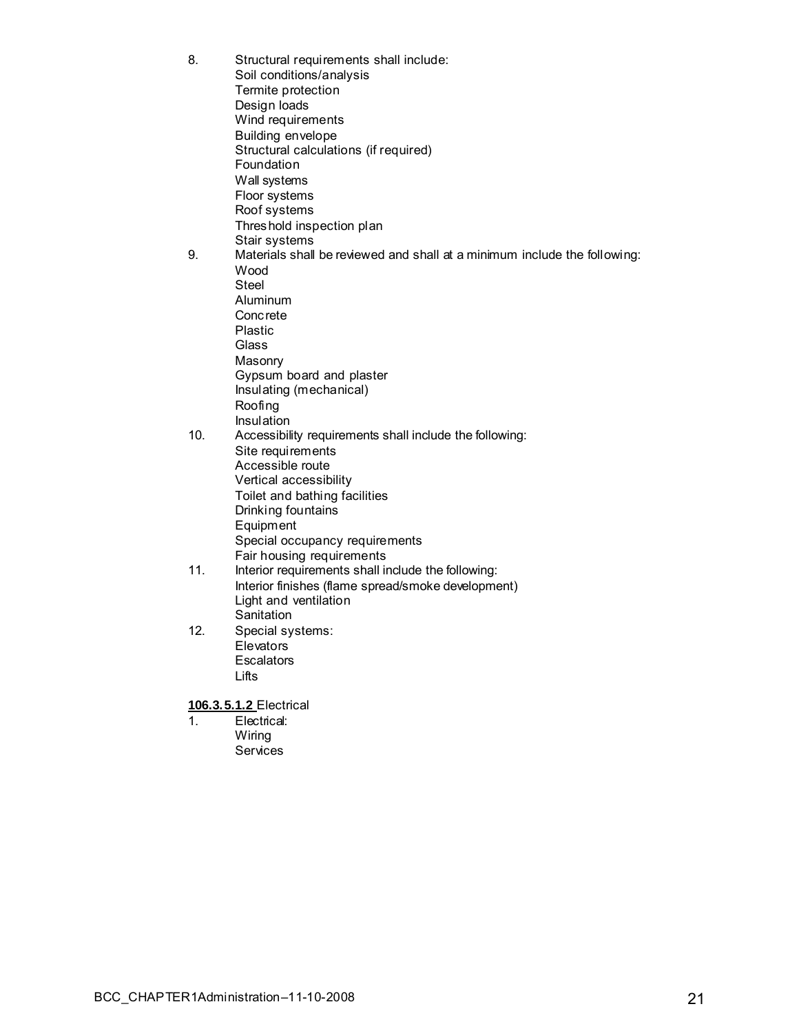8. Structural requirements shall include:
   Soil conditions/analysis
   Termite protection
   Design loads
   Wind requirements
   Building envelope
   Structural calculations (if required)
   Foundation
   Wall systems
   Floor systems
   Roof systems
   Threshold inspection plan
   Stair systems
9. Materials shall be reviewed and shall at a minimum include the following:
   Wood
   Steel
   Aluminum
   Concrete
   Plastic
   Glass
   Masonry
   Gypsum board and plaster
   Insulating (mechanical)
   Roofing
   Insulation
10. Accessibility requirements shall include the following:
    Site requirements
    Accessible route
    Vertical accessibility
    Toilet and bathing facilities
    Drinking fountains
    Equipment
    Special occupancy requirements
    Fair housing requirements
11. Interior requirements shall include the following:
    Interior finishes (flame spread/smoke development)
    Light and ventilation
    Sanitation
12. Special systems:
    Elevators
    Escalators
    Lifts

**106.3.5.1.2** Electrical

1. Electrical:
   Wiring
   Services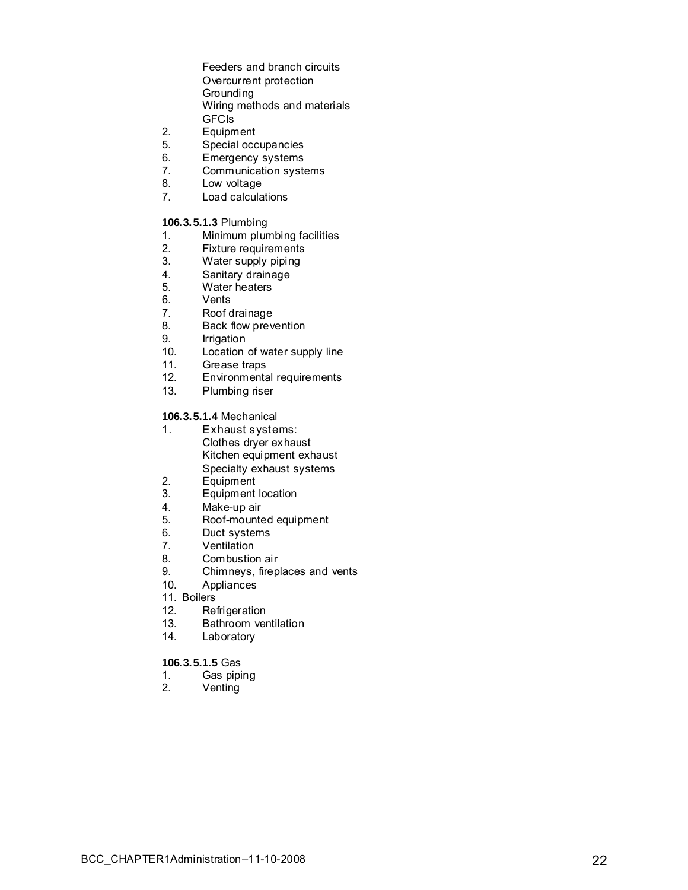Feeders and branch circuits
Overcurrent protection
Grounding
Wiring methods and materials
GFCIs

2. Equipment
5. Special occupancies
6. Emergency systems
7. Communication systems
8. Low voltage
7. Load calculations

**106.3.5.1.3** Plumbing

1. Minimum plumbing facilities
2. Fixture requirements
3. Water supply piping
4. Sanitary drainage
5. Water heaters
6. Vents
7. Roof drainage
8. Back flow prevention
9. Irrigation
10. Location of water supply line
11. Grease traps
12. Environmental requirements
13. Plumbing riser

**106.3.5.1.4** Mechanical

1. Exhaust systems:
   Clothes dryer exhaust
   Kitchen equipment exhaust
   Specialty exhaust systems
2. Equipment
3. Equipment location
4. Make-up air
5. Roof-mounted equipment
6. Duct systems
7. Ventilation
8. Combustion air
9. Chimneys, fireplaces and vents
10. Appliances
11. Boilers
12. Refrigeration
13. Bathroom ventilation
14. Laboratory

**106.3.5.1.5** Gas

1. Gas piping
2. Venting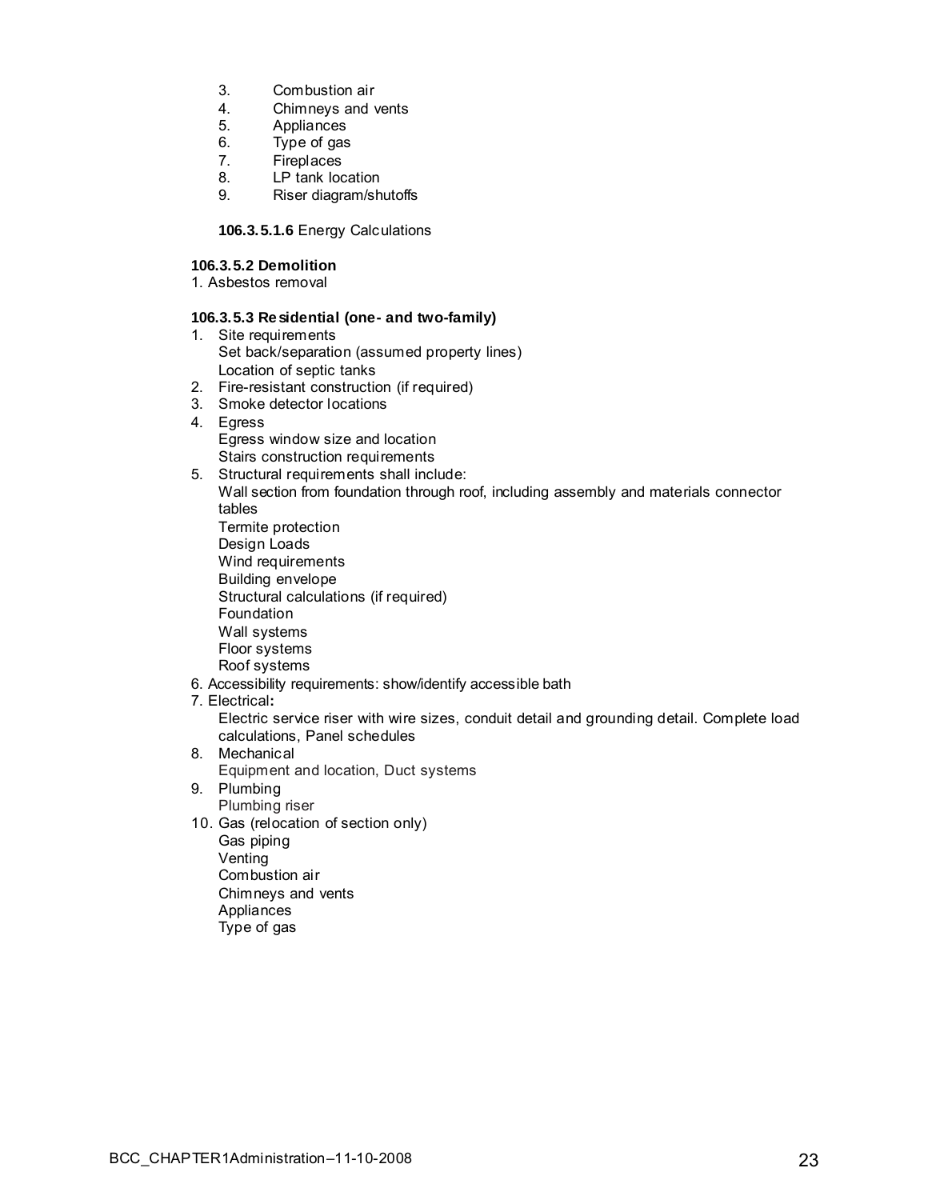3. Combustion air
4. Chimneys and vents
5. Appliances
6. Type of gas
7. Fireplaces
8. LP tank location
9. Riser diagram/shutoffs

**106.3.5.1.6** Energy Calculations

**106.3.5.2 Demolition**

1. Asbestos removal

**106.3.5.3 Residential (one- and two-family)**

1. Site requirements
   Set back/separation (assumed property lines)
   Location of septic tanks
2. Fire-resistant construction (if required)
3. Smoke detector locations
4. Egress
   Egress window size and location
   Stairs construction requirements
5. Structural requirements shall include:
   Wall section from foundation through roof, including assembly and materials connector tables
   Termite protection
   Design Loads
   Wind requirements
   Building envelope
   Structural calculations (if required)
   Foundation
   Wall systems
   Floor systems
   Roof systems
6. Accessibility requirements: show/identify accessible bath
7. Electrical**:**
   Electric service riser with wire sizes, conduit detail and grounding detail. Complete load calculations, Panel schedules
8. Mechanical
   Equipment and location, Duct systems
9. Plumbing
   Plumbing riser
10. Gas (relocation of section only)
    Gas piping
    Venting
    Combustion air
    Chimneys and vents
    Appliances
    Type of gas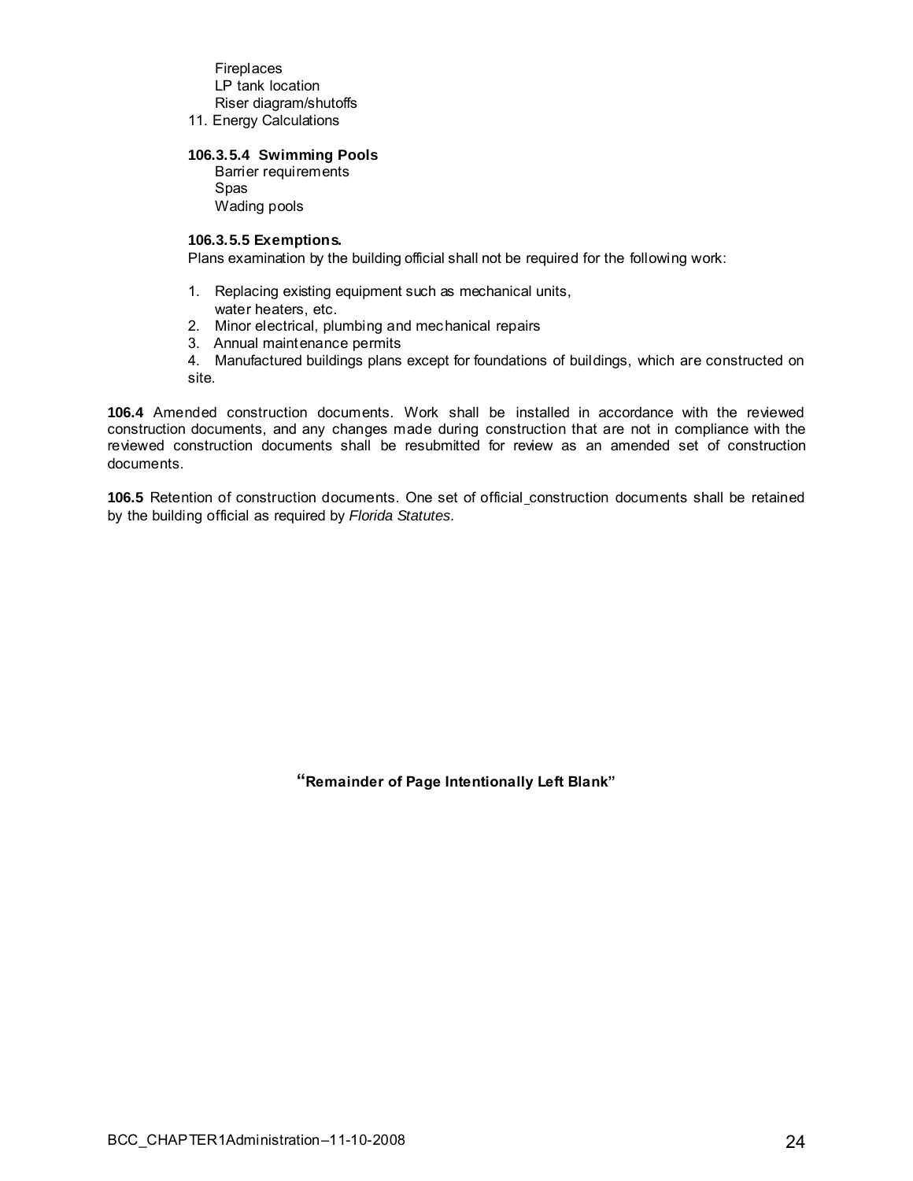Fireplaces
LP tank location
Riser diagram/shutoffs

11. Energy Calculations

**106.3.5.4 Swimming Pools**

Barrier requirements
Spas
Wading pools

**106.3.5.5 Exemptions.**

Plans examination by the building official shall not be required for the following work:

1. Replacing existing equipment such as mechanical units, water heaters, etc.
2. Minor electrical, plumbing and mechanical repairs
3. Annual maintenance permits
4. Manufactured buildings plans except for foundations of buildings, which are constructed on site.

**106.4** Amended construction documents. Work shall be installed in accordance with the reviewed construction documents, and any changes made during construction that are not in compliance with the reviewed construction documents shall be resubmitted for review as an amended set of construction documents.

**106.5** Retention of construction documents. One set of official construction documents shall be retained by the building official as required by *Florida Statutes.*

**"Remainder of Page Intentionally Left Blank"**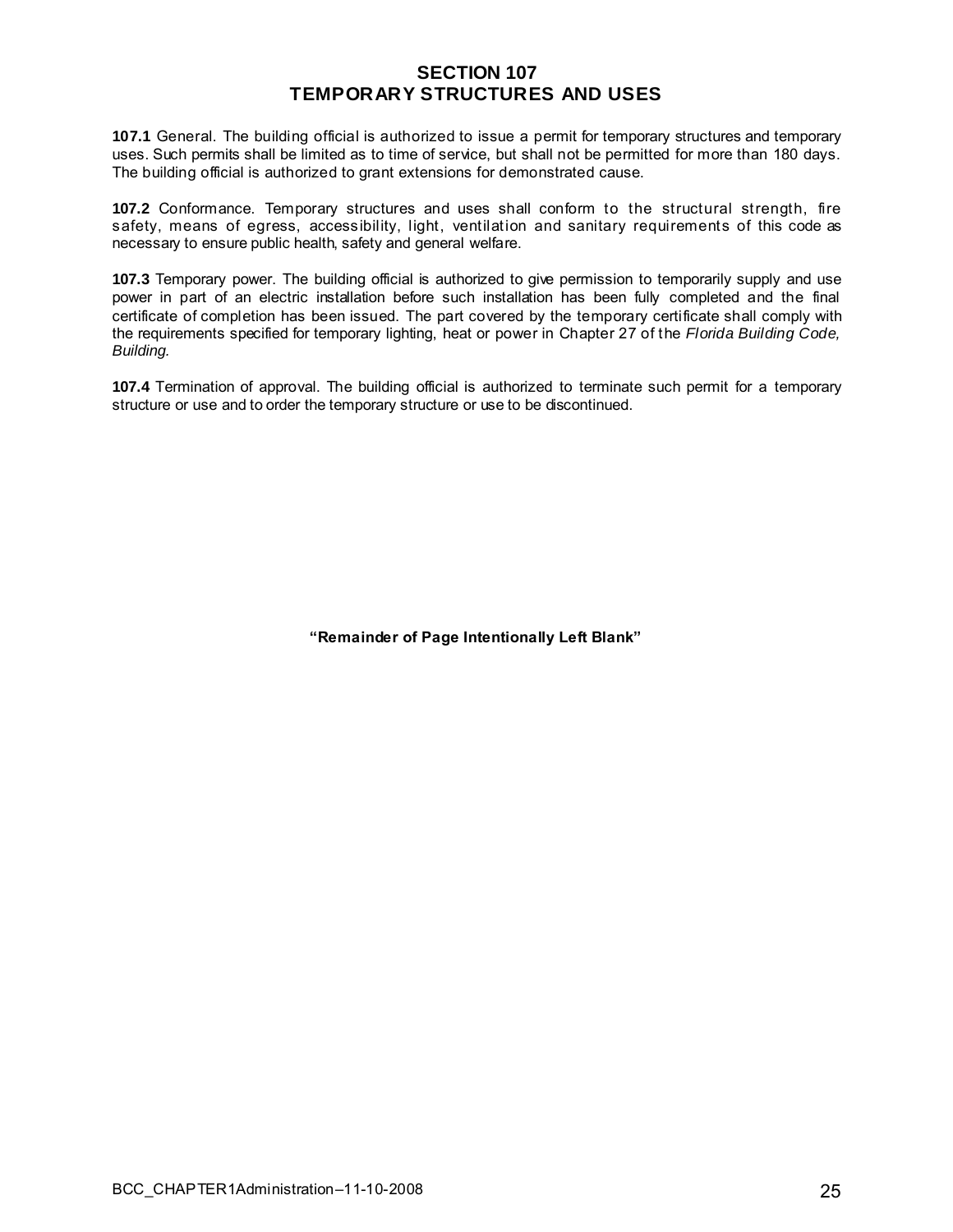# SECTION 107
# TEMPORARY STRUCTURES AND USES

**107.1** General. The building official is authorized to issue a permit for temporary structures and temporary uses. Such permits shall be limited as to time of service, but shall not be permitted for more than 180 days. The building official is authorized to grant extensions for demonstrated cause.

**107.2** Conformance. Temporary structures and uses shall conform to the structural strength, fire safety, means of egress, accessibility, light, ventilation and sanitary requirements of this code as necessary to ensure public health, safety and general welfare.

**107.3** Temporary power. The building official is authorized to give permission to temporarily supply and use power in part of an electric installation before such installation has been fully completed and the final certificate of completion has been issued. The part covered by the temporary certificate shall comply with the requirements specified for temporary lighting, heat or power in Chapter 27 of the *Florida Building Code, Building.*

**107.4** Termination of approval. The building official is authorized to terminate such permit for a temporary structure or use and to order the temporary structure or use to be discontinued.

**"Remainder of Page Intentionally Left Blank"**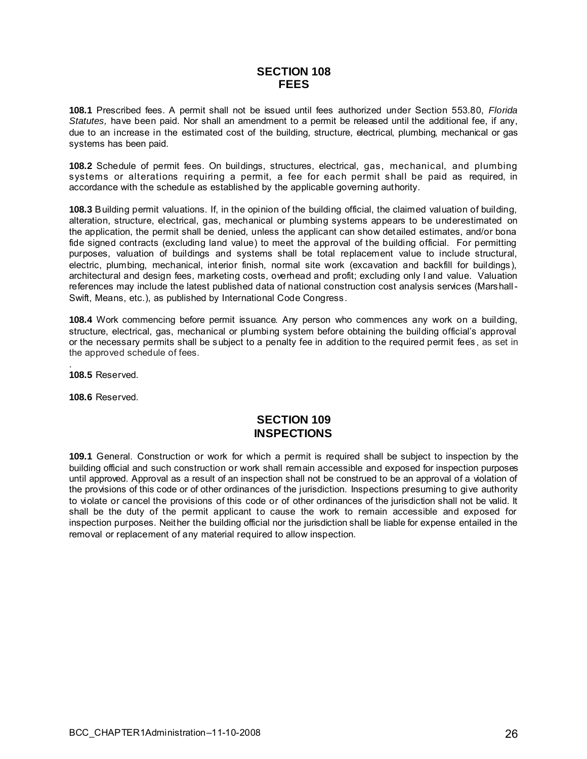## SECTION 108
## FEES

**108.1** Prescribed fees. A permit shall not be issued until fees authorized under Section 553.80, *Florida Statutes,* have been paid. Nor shall an amendment to a permit be released until the additional fee, if any, due to an increase in the estimated cost of the building, structure, electrical, plumbing, mechanical or gas systems has been paid.

**108.2** Schedule of permit fees. On buildings, structures, electrical, gas, mechanical, and plumbing systems or alterations requiring a permit, a fee for each permit shall be paid as required, in accordance with the schedule as established by the applicable governing authority.

**108.3** Building permit valuations. If, in the opinion of the building official, the claimed valuation of building, alteration, structure, electrical, gas, mechanical or plumbing systems appears to be underestimated on the application, the permit shall be denied, unless the applicant can show detailed estimates, and/or bona fide signed contracts (excluding land value) to meet the approval of the building official. For permitting purposes, valuation of buildings and systems shall be total replacement value to include structural, electric, plumbing, mechanical, interior finish, normal site work (excavation and backfill for buildings), architectural and design fees, marketing costs, overhead and profit; excluding only land value. Valuation references may include the latest published data of national construction cost analysis services (Marshall-Swift, Means, etc.), as published by International Code Congress.

**108.4** Work commencing before permit issuance. Any person who commences any work on a building, structure, electrical, gas, mechanical or plumbing system before obtaining the building official's approval or the necessary permits shall be subject to a penalty fee in addition to the required permit fees, as set in the approved schedule of fees.

.

**108.5** Reserved.

**108.6** Reserved.

## SECTION 109
## INSPECTIONS

**109.1** General. Construction or work for which a permit is required shall be subject to inspection by the building official and such construction or work shall remain accessible and exposed for inspection purposes until approved. Approval as a result of an inspection shall not be construed to be an approval of a violation of the provisions of this code or of other ordinances of the jurisdiction. Inspections presuming to give authority to violate or cancel the provisions of this code or of other ordinances of the jurisdiction shall not be valid. It shall be the duty of the permit applicant to cause the work to remain accessible and exposed for inspection purposes. Neither the building official nor the jurisdiction shall be liable for expense entailed in the removal or replacement of any material required to allow inspection.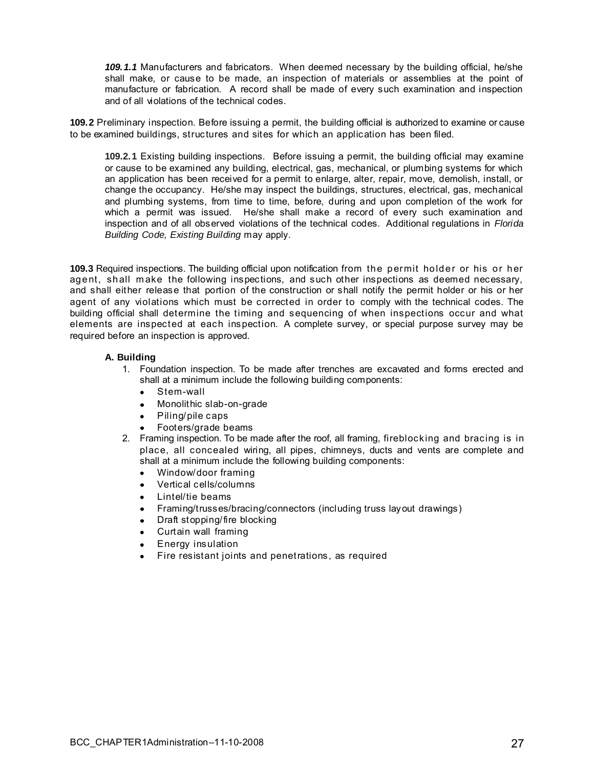***109.1.1*** Manufacturers and fabricators. When deemed necessary by the building official, he/she shall make, or cause to be made, an inspection of materials or assemblies at the point of manufacture or fabrication. A record shall be made of every such examination and inspection and of all violations of the technical codes.

**109.2** Preliminary inspection. Before issuing a permit, the building official is authorized to examine or cause to be examined buildings, structures and sites for which an application has been filed.

**109.2.1** Existing building inspections. Before issuing a permit, the building official may examine or cause to be examined any building, electrical, gas, mechanical, or plumbing systems for which an application has been received for a permit to enlarge, alter, repair, move, demolish, install, or change the occupancy. He/she may inspect the buildings, structures, electrical, gas, mechanical and plumbing systems, from time to time, before, during and upon completion of the work for which a permit was issued. He/she shall make a record of every such examination and inspection and of all observed violations of the technical codes. Additional regulations in *Florida Building Code, Existing Building* may apply.

**109.3** Required inspections. The building official upon notification from the permit holder or his or her agent, shall make the following inspections, and such other inspections as deemed necessary, and shall either release that portion of the construction or shall notify the permit holder or his or her agent of any violations which must be corrected in order to comply with the technical codes. The building official shall determine the timing and sequencing of when inspections occur and what elements are inspected at each inspection. A complete survey, or special purpose survey may be required before an inspection is approved.

**A. Building**

1. Foundation inspection. To be made after trenches are excavated and forms erected and shall at a minimum include the following building components:
   - Stem-wall
   - Monolithic slab-on-grade
   - Piling/pile caps
   - Footers/grade beams
2. Framing inspection. To be made after the roof, all framing, fireblocking and bracing is in place, all concealed wiring, all pipes, chimneys, ducts and vents are complete and shall at a minimum include the following building components:
   - Window/door framing
   - Vertical cells/columns
   - Lintel/tie beams
   - Framing/trusses/bracing/connectors (including truss layout drawings)
   - Draft stopping/fire blocking
   - Curtain wall framing
   - Energy insulation
   - Fire resistant joints and penetrations, as required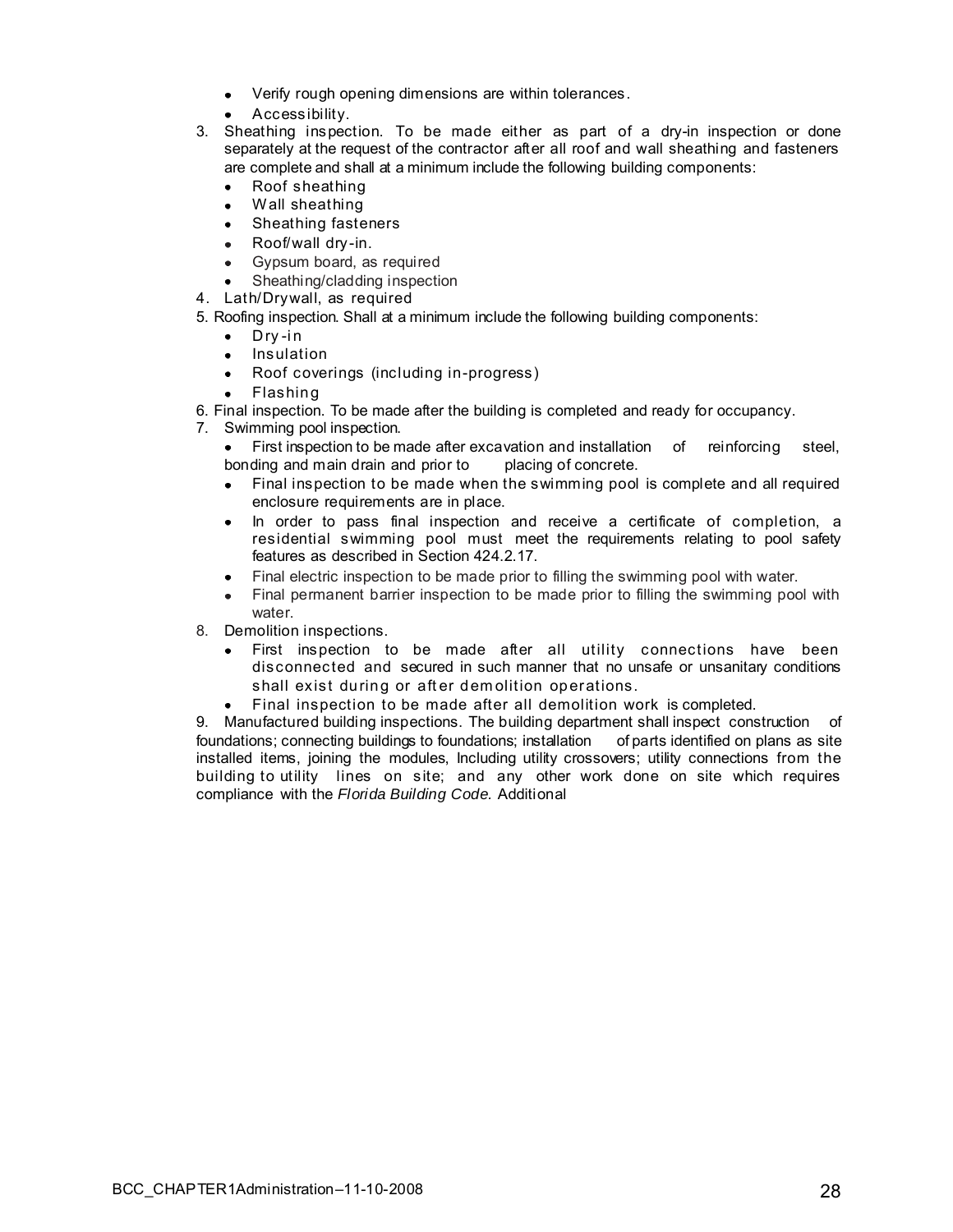- Verify rough opening dimensions are within tolerances.
- Accessibility.

3. Sheathing inspection. To be made either as part of a dry-in inspection or done separately at the request of the contractor after all roof and wall sheathing and fasteners are complete and shall at a minimum include the following building components:
   - Roof sheathing
   - Wall sheathing
   - Sheathing fasteners
   - Roof/wall dry-in.
   - Gypsum board, as required
   - Sheathing/cladding inspection
4. Lath/Drywall, as required
5. Roofing inspection. Shall at a minimum include the following building components:
   - Dry-in
   - Insulation
   - Roof coverings (including in-progress)
   - Flashing
6. Final inspection. To be made after the building is completed and ready for occupancy.
7. Swimming pool inspection.
   - First inspection to be made after excavation and installation of reinforcing steel, bonding and main drain and prior to placing of concrete.
   - Final inspection to be made when the swimming pool is complete and all required enclosure requirements are in place.
   - In order to pass final inspection and receive a certificate of completion, a residential swimming pool must meet the requirements relating to pool safety features as described in Section 424.2.17.
   - Final electric inspection to be made prior to filling the swimming pool with water.
   - Final permanent barrier inspection to be made prior to filling the swimming pool with water.
8. Demolition inspections.
   - First inspection to be made after all utility connections have been disconnected and secured in such manner that no unsafe or unsanitary conditions shall exist during or after demolition operations.
   - Final inspection to be made after all demolition work is completed.
9. Manufactured building inspections. The building department shall inspect construction of foundations; connecting buildings to foundations; installation of parts identified on plans as site installed items, joining the modules, Including utility crossovers; utility connections from the building to utility lines on site; and any other work done on site which requires compliance with the *Florida Building Code*. Additional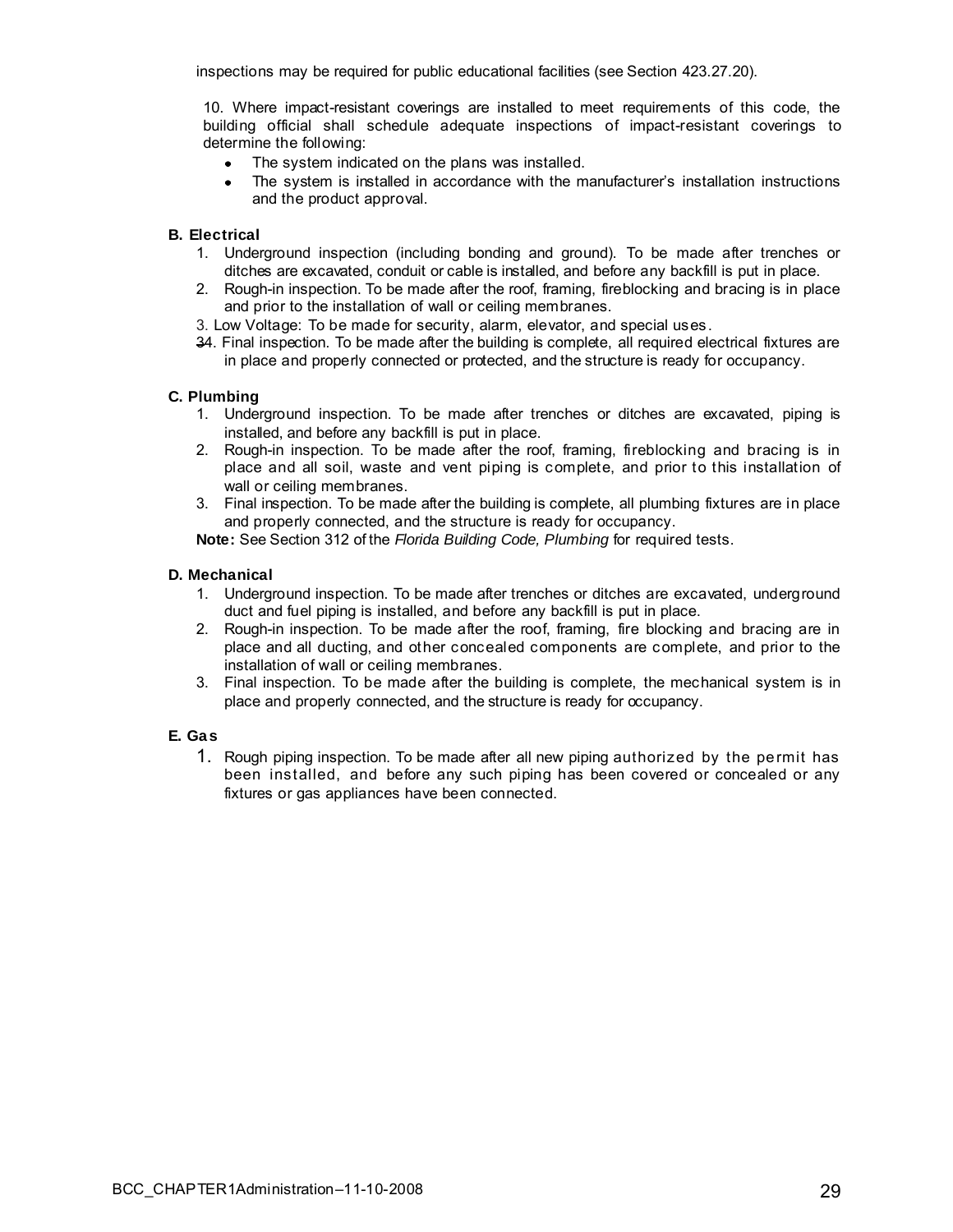inspections may be required for public educational facilities (see Section 423.27.20).

10. Where impact-resistant coverings are installed to meet requirements of this code, the building official shall schedule adequate inspections of impact-resistant coverings to determine the following:

- The system indicated on the plans was installed.
- The system is installed in accordance with the manufacturer's installation instructions and the product approval.

**B. Electrical**

1. Underground inspection (including bonding and ground). To be made after trenches or ditches are excavated, conduit or cable is installed, and before any backfill is put in place.
2. Rough-in inspection. To be made after the roof, framing, fireblocking and bracing is in place and prior to the installation of wall or ceiling membranes.
3. Low Voltage: To be made for security, alarm, elevator, and special uses.

~~3~~4. Final inspection. To be made after the building is complete, all required electrical fixtures are in place and properly connected or protected, and the structure is ready for occupancy.

**C. Plumbing**

1. Underground inspection. To be made after trenches or ditches are excavated, piping is installed, and before any backfill is put in place.
2. Rough-in inspection. To be made after the roof, framing, fireblocking and bracing is in place and all soil, waste and vent piping is complete, and prior to this installation of wall or ceiling membranes.
3. Final inspection. To be made after the building is complete, all plumbing fixtures are in place and properly connected, and the structure is ready for occupancy.

**Note:** See Section 312 of the *Florida Building Code, Plumbing* for required tests.

**D. Mechanical**

1. Underground inspection. To be made after trenches or ditches are excavated, underground duct and fuel piping is installed, and before any backfill is put in place.
2. Rough-in inspection. To be made after the roof, framing, fire blocking and bracing are in place and all ducting, and other concealed components are complete, and prior to the installation of wall or ceiling membranes.
3. Final inspection. To be made after the building is complete, the mechanical system is in place and properly connected, and the structure is ready for occupancy.

**E. Gas**

1. Rough piping inspection. To be made after all new piping authorized by the permit has been installed, and before any such piping has been covered or concealed or any fixtures or gas appliances have been connected.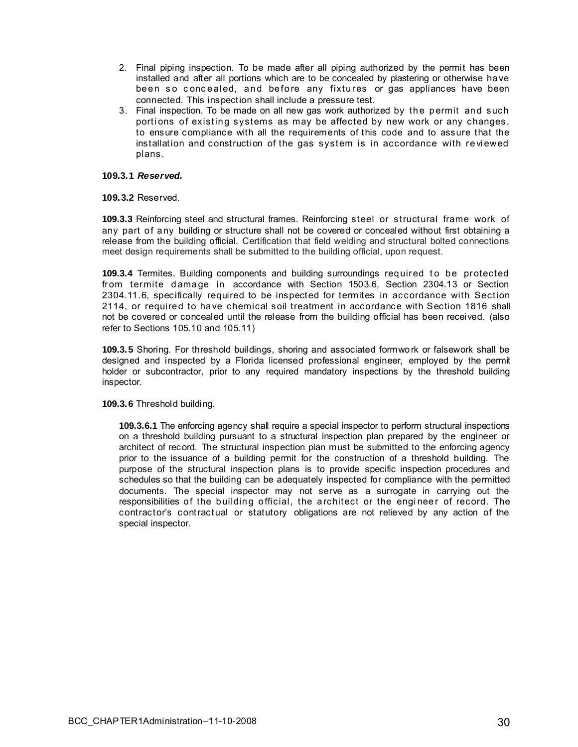2. Final piping inspection. To be made after all piping authorized by the permit has been installed and after all portions which are to be concealed by plastering or otherwise have been so concealed, and before any fixtures or gas appliances have been connected. This inspection shall include a pressure test.
3. Final inspection. To be made on all new gas work authorized by the permit and such portions of existing systems as may be affected by new work or any changes, to ensure compliance with all the requirements of this code and to assure that the installation and construction of the gas system is in accordance with reviewed plans.

**109.3.1** ***Reserved.***

**109.3.2** Reserved.

**109.3.3** Reinforcing steel and structural frames. Reinforcing steel or structural frame work of any part of any building or structure shall not be covered or concealed without first obtaining a release from the building official. Certification that field welding and structural bolted connections meet design requirements shall be submitted to the building official, upon request.

**109.3.4** Termites. Building components and building surroundings required to be protected from termite damage in accordance with Section 1503.6, Section 2304.13 or Section 2304.11.6, specifically required to be inspected for termites in accordance with Section 2114, or required to have chemical soil treatment in accordance with Section 1816 shall not be covered or concealed until the release from the building official has been received. (also refer to Sections 105.10 and 105.11)

**109.3.5** Shoring. For threshold buildings, shoring and associated formwork or falsework shall be designed and inspected by a Florida licensed professional engineer, employed by the permit holder or subcontractor, prior to any required mandatory inspections by the threshold building inspector.

**109.3.6** Threshold building.

**109.3.6.1** The enforcing agency shall require a special inspector to perform structural inspections on a threshold building pursuant to a structural inspection plan prepared by the engineer or architect of record. The structural inspection plan must be submitted to the enforcing agency prior to the issuance of a building permit for the construction of a threshold building. The purpose of the structural inspection plans is to provide specific inspection procedures and schedules so that the building can be adequately inspected for compliance with the permitted documents. The special inspector may not serve as a surrogate in carrying out the responsibilities of the building official, the architect or the engineer of record. The contractor's contractual or statutory obligations are not relieved by any action of the special inspector.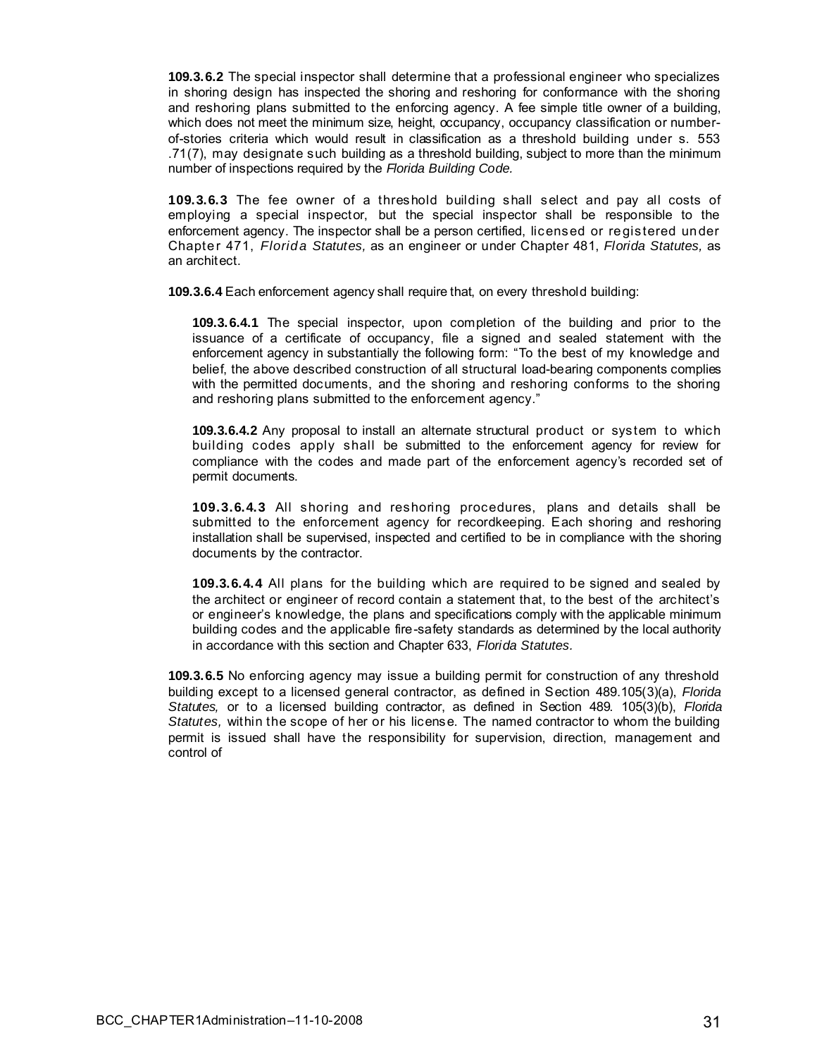**109.3.6.2** The special inspector shall determine that a professional engineer who specializes in shoring design has inspected the shoring and reshoring for conformance with the shoring and reshoring plans submitted to the enforcing agency. A fee simple title owner of a building, which does not meet the minimum size, height, occupancy, occupancy classification or number-of-stories criteria which would result in classification as a threshold building under s. 553 .71(7), may designate such building as a threshold building, subject to more than the minimum number of inspections required by the *Florida Building Code.*

**109.3.6.3** The fee owner of a threshold building shall select and pay all costs of employing a special inspector, but the special inspector shall be responsible to the enforcement agency. The inspector shall be a person certified, licensed or registered under Chapter 471, *Florida Statutes,* as an engineer or under Chapter 481, *Florida Statutes,* as an architect.

**109.3.6.4** Each enforcement agency shall require that, on every threshold building:

**109.3.6.4.1** The special inspector, upon completion of the building and prior to the issuance of a certificate of occupancy, file a signed and sealed statement with the enforcement agency in substantially the following form: "To the best of my knowledge and belief, the above described construction of all structural load-bearing components complies with the permitted documents, and the shoring and reshoring conforms to the shoring and reshoring plans submitted to the enforcement agency."

**109.3.6.4.2** Any proposal to install an alternate structural product or system to which building codes apply shall be submitted to the enforcement agency for review for compliance with the codes and made part of the enforcement agency's recorded set of permit documents.

**109.3.6.4.3** All shoring and reshoring procedures, plans and details shall be submitted to the enforcement agency for recordkeeping. Each shoring and reshoring installation shall be supervised, inspected and certified to be in compliance with the shoring documents by the contractor.

**109.3.6.4.4** All plans for the building which are required to be signed and sealed by the architect or engineer of record contain a statement that, to the best of the architect's or engineer's knowledge, the plans and specifications comply with the applicable minimum building codes and the applicable fire-safety standards as determined by the local authority in accordance with this section and Chapter 633, *Florida Statutes.*

**109.3.6.5** No enforcing agency may issue a building permit for construction of any threshold building except to a licensed general contractor, as defined in Section 489.105(3)(a), *Florida Statutes,* or to a licensed building contractor, as defined in Section 489. 105(3)(b), *Florida Statutes,* within the scope of her or his license. The named contractor to whom the building permit is issued shall have the responsibility for supervision, direction, management and control of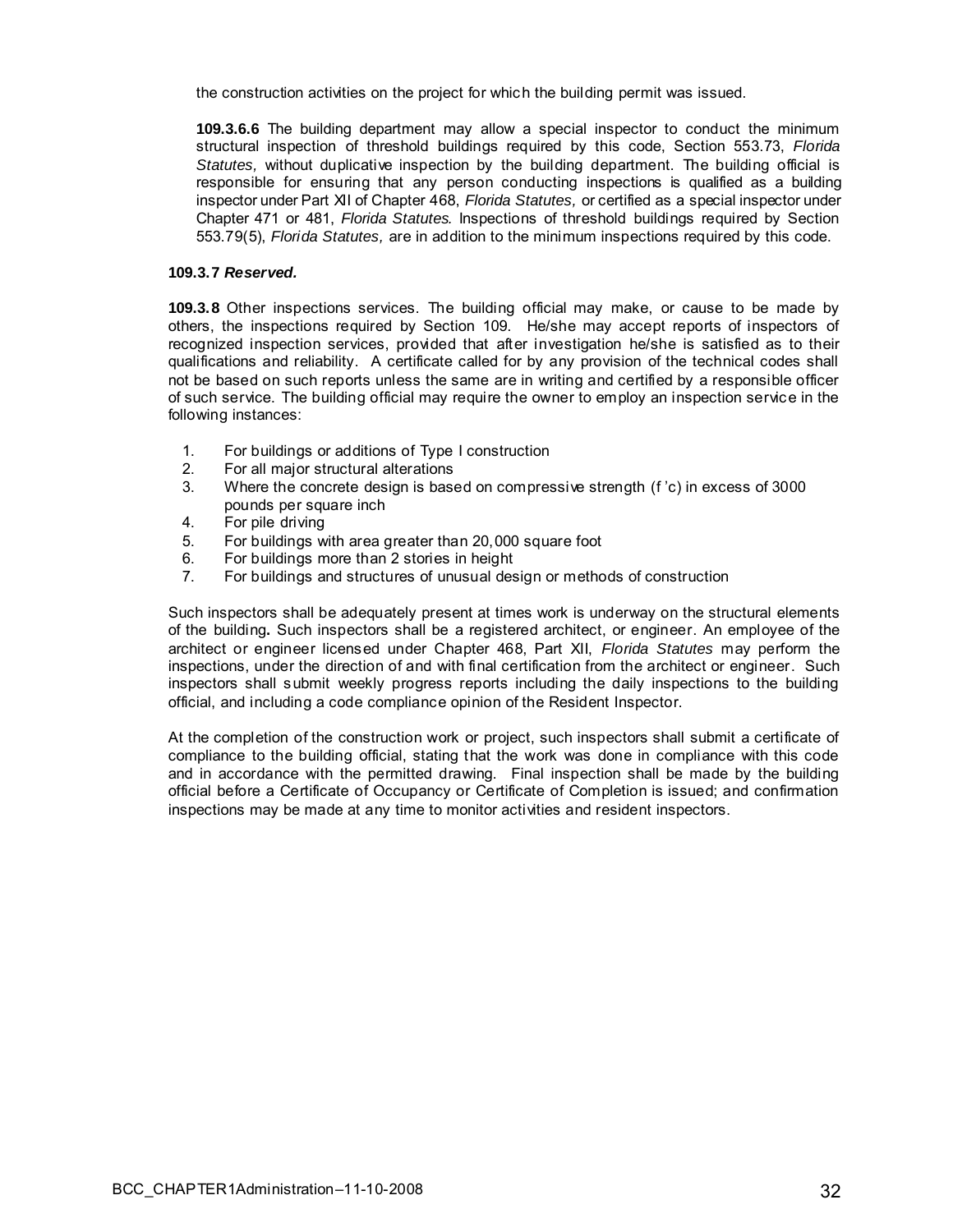the construction activities on the project for which the building permit was issued.

**109.3.6.6** The building department may allow a special inspector to conduct the minimum structural inspection of threshold buildings required by this code, Section 553.73, *Florida Statutes,* without duplicative inspection by the building department. The building official is responsible for ensuring that any person conducting inspections is qualified as a building inspector under Part XII of Chapter 468, *Florida Statutes,* or certified as a special inspector under Chapter 471 or 481, *Florida Statutes.* Inspections of threshold buildings required by Section 553.79(5), *Florida Statutes,* are in addition to the minimum inspections required by this code.

**109.3.7** ***Reserved.***

**109.3.8** Other inspections services. The building official may make, or cause to be made by others, the inspections required by Section 109. He/she may accept reports of inspectors of recognized inspection services, provided that after investigation he/she is satisfied as to their qualifications and reliability. A certificate called for by any provision of the technical codes shall not be based on such reports unless the same are in writing and certified by a responsible officer of such service. The building official may require the owner to employ an inspection service in the following instances:

1. For buildings or additions of Type I construction
2. For all major structural alterations
3. Where the concrete design is based on compressive strength (f 'c) in excess of 3000 pounds per square inch
4. For pile driving
5. For buildings with area greater than 20,000 square foot
6. For buildings more than 2 stories in height
7. For buildings and structures of unusual design or methods of construction

Such inspectors shall be adequately present at times work is underway on the structural elements of the building**.** Such inspectors shall be a registered architect, or engineer. An employee of the architect or engineer licensed under Chapter 468, Part XII, *Florida Statutes* may perform the inspections, under the direction of and with final certification from the architect or engineer. Such inspectors shall submit weekly progress reports including the daily inspections to the building official, and including a code compliance opinion of the Resident Inspector.

At the completion of the construction work or project, such inspectors shall submit a certificate of compliance to the building official, stating that the work was done in compliance with this code and in accordance with the permitted drawing. Final inspection shall be made by the building official before a Certificate of Occupancy or Certificate of Completion is issued; and confirmation inspections may be made at any time to monitor activities and resident inspectors.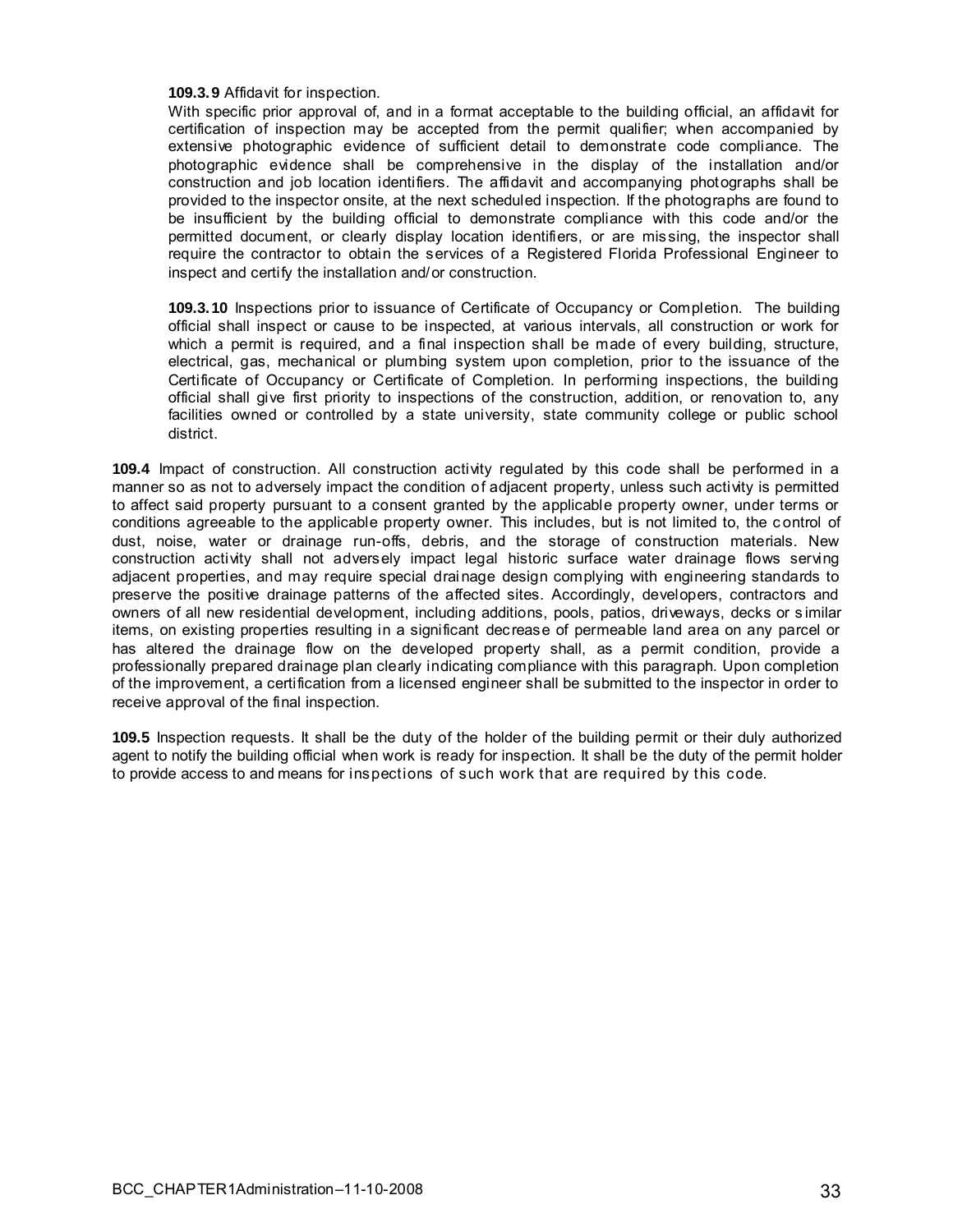**109.3.9** Affidavit for inspection.

With specific prior approval of, and in a format acceptable to the building official, an affidavit for certification of inspection may be accepted from the permit qualifier; when accompanied by extensive photographic evidence of sufficient detail to demonstrate code compliance. The photographic evidence shall be comprehensive in the display of the installation and/or construction and job location identifiers. The affidavit and accompanying photographs shall be provided to the inspector onsite, at the next scheduled inspection. If the photographs are found to be insufficient by the building official to demonstrate compliance with this code and/or the permitted document, or clearly display location identifiers, or are missing, the inspector shall require the contractor to obtain the services of a Registered Florida Professional Engineer to inspect and certify the installation and/or construction.

**109.3.10** Inspections prior to issuance of Certificate of Occupancy or Completion. The building official shall inspect or cause to be inspected, at various intervals, all construction or work for which a permit is required, and a final inspection shall be made of every building, structure, electrical, gas, mechanical or plumbing system upon completion, prior to the issuance of the Certificate of Occupancy or Certificate of Completion. In performing inspections, the building official shall give first priority to inspections of the construction, addition, or renovation to, any facilities owned or controlled by a state university, state community college or public school district.

**109.4** Impact of construction. All construction activity regulated by this code shall be performed in a manner so as not to adversely impact the condition of adjacent property, unless such activity is permitted to affect said property pursuant to a consent granted by the applicable property owner, under terms or conditions agreeable to the applicable property owner. This includes, but is not limited to, the control of dust, noise, water or drainage run-offs, debris, and the storage of construction materials. New construction activity shall not adversely impact legal historic surface water drainage flows serving adjacent properties, and may require special drainage design complying with engineering standards to preserve the positive drainage patterns of the affected sites. Accordingly, developers, contractors and owners of all new residential development, including additions, pools, patios, driveways, decks or similar items, on existing properties resulting in a significant decrease of permeable land area on any parcel or has altered the drainage flow on the developed property shall, as a permit condition, provide a professionally prepared drainage plan clearly indicating compliance with this paragraph. Upon completion of the improvement, a certification from a licensed engineer shall be submitted to the inspector in order to receive approval of the final inspection.

**109.5** Inspection requests. It shall be the duty of the holder of the building permit or their duly authorized agent to notify the building official when work is ready for inspection. It shall be the duty of the permit holder to provide access to and means for inspections of such work that are required by this code.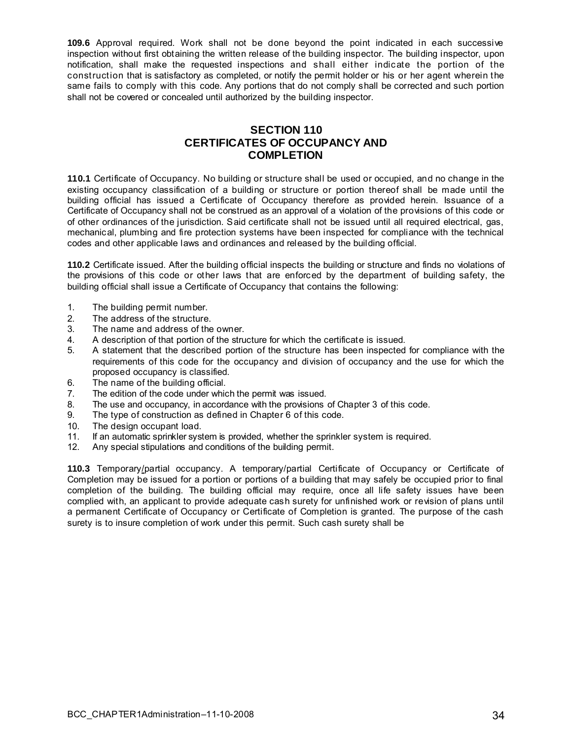**109.6** Approval required. Work shall not be done beyond the point indicated in each successive inspection without first obtaining the written release of the building inspector. The building inspector, upon notification, shall make the requested inspections and shall either indicate the portion of the construction that is satisfactory as completed, or notify the permit holder or his or her agent wherein the same fails to comply with this code. Any portions that do not comply shall be corrected and such portion shall not be covered or concealed until authorized by the building inspector.

## SECTION 110
## CERTIFICATES OF OCCUPANCY AND COMPLETION

**110.1** Certificate of Occupancy. No building or structure shall be used or occupied, and no change in the existing occupancy classification of a building or structure or portion thereof shall be made until the building official has issued a Certificate of Occupancy therefore as provided herein. Issuance of a Certificate of Occupancy shall not be construed as an approval of a violation of the provisions of this code or of other ordinances of the jurisdiction. Said certificate shall not be issued until all required electrical, gas, mechanical, plumbing and fire protection systems have been inspected for compliance with the technical codes and other applicable laws and ordinances and released by the building official.

**110.2** Certificate issued. After the building official inspects the building or structure and finds no violations of the provisions of this code or other laws that are enforced by the department of building safety, the building official shall issue a Certificate of Occupancy that contains the following:

1. The building permit number.
2. The address of the structure.
3. The name and address of the owner.
4. A description of that portion of the structure for which the certificate is issued.
5. A statement that the described portion of the structure has been inspected for compliance with the requirements of this code for the occupancy and division of occupancy and the use for which the proposed occupancy is classified.
6. The name of the building official.
7. The edition of the code under which the permit was issued.
8. The use and occupancy, in accordance with the provisions of Chapter 3 of this code.
9. The type of construction as defined in Chapter 6 of this code.
10. The design occupant load.
11. If an automatic sprinkler system is provided, whether the sprinkler system is required.
12. Any special stipulations and conditions of the building permit.

**110.3** Temporary/partial occupancy. A temporary/partial Certificate of Occupancy or Certificate of Completion may be issued for a portion or portions of a building that may safely be occupied prior to final completion of the building. The building official may require, once all life safety issues have been complied with, an applicant to provide adequate cash surety for unfinished work or revision of plans until a permanent Certificate of Occupancy or Certificate of Completion is granted. The purpose of the cash surety is to insure completion of work under this permit. Such cash surety shall be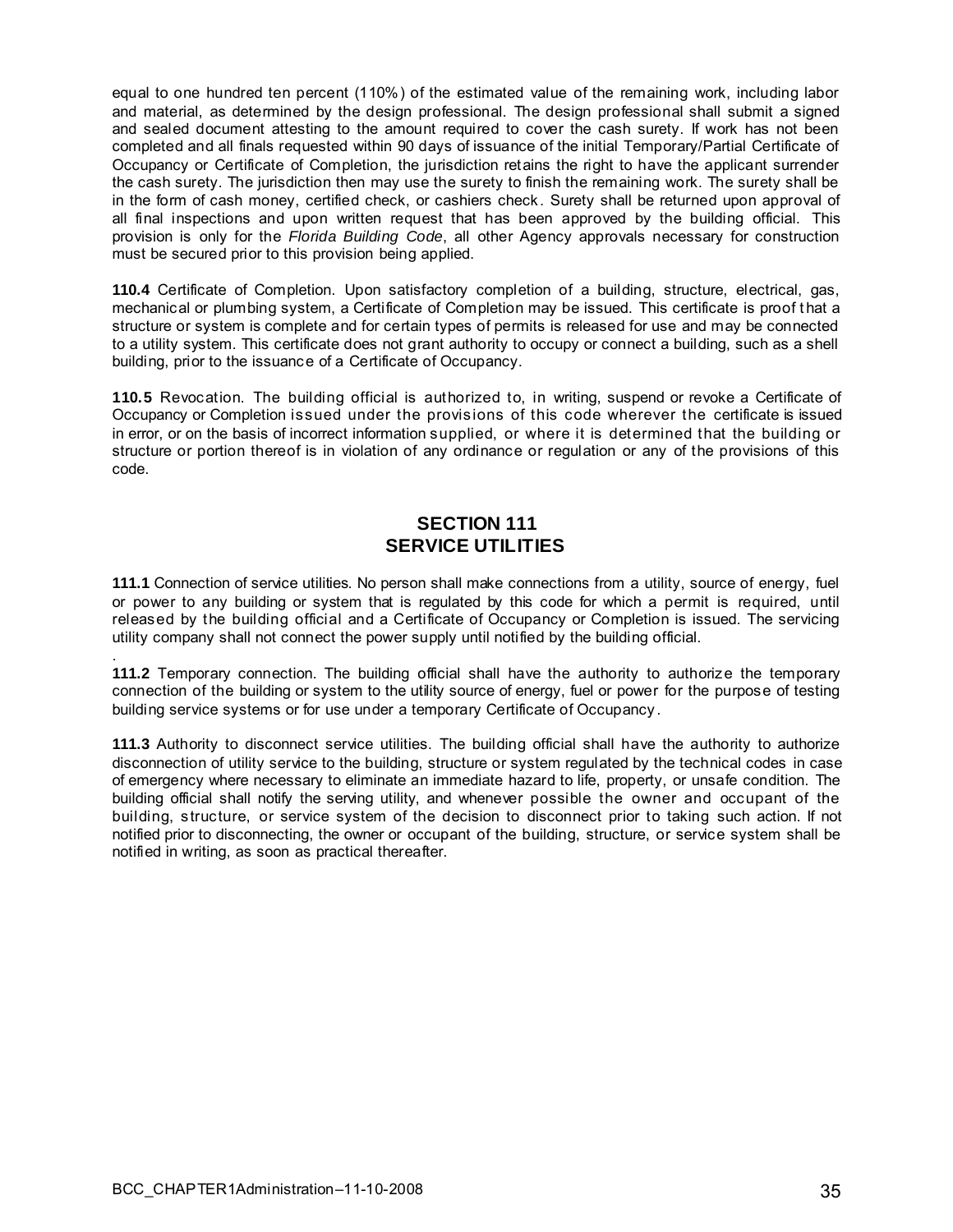equal to one hundred ten percent (110%) of the estimated value of the remaining work, including labor and material, as determined by the design professional. The design professional shall submit a signed and sealed document attesting to the amount required to cover the cash surety. If work has not been completed and all finals requested within 90 days of issuance of the initial Temporary/Partial Certificate of Occupancy or Certificate of Completion, the jurisdiction retains the right to have the applicant surrender the cash surety. The jurisdiction then may use the surety to finish the remaining work. The surety shall be in the form of cash money, certified check, or cashiers check. Surety shall be returned upon approval of all final inspections and upon written request that has been approved by the building official. This provision is only for the *Florida Building Code*, all other Agency approvals necessary for construction must be secured prior to this provision being applied.

**110.4** Certificate of Completion. Upon satisfactory completion of a building, structure, electrical, gas, mechanical or plumbing system, a Certificate of Completion may be issued. This certificate is proof that a structure or system is complete and for certain types of permits is released for use and may be connected to a utility system. This certificate does not grant authority to occupy or connect a building, such as a shell building, prior to the issuance of a Certificate of Occupancy.

**110.5** Revocation. The building official is authorized to, in writing, suspend or revoke a Certificate of Occupancy or Completion issued under the provisions of this code wherever the certificate is issued in error, or on the basis of incorrect information supplied, or where it is determined that the building or structure or portion thereof is in violation of any ordinance or regulation or any of the provisions of this code.

## SECTION 111
## SERVICE UTILITIES

**111.1** Connection of service utilities. No person shall make connections from a utility, source of energy, fuel or power to any building or system that is regulated by this code for which a permit is required, until released by the building official and a Certificate of Occupancy or Completion is issued. The servicing utility company shall not connect the power supply until notified by the building official.

**111.2** Temporary connection. The building official shall have the authority to authorize the temporary connection of the building or system to the utility source of energy, fuel or power for the purpose of testing building service systems or for use under a temporary Certificate of Occupancy.

**111.3** Authority to disconnect service utilities. The building official shall have the authority to authorize disconnection of utility service to the building, structure or system regulated by the technical codes in case of emergency where necessary to eliminate an immediate hazard to life, property, or unsafe condition. The building official shall notify the serving utility, and whenever possible the owner and occupant of the building, structure, or service system of the decision to disconnect prior to taking such action. If not notified prior to disconnecting, the owner or occupant of the building, structure, or service system shall be notified in writing, as soon as practical thereafter.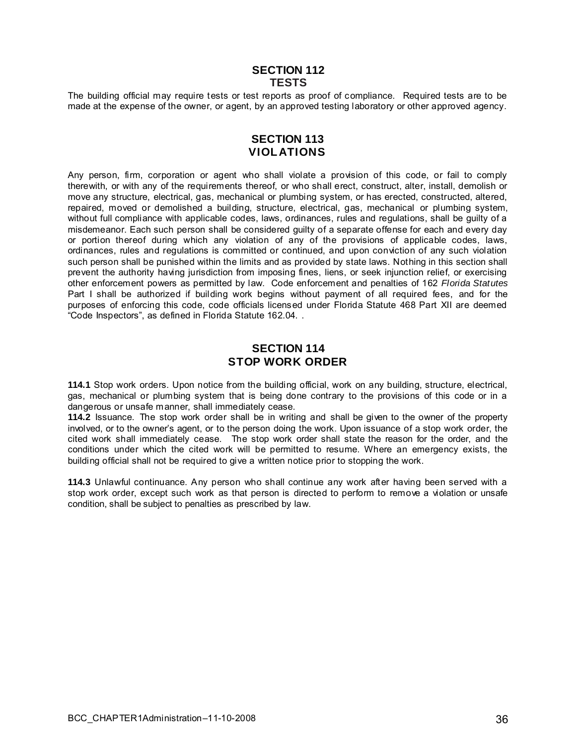## SECTION 112
## TESTS

The building official may require tests or test reports as proof of compliance. Required tests are to be made at the expense of the owner, or agent, by an approved testing laboratory or other approved agency.

## SECTION 113
## VIOLATIONS

Any person, firm, corporation or agent who shall violate a provision of this code, or fail to comply therewith, or with any of the requirements thereof, or who shall erect, construct, alter, install, demolish or move any structure, electrical, gas, mechanical or plumbing system, or has erected, constructed, altered, repaired, moved or demolished a building, structure, electrical, gas, mechanical or plumbing system, without full compliance with applicable codes, laws, ordinances, rules and regulations, shall be guilty of a misdemeanor. Each such person shall be considered guilty of a separate offense for each and every day or portion thereof during which any violation of any of the provisions of applicable codes, laws, ordinances, rules and regulations is committed or continued, and upon conviction of any such violation such person shall be punished within the limits and as provided by state laws. Nothing in this section shall prevent the authority having jurisdiction from imposing fines, liens, or seek injunction relief, or exercising other enforcement powers as permitted by law. Code enforcement and penalties of 162 *Florida Statutes* Part I shall be authorized if building work begins without payment of all required fees, and for the purposes of enforcing this code, code officials licensed under Florida Statute 468 Part XII are deemed "Code Inspectors", as defined in Florida Statute 162.04. .

## SECTION 114
## STOP WORK ORDER

**114.1** Stop work orders. Upon notice from the building official, work on any building, structure, electrical, gas, mechanical or plumbing system that is being done contrary to the provisions of this code or in a dangerous or unsafe manner, shall immediately cease.

**114.2** Issuance. The stop work order shall be in writing and shall be given to the owner of the property involved, or to the owner's agent, or to the person doing the work. Upon issuance of a stop work order, the cited work shall immediately cease. The stop work order shall state the reason for the order, and the conditions under which the cited work will be permitted to resume. Where an emergency exists, the building official shall not be required to give a written notice prior to stopping the work.

**114.3** Unlawful continuance. Any person who shall continue any work after having been served with a stop work order, except such work as that person is directed to perform to remove a violation or unsafe condition, shall be subject to penalties as prescribed by law.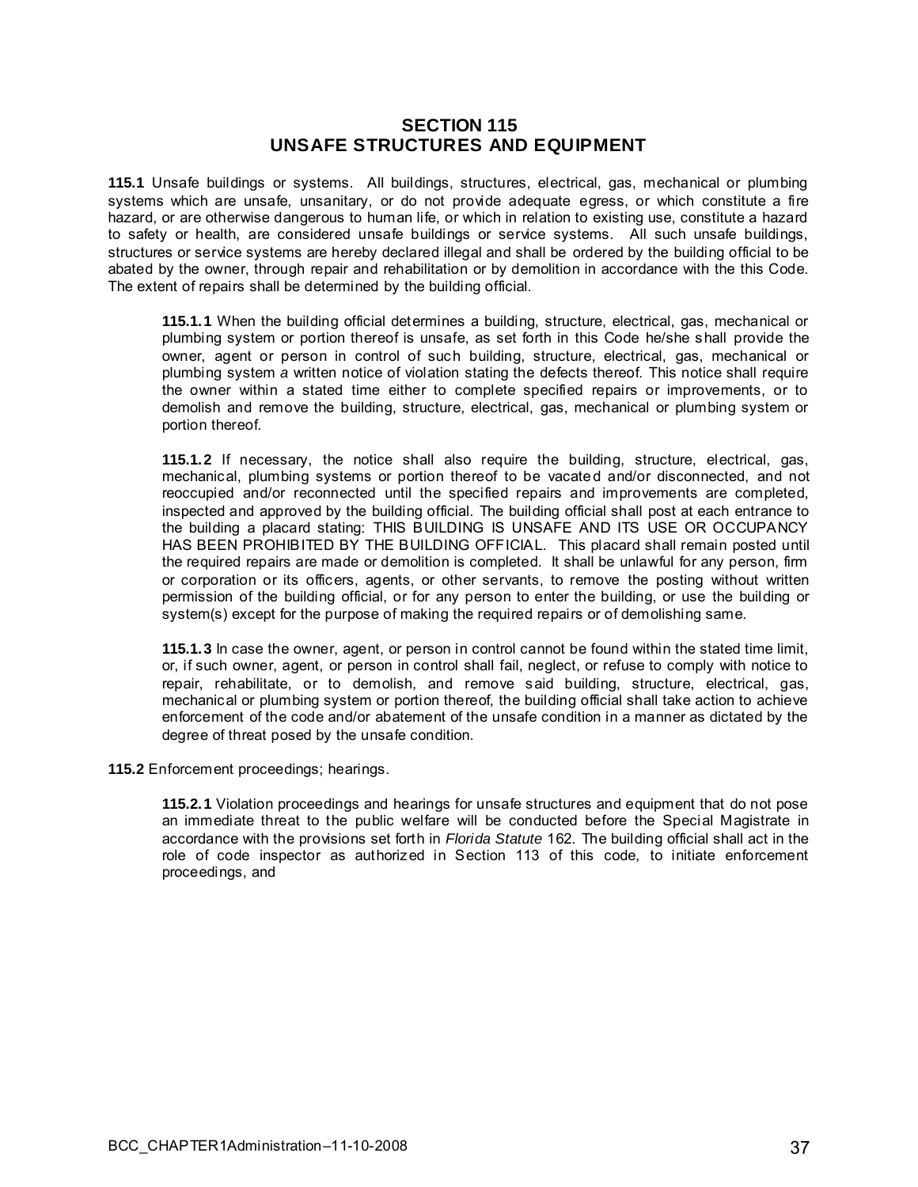## SECTION 115
## UNSAFE STRUCTURES AND EQUIPMENT

**115.1** Unsafe buildings or systems. All buildings, structures, electrical, gas, mechanical or plumbing systems which are unsafe, unsanitary, or do not provide adequate egress, or which constitute a fire hazard, or are otherwise dangerous to human life, or which in relation to existing use, constitute a hazard to safety or health, are considered unsafe buildings or service systems. All such unsafe buildings, structures or service systems are hereby declared illegal and shall be ordered by the building official to be abated by the owner, through repair and rehabilitation or by demolition in accordance with the this Code. The extent of repairs shall be determined by the building official.

**115.1.1** When the building official determines a building, structure, electrical, gas, mechanical or plumbing system or portion thereof is unsafe, as set forth in this Code he/she shall provide the owner, agent or person in control of such building, structure, electrical, gas, mechanical or plumbing system *a* written notice of violation stating the defects thereof. This notice shall require the owner within a stated time either to complete specified repairs or improvements, or to demolish and remove the building, structure, electrical, gas, mechanical or plumbing system or portion thereof.

**115.1.2** If necessary, the notice shall also require the building, structure, electrical, gas, mechanical, plumbing systems or portion thereof to be vacated and/or disconnected, and not reoccupied and/or reconnected until the specified repairs and improvements are completed, inspected and approved by the building official. The building official shall post at each entrance to the building a placard stating: THIS BUILDING IS UNSAFE AND ITS USE OR OCCUPANCY HAS BEEN PROHIBITED BY THE BUILDING OFFICIAL. This placard shall remain posted until the required repairs are made or demolition is completed. It shall be unlawful for any person, firm or corporation or its officers, agents, or other servants, to remove the posting without written permission of the building official, or for any person to enter the building, or use the building or system(s) except for the purpose of making the required repairs or of demolishing same.

**115.1.3** In case the owner, agent, or person in control cannot be found within the stated time limit, or, if such owner, agent, or person in control shall fail, neglect, or refuse to comply with notice to repair, rehabilitate, or to demolish, and remove said building, structure, electrical, gas, mechanical or plumbing system or portion thereof, the building official shall take action to achieve enforcement of the code and/or abatement of the unsafe condition in a manner as dictated by the degree of threat posed by the unsafe condition.

**115.2** Enforcement proceedings; hearings.

**115.2.1** Violation proceedings and hearings for unsafe structures and equipment that do not pose an immediate threat to the public welfare will be conducted before the Special Magistrate in accordance with the provisions set forth in *Florida Statute* 162. The building official shall act in the role of code inspector as authorized in Section 113 of this code, to initiate enforcement proceedings, and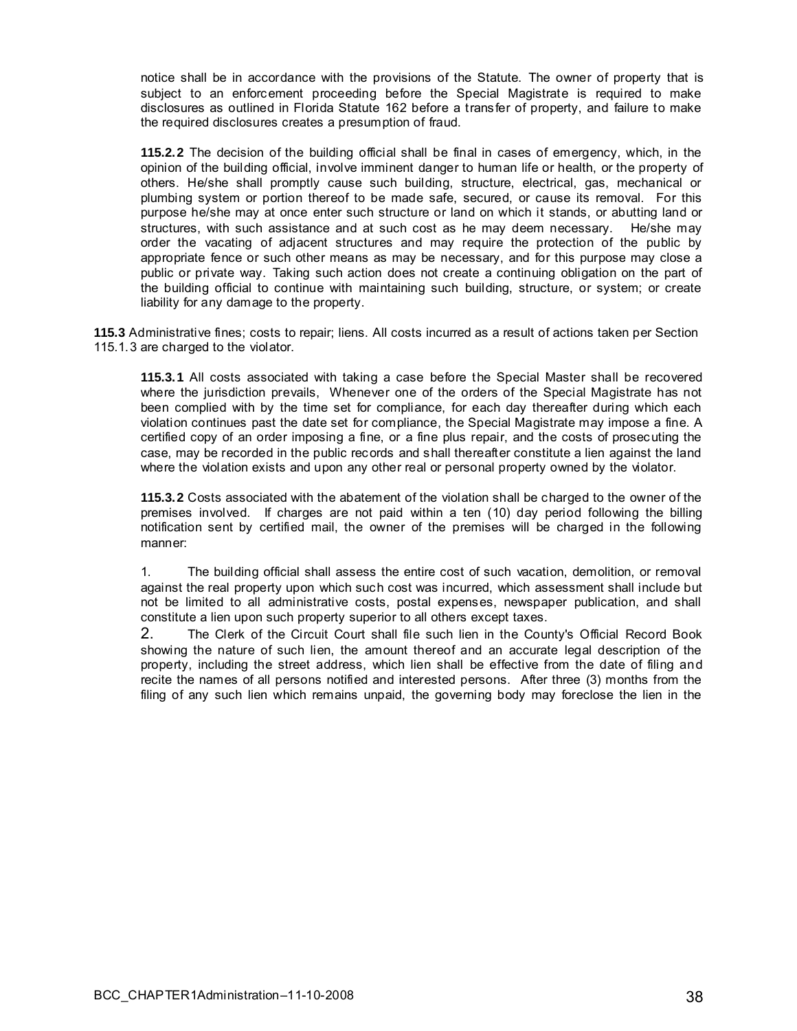notice shall be in accordance with the provisions of the Statute. The owner of property that is subject to an enforcement proceeding before the Special Magistrate is required to make disclosures as outlined in Florida Statute 162 before a transfer of property, and failure to make the required disclosures creates a presumption of fraud.

**115.2.2** The decision of the building official shall be final in cases of emergency, which, in the opinion of the building official, involve imminent danger to human life or health, or the property of others. He/she shall promptly cause such building, structure, electrical, gas, mechanical or plumbing system or portion thereof to be made safe, secured, or cause its removal. For this purpose he/she may at once enter such structure or land on which it stands, or abutting land or structures, with such assistance and at such cost as he may deem necessary. He/she may order the vacating of adjacent structures and may require the protection of the public by appropriate fence or such other means as may be necessary, and for this purpose may close a public or private way. Taking such action does not create a continuing obligation on the part of the building official to continue with maintaining such building, structure, or system; or create liability for any damage to the property.

**115.3** Administrative fines; costs to repair; liens. All costs incurred as a result of actions taken per Section 115.1.3 are charged to the violator.

**115.3.1** All costs associated with taking a case before the Special Master shall be recovered where the jurisdiction prevails, Whenever one of the orders of the Special Magistrate has not been complied with by the time set for compliance, for each day thereafter during which each violation continues past the date set for compliance, the Special Magistrate may impose a fine. A certified copy of an order imposing a fine, or a fine plus repair, and the costs of prosecuting the case, may be recorded in the public records and shall thereafter constitute a lien against the land where the violation exists and upon any other real or personal property owned by the violator.

**115.3.2** Costs associated with the abatement of the violation shall be charged to the owner of the premises involved. If charges are not paid within a ten (10) day period following the billing notification sent by certified mail, the owner of the premises will be charged in the following manner:

1. The building official shall assess the entire cost of such vacation, demolition, or removal against the real property upon which such cost was incurred, which assessment shall include but not be limited to all administrative costs, postal expenses, newspaper publication, and shall constitute a lien upon such property superior to all others except taxes.

2. The Clerk of the Circuit Court shall file such lien in the County's Official Record Book showing the nature of such lien, the amount thereof and an accurate legal description of the property, including the street address, which lien shall be effective from the date of filing and recite the names of all persons notified and interested persons. After three (3) months from the filing of any such lien which remains unpaid, the governing body may foreclose the lien in the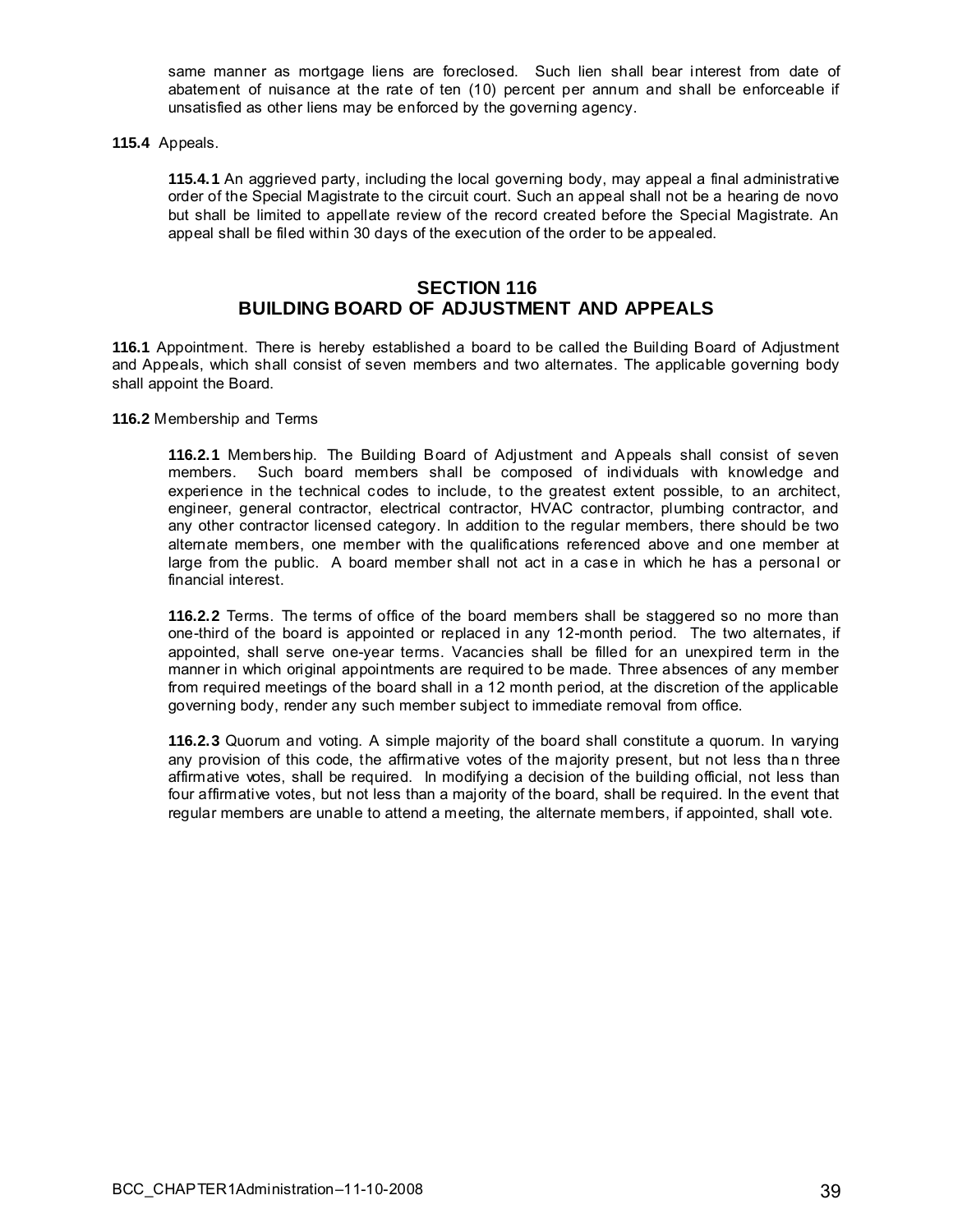same manner as mortgage liens are foreclosed. Such lien shall bear interest from date of abatement of nuisance at the rate of ten (10) percent per annum and shall be enforceable if unsatisfied as other liens may be enforced by the governing agency.

**115.4** Appeals.

**115.4.1** An aggrieved party, including the local governing body, may appeal a final administrative order of the Special Magistrate to the circuit court. Such an appeal shall not be a hearing de novo but shall be limited to appellate review of the record created before the Special Magistrate. An appeal shall be filed within 30 days of the execution of the order to be appealed.

## SECTION 116
## BUILDING BOARD OF ADJUSTMENT AND APPEALS

**116.1** Appointment. There is hereby established a board to be called the Building Board of Adjustment and Appeals, which shall consist of seven members and two alternates. The applicable governing body shall appoint the Board.

**116.2** Membership and Terms

**116.2.1** Membership. The Building Board of Adjustment and Appeals shall consist of seven members. Such board members shall be composed of individuals with knowledge and experience in the technical codes to include, to the greatest extent possible, to an architect, engineer, general contractor, electrical contractor, HVAC contractor, plumbing contractor, and any other contractor licensed category. In addition to the regular members, there should be two alternate members, one member with the qualifications referenced above and one member at large from the public. A board member shall not act in a case in which he has a personal or financial interest.

**116.2.2** Terms. The terms of office of the board members shall be staggered so no more than one-third of the board is appointed or replaced in any 12-month period. The two alternates, if appointed, shall serve one-year terms. Vacancies shall be filled for an unexpired term in the manner in which original appointments are required to be made. Three absences of any member from required meetings of the board shall in a 12 month period, at the discretion of the applicable governing body, render any such member subject to immediate removal from office.

**116.2.3** Quorum and voting. A simple majority of the board shall constitute a quorum. In varying any provision of this code, the affirmative votes of the majority present, but not less than three affirmative votes, shall be required. In modifying a decision of the building official, not less than four affirmative votes, but not less than a majority of the board, shall be required. In the event that regular members are unable to attend a meeting, the alternate members, if appointed, shall vote.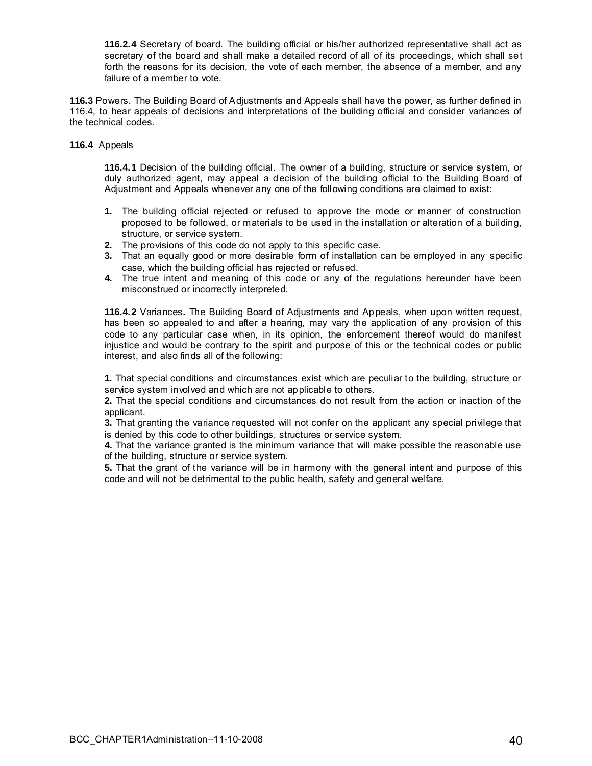**116.2.4** Secretary of board. The building official or his/her authorized representative shall act as secretary of the board and shall make a detailed record of all of its proceedings, which shall set forth the reasons for its decision, the vote of each member, the absence of a member, and any failure of a member to vote.

**116.3** Powers. The Building Board of Adjustments and Appeals shall have the power, as further defined in 116.4, to hear appeals of decisions and interpretations of the building official and consider variances of the technical codes.

**116.4** Appeals

**116.4.1** Decision of the building official. The owner of a building, structure or service system, or duly authorized agent, may appeal a decision of the building official to the Building Board of Adjustment and Appeals whenever any one of the following conditions are claimed to exist:

1. The building official rejected or refused to approve the mode or manner of construction proposed to be followed, or materials to be used in the installation or alteration of a building, structure, or service system.
2. The provisions of this code do not apply to this specific case.
3. That an equally good or more desirable form of installation can be employed in any specific case, which the building official has rejected or refused.
4. The true intent and meaning of this code or any of the regulations hereunder have been misconstrued or incorrectly interpreted.

**116.4.2** Variances**.** The Building Board of Adjustments and Appeals, when upon written request, has been so appealed to and after a hearing, may vary the application of any provision of this code to any particular case when, in its opinion, the enforcement thereof would do manifest injustice and would be contrary to the spirit and purpose of this or the technical codes or public interest, and also finds all of the following:

**1.** That special conditions and circumstances exist which are peculiar to the building, structure or service system involved and which are not applicable to others.
**2.** That the special conditions and circumstances do not result from the action or inaction of the applicant.
**3.** That granting the variance requested will not confer on the applicant any special privilege that is denied by this code to other buildings, structures or service system.
**4.** That the variance granted is the minimum variance that will make possible the reasonable use of the building, structure or service system.
**5.** That the grant of the variance will be in harmony with the general intent and purpose of this code and will not be detrimental to the public health, safety and general welfare.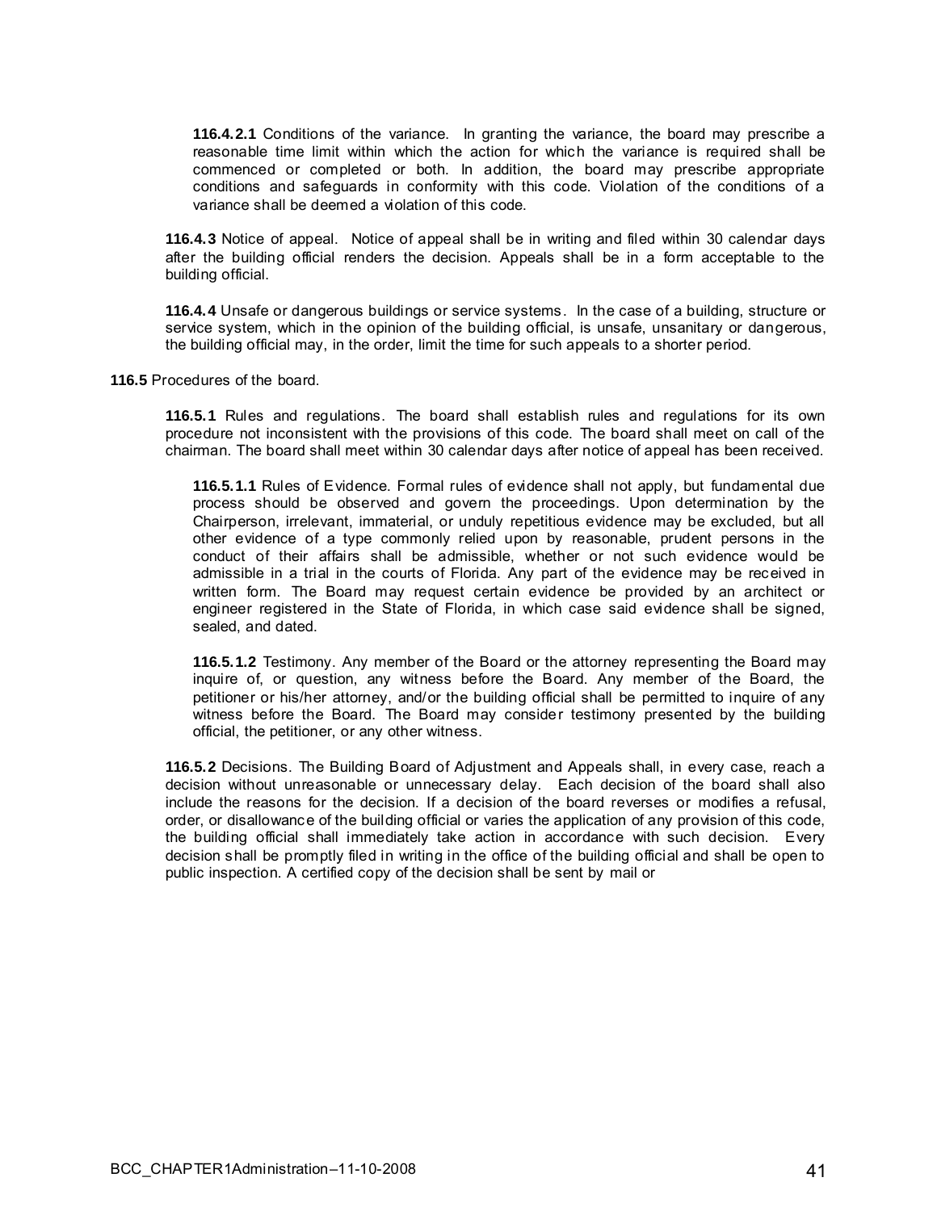**116.4.2.1** Conditions of the variance. In granting the variance, the board may prescribe a reasonable time limit within which the action for which the variance is required shall be commenced or completed or both. In addition, the board may prescribe appropriate conditions and safeguards in conformity with this code. Violation of the conditions of a variance shall be deemed a violation of this code.

**116.4.3** Notice of appeal. Notice of appeal shall be in writing and filed within 30 calendar days after the building official renders the decision. Appeals shall be in a form acceptable to the building official.

**116.4.4** Unsafe or dangerous buildings or service systems. In the case of a building, structure or service system, which in the opinion of the building official, is unsafe, unsanitary or dangerous, the building official may, in the order, limit the time for such appeals to a shorter period.

**116.5** Procedures of the board.

**116.5.1** Rules and regulations. The board shall establish rules and regulations for its own procedure not inconsistent with the provisions of this code. The board shall meet on call of the chairman. The board shall meet within 30 calendar days after notice of appeal has been received.

**116.5.1.1** Rules of Evidence. Formal rules of evidence shall not apply, but fundamental due process should be observed and govern the proceedings. Upon determination by the Chairperson, irrelevant, immaterial, or unduly repetitious evidence may be excluded, but all other evidence of a type commonly relied upon by reasonable, prudent persons in the conduct of their affairs shall be admissible, whether or not such evidence would be admissible in a trial in the courts of Florida. Any part of the evidence may be received in written form. The Board may request certain evidence be provided by an architect or engineer registered in the State of Florida, in which case said evidence shall be signed, sealed, and dated.

**116.5.1.2** Testimony. Any member of the Board or the attorney representing the Board may inquire of, or question, any witness before the Board. Any member of the Board, the petitioner or his/her attorney, and/or the building official shall be permitted to inquire of any witness before the Board. The Board may consider testimony presented by the building official, the petitioner, or any other witness.

**116.5.2** Decisions. The Building Board of Adjustment and Appeals shall, in every case, reach a decision without unreasonable or unnecessary delay. Each decision of the board shall also include the reasons for the decision. If a decision of the board reverses or modifies a refusal, order, or disallowance of the building official or varies the application of any provision of this code, the building official shall immediately take action in accordance with such decision. Every decision shall be promptly filed in writing in the office of the building official and shall be open to public inspection. A certified copy of the decision shall be sent by mail or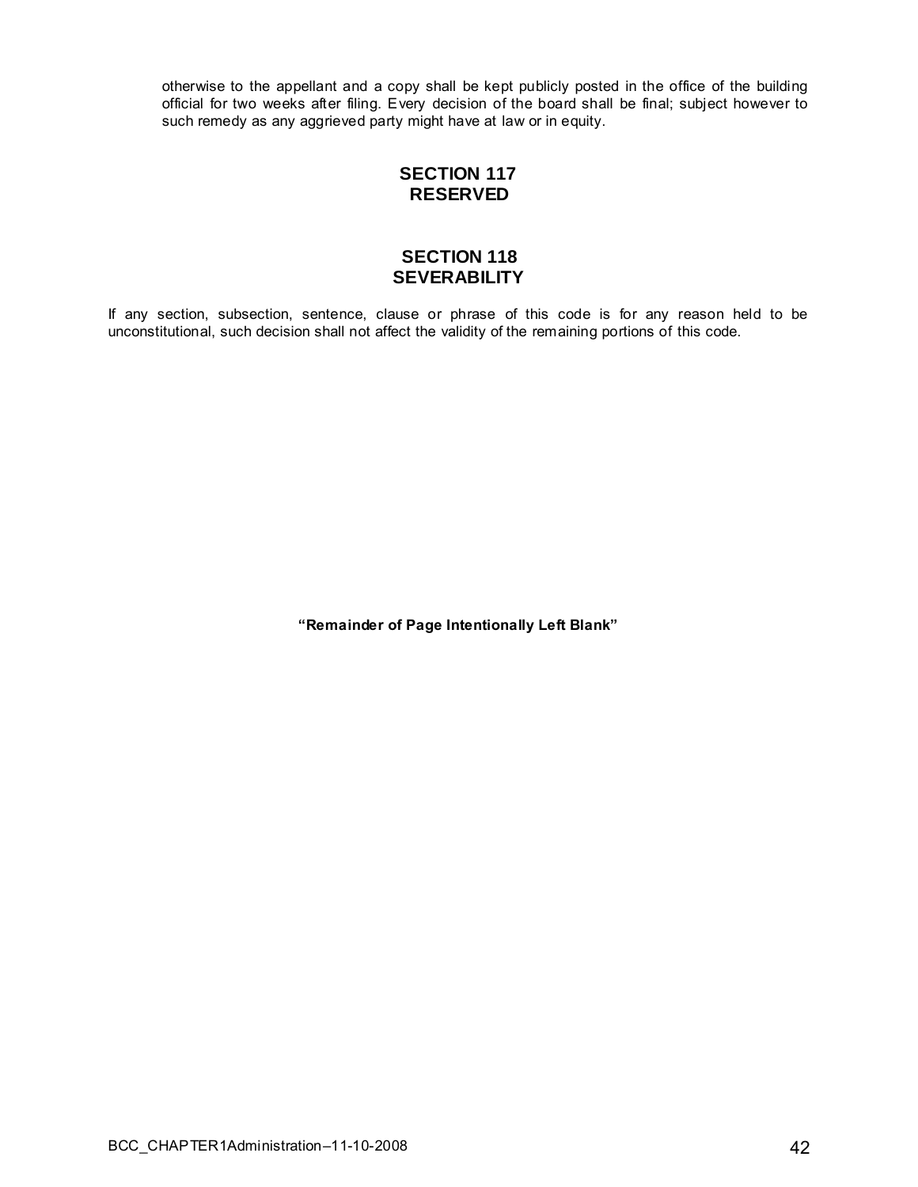otherwise to the appellant and a copy shall be kept publicly posted in the office of the building official for two weeks after filing. Every decision of the board shall be final; subject however to such remedy as any aggrieved party might have at law or in equity.

## SECTION 117
## RESERVED

## SECTION 118
## SEVERABILITY

If any section, subsection, sentence, clause or phrase of this code is for any reason held to be unconstitutional, such decision shall not affect the validity of the remaining portions of this code.

**"Remainder of Page Intentionally Left Blank"**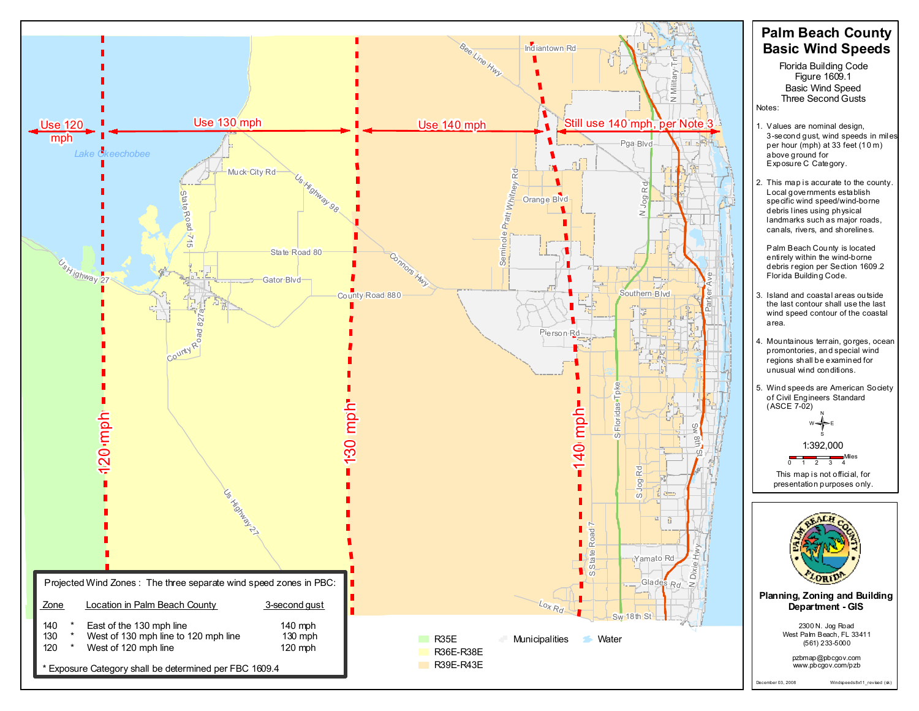# Palm Beach County Basic Wind Speeds

Florida Building Code
Figure 1609.1
Basic Wind Speed
Three Second Gusts

Notes:

1. Values are nominal design, 3-second gust, wind speeds in miles per hour (mph) at 33 feet (10 m) above ground for Exposure C Category.

2. This map is accurate to the county. Local governments establish specific wind speed/wind-borne debris lines using physical landmarks such as major roads, canals, rivers, and shorelines.

   Palm Beach County is located entirely within the wind-borne debris region per Section 1609.2 Florida Building Code.

3. Island and coastal areas outside the last contour shall use the last wind speed contour of the coastal area.

4. Mountainous terrain, gorges, ocean promontories, and special wind regions shall be examined for unusual wind conditions.

5. Wind speeds are American Society of Civil Engineers Standard (ASCE 7-02)

1:392,000

This map is not official, for presentation purposes only.

Use 120 mph | Use 130 mph | Use 140 mph | Still use 140 mph, per Note 3

120 mph | 130 mph | 140 mph

Projected Wind Zones : The three separate wind speed zones in PBC:

| Zone | | Location in Palm Beach County | 3-second gust |
|---|---|---|---|
| 140 | * | East of the 130 mph line | 140 mph |
| 130 | * | West of 130 mph line to 120 mph line | 130 mph |
| 120 | * | West of 120 mph line | 120 mph |

* Exposure Category shall be determined per FBC 1609.4

R35E | R36E-R38E | R39E-R43E | Municipalities | Water

**Planning, Zoning and Building Department - GIS**

2300 N. Jog Road
West Palm Beach, FL 33411
(561) 233-5000

pzbmap@pbcgov.com
www.pbcgov.com/pzb

December 03, 2008 — Windspeeds8x11_revised (sk)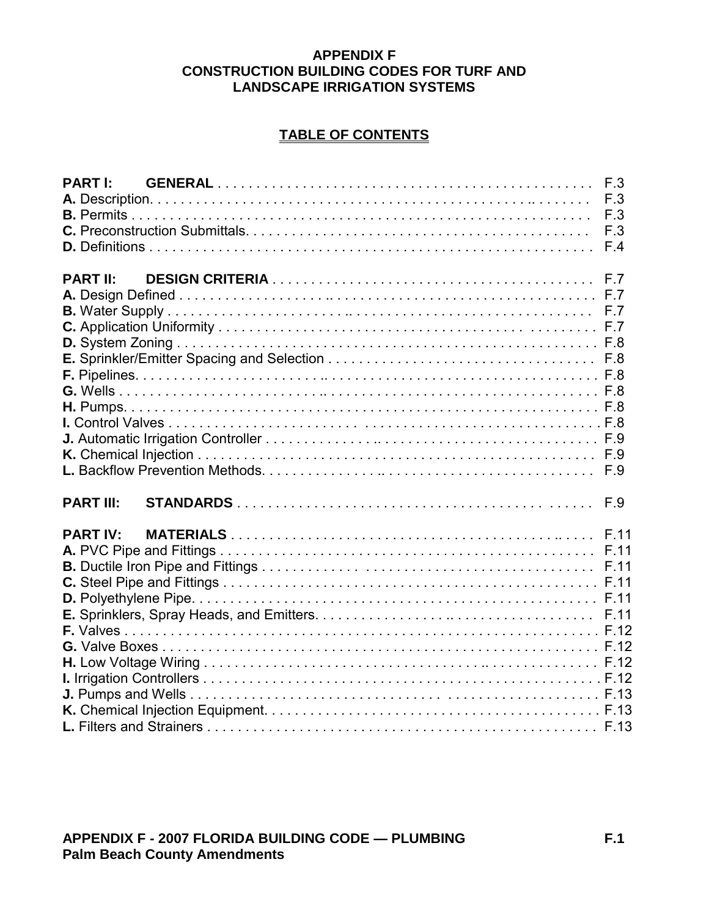# APPENDIX F
# CONSTRUCTION BUILDING CODES FOR TURF AND LANDSCAPE IRRIGATION SYSTEMS

## TABLE OF CONTENTS

**PART I: GENERAL** . . . . . . . . . . . . . . . . . . . . . . . . . . . . . . . . . . . . . . . . . . . . . . . . F.3
**A.** Description. . . . . . . . . . . . . . . . . . . . . . . . . . . . . . . . . . . . . . . . . . . . . . . . . . . . . F.3
**B.** Permits . . . . . . . . . . . . . . . . . . . . . . . . . . . . . . . . . . . . . . . . . . . . . . . . . . . . . . . . F.3
**C.** Preconstruction Submittals. . . . . . . . . . . . . . . . . . . . . . . . . . . . . . . . . . . . . . . . . . F.3
**D.** Definitions . . . . . . . . . . . . . . . . . . . . . . . . . . . . . . . . . . . . . . . . . . . . . . . . . . . . . F.4

**PART II: DESIGN CRITERIA** . . . . . . . . . . . . . . . . . . . . . . . . . . . . . . . . . . . . . . . . F.7
**A.** Design Defined . . . . . . . . . . . . . . . . . . . . . . . . . . . . . . . . . . . . . . . . . . . . . . . . . . F.7
**B.** Water Supply . . . . . . . . . . . . . . . . . . . . . . . . . . . . . . . . . . . . . . . . . . . . . . . . . . . F.7
**C.** Application Uniformity . . . . . . . . . . . . . . . . . . . . . . . . . . . . . . . . . . . . . . . . . . . . F.7
**D.** System Zoning . . . . . . . . . . . . . . . . . . . . . . . . . . . . . . . . . . . . . . . . . . . . . . . . . . F.8
**E.** Sprinkler/Emitter Spacing and Selection . . . . . . . . . . . . . . . . . . . . . . . . . . . . . . . F.8
**F.** Pipelines. . . . . . . . . . . . . . . . . . . . . . . . . . . . . . . . . . . . . . . . . . . . . . . . . . . . . . . F.8
**G.** Wells . . . . . . . . . . . . . . . . . . . . . . . . . . . . . . . . . . . . . . . . . . . . . . . . . . . . . . . . . F.8
**H.** Pumps. . . . . . . . . . . . . . . . . . . . . . . . . . . . . . . . . . . . . . . . . . . . . . . . . . . . . . . . . F.8
**I.** Control Valves . . . . . . . . . . . . . . . . . . . . . . . . . . . . . . . . . . . . . . . . . . . . . . . . . . . F.8
**J.** Automatic Irrigation Controller . . . . . . . . . . . . . . . . . . . . . . . . . . . . . . . . . . . . . . . F.9
**K.** Chemical Injection . . . . . . . . . . . . . . . . . . . . . . . . . . . . . . . . . . . . . . . . . . . . . . . F.9
**L.** Backflow Prevention Methods. . . . . . . . . . . . . . . . . . . . . . . . . . . . . . . . . . . . . . . F.9

**PART III: STANDARDS** . . . . . . . . . . . . . . . . . . . . . . . . . . . . . . . . . . . . . . . . . . . . F.9

**PART IV: MATERIALS** . . . . . . . . . . . . . . . . . . . . . . . . . . . . . . . . . . . . . . . . . . . . F.11
**A.** PVC Pipe and Fittings . . . . . . . . . . . . . . . . . . . . . . . . . . . . . . . . . . . . . . . . . . . . . F.11
**B.** Ductile Iron Pipe and Fittings . . . . . . . . . . . . . . . . . . . . . . . . . . . . . . . . . . . . . . . F.11
**C.** Steel Pipe and Fittings . . . . . . . . . . . . . . . . . . . . . . . . . . . . . . . . . . . . . . . . . . . . F.11
**D.** Polyethylene Pipe. . . . . . . . . . . . . . . . . . . . . . . . . . . . . . . . . . . . . . . . . . . . . . . . F.11
**E.** Sprinklers, Spray Heads, and Emitters. . . . . . . . . . . . . . . . . . . . . . . . . . . . . . . . F.11
**F.** Valves . . . . . . . . . . . . . . . . . . . . . . . . . . . . . . . . . . . . . . . . . . . . . . . . . . . . . . . . F.12
**G.** Valve Boxes . . . . . . . . . . . . . . . . . . . . . . . . . . . . . . . . . . . . . . . . . . . . . . . . . . . F.12
**H.** Low Voltage Wiring . . . . . . . . . . . . . . . . . . . . . . . . . . . . . . . . . . . . . . . . . . . . . . F.12
**I.** Irrigation Controllers . . . . . . . . . . . . . . . . . . . . . . . . . . . . . . . . . . . . . . . . . . . . . . F.12
**J.** Pumps and Wells . . . . . . . . . . . . . . . . . . . . . . . . . . . . . . . . . . . . . . . . . . . . . . . . F.13
**K.** Chemical Injection Equipment. . . . . . . . . . . . . . . . . . . . . . . . . . . . . . . . . . . . . . . F.13
**L.** Filters and Strainers . . . . . . . . . . . . . . . . . . . . . . . . . . . . . . . . . . . . . . . . . . . . . . F.13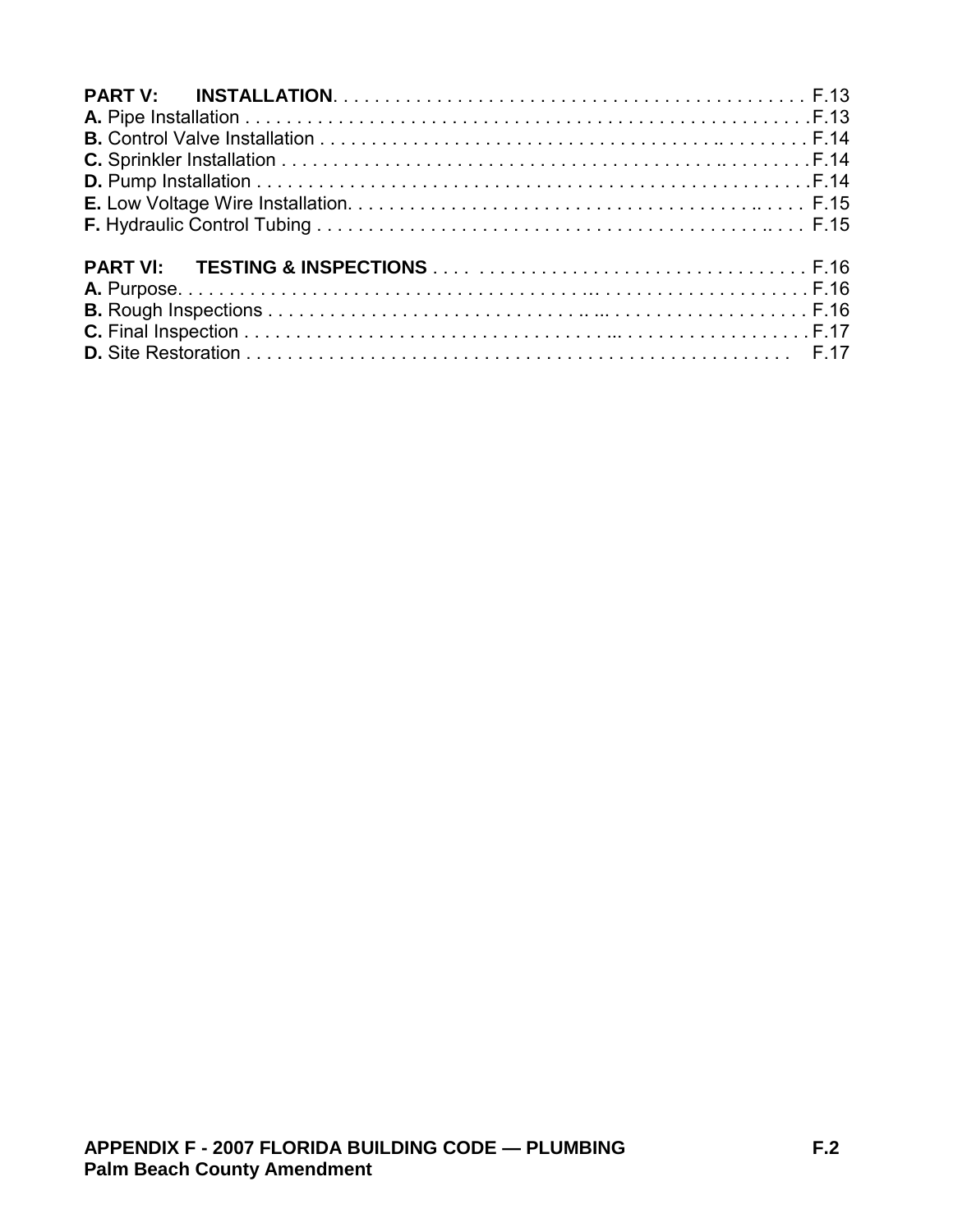**PART V: INSTALLATION** . . . . . . . . . . . . . . . . . . . . . . . . . . . . . . . . . . . . . . . . . . . . . F.13
**A.** Pipe Installation . . . . . . . . . . . . . . . . . . . . . . . . . . . . . . . . . . . . . . . . . . . . . . . . . . . . . F.13
**B.** Control Valve Installation . . . . . . . . . . . . . . . . . . . . . . . . . . . . . . . . . . . . . . . . . . . . . . . F.14
**C.** Sprinkler Installation . . . . . . . . . . . . . . . . . . . . . . . . . . . . . . . . . . . . . . . . . . . . . . . . . . F.14
**D.** Pump Installation . . . . . . . . . . . . . . . . . . . . . . . . . . . . . . . . . . . . . . . . . . . . . . . . . . . . F.14
**E.** Low Voltage Wire Installation. . . . . . . . . . . . . . . . . . . . . . . . . . . . . . . . . . . . . . . . . . . . F.15
**F.** Hydraulic Control Tubing . . . . . . . . . . . . . . . . . . . . . . . . . . . . . . . . . . . . . . . . . . . . . . . F.15

**PART VI: TESTING & INSPECTIONS** . . . . . . . . . . . . . . . . . . . . . . . . . . . . . . . . . . . . . . F.16
**A.** Purpose. . . . . . . . . . . . . . . . . . . . . . . . . . . . . . . . . . . . . . . . . . . . . . . . . . . . . . . . . . . . F.16
**B.** Rough Inspections . . . . . . . . . . . . . . . . . . . . . . . . . . . . . . . . . . . . . . . . . . . . . . . . . . . . F.16
**C.** Final Inspection . . . . . . . . . . . . . . . . . . . . . . . . . . . . . . . . . . . . . . . . . . . . . . . . . . . . . . F.17
**D.** Site Restoration . . . . . . . . . . . . . . . . . . . . . . . . . . . . . . . . . . . . . . . . . . . . . . . . . . . . . F.17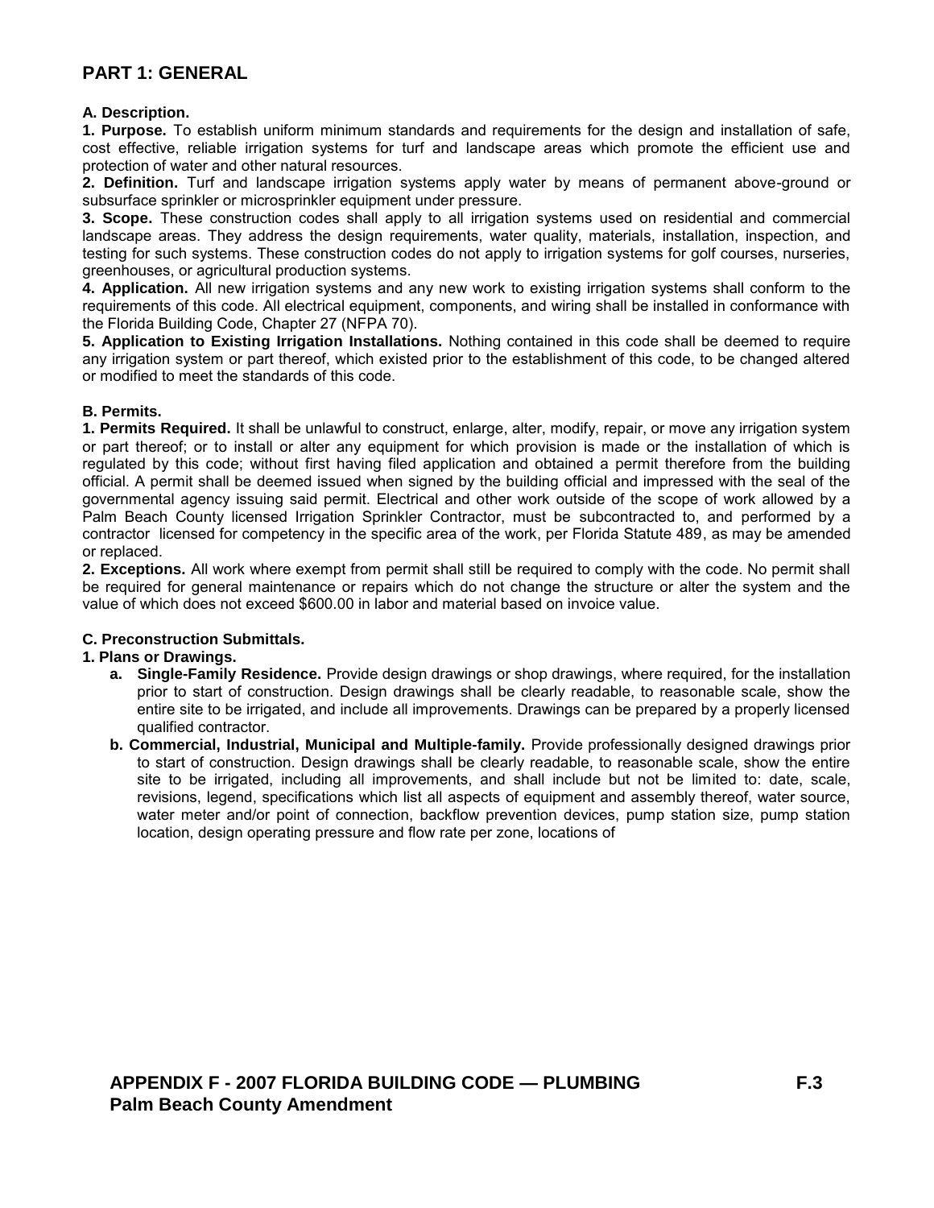## PART 1: GENERAL

**A. Description.**

**1. Purpose.** To establish uniform minimum standards and requirements for the design and installation of safe, cost effective, reliable irrigation systems for turf and landscape areas which promote the efficient use and protection of water and other natural resources.

**2. Definition.** Turf and landscape irrigation systems apply water by means of permanent above-ground or subsurface sprinkler or microsprinkler equipment under pressure.

**3. Scope.** These construction codes shall apply to all irrigation systems used on residential and commercial landscape areas. They address the design requirements, water quality, materials, installation, inspection, and testing for such systems. These construction codes do not apply to irrigation systems for golf courses, nurseries, greenhouses, or agricultural production systems.

**4. Application.** All new irrigation systems and any new work to existing irrigation systems shall conform to the requirements of this code. All electrical equipment, components, and wiring shall be installed in conformance with the Florida Building Code, Chapter 27 (NFPA 70).

**5. Application to Existing Irrigation Installations.** Nothing contained in this code shall be deemed to require any irrigation system or part thereof, which existed prior to the establishment of this code, to be changed altered or modified to meet the standards of this code.

**B. Permits.**

**1. Permits Required.** It shall be unlawful to construct, enlarge, alter, modify, repair, or move any irrigation system or part thereof; or to install or alter any equipment for which provision is made or the installation of which is regulated by this code; without first having filed application and obtained a permit therefore from the building official. A permit shall be deemed issued when signed by the building official and impressed with the seal of the governmental agency issuing said permit. Electrical and other work outside of the scope of work allowed by a Palm Beach County licensed Irrigation Sprinkler Contractor, must be subcontracted to, and performed by a contractor licensed for competency in the specific area of the work, per Florida Statute 489, as may be amended or replaced.

**2. Exceptions.** All work where exempt from permit shall still be required to comply with the code. No permit shall be required for general maintenance or repairs which do not change the structure or alter the system and the value of which does not exceed $600.00 in labor and material based on invoice value.

**C. Preconstruction Submittals.**

**1. Plans or Drawings.**

- **a. Single-Family Residence.** Provide design drawings or shop drawings, where required, for the installation prior to start of construction. Design drawings shall be clearly readable, to reasonable scale, show the entire site to be irrigated, and include all improvements. Drawings can be prepared by a properly licensed qualified contractor.
- **b. Commercial, Industrial, Municipal and Multiple-family.** Provide professionally designed drawings prior to start of construction. Design drawings shall be clearly readable, to reasonable scale, show the entire site to be irrigated, including all improvements, and shall include but not be limited to: date, scale, revisions, legend, specifications which list all aspects of equipment and assembly thereof, water source, water meter and/or point of connection, backflow prevention devices, pump station size, pump station location, design operating pressure and flow rate per zone, locations of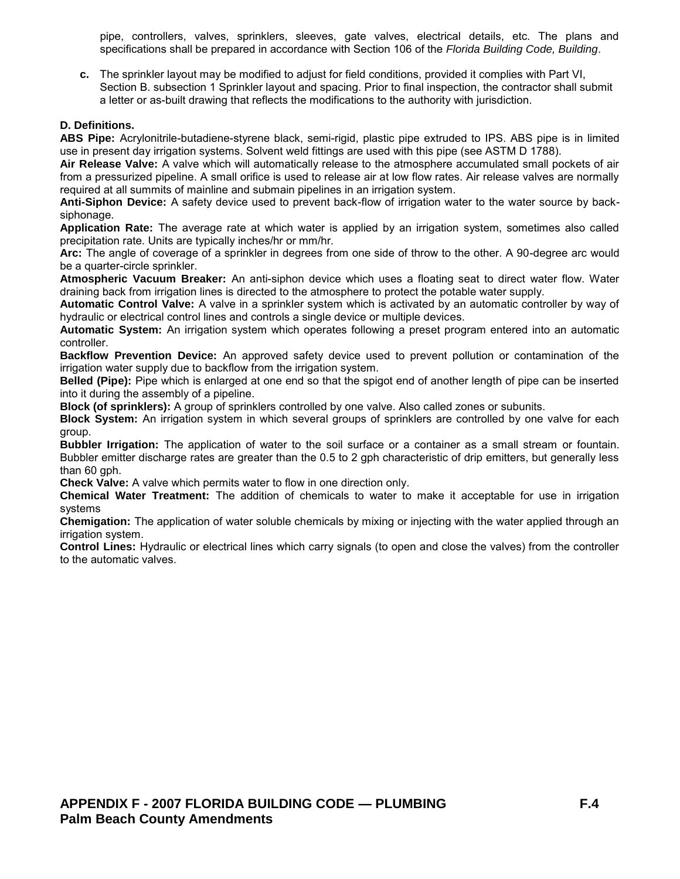pipe, controllers, valves, sprinklers, sleeves, gate valves, electrical details, etc. The plans and specifications shall be prepared in accordance with Section 106 of the *Florida Building Code, Building*.

**c.** The sprinkler layout may be modified to adjust for field conditions, provided it complies with Part VI, Section B. subsection 1 Sprinkler layout and spacing. Prior to final inspection, the contractor shall submit a letter or as-built drawing that reflects the modifications to the authority with jurisdiction.

**D. Definitions.**

**ABS Pipe:** Acrylonitrile-butadiene-styrene black, semi-rigid, plastic pipe extruded to IPS. ABS pipe is in limited use in present day irrigation systems. Solvent weld fittings are used with this pipe (see ASTM D 1788).

**Air Release Valve:** A valve which will automatically release to the atmosphere accumulated small pockets of air from a pressurized pipeline. A small orifice is used to release air at low flow rates. Air release valves are normally required at all summits of mainline and submain pipelines in an irrigation system.

**Anti-Siphon Device:** A safety device used to prevent back-flow of irrigation water to the water source by back-siphonage.

**Application Rate:** The average rate at which water is applied by an irrigation system, sometimes also called precipitation rate. Units are typically inches/hr or mm/hr.

**Arc:** The angle of coverage of a sprinkler in degrees from one side of throw to the other. A 90-degree arc would be a quarter-circle sprinkler.

**Atmospheric Vacuum Breaker:** An anti-siphon device which uses a floating seat to direct water flow. Water draining back from irrigation lines is directed to the atmosphere to protect the potable water supply.

**Automatic Control Valve:** A valve in a sprinkler system which is activated by an automatic controller by way of hydraulic or electrical control lines and controls a single device or multiple devices.

**Automatic System:** An irrigation system which operates following a preset program entered into an automatic controller.

**Backflow Prevention Device:** An approved safety device used to prevent pollution or contamination of the irrigation water supply due to backflow from the irrigation system.

**Belled (Pipe):** Pipe which is enlarged at one end so that the spigot end of another length of pipe can be inserted into it during the assembly of a pipeline.

**Block (of sprinklers):** A group of sprinklers controlled by one valve. Also called zones or subunits.

**Block System:** An irrigation system in which several groups of sprinklers are controlled by one valve for each group.

**Bubbler Irrigation:** The application of water to the soil surface or a container as a small stream or fountain. Bubbler emitter discharge rates are greater than the 0.5 to 2 gph characteristic of drip emitters, but generally less than 60 gph.

**Check Valve:** A valve which permits water to flow in one direction only.

**Chemical Water Treatment:** The addition of chemicals to water to make it acceptable for use in irrigation systems

**Chemigation:** The application of water soluble chemicals by mixing or injecting with the water applied through an irrigation system.

**Control Lines:** Hydraulic or electrical lines which carry signals (to open and close the valves) from the controller to the automatic valves.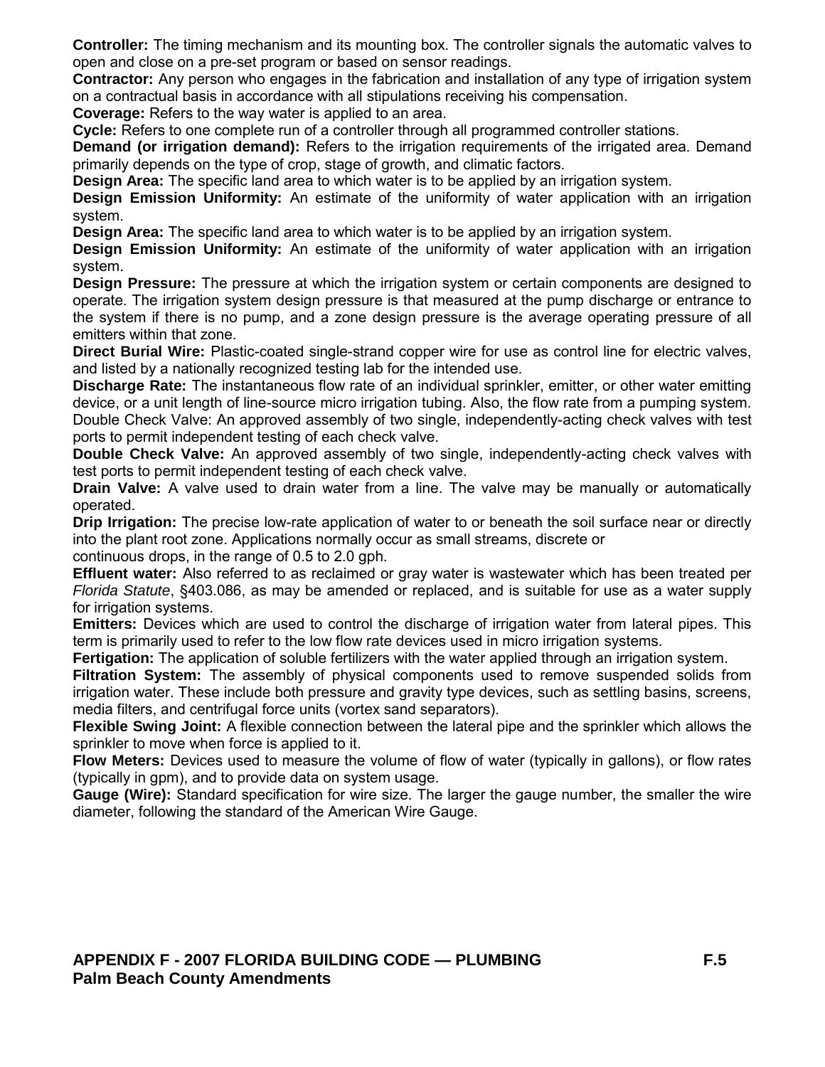**Controller:** The timing mechanism and its mounting box. The controller signals the automatic valves to open and close on a pre-set program or based on sensor readings.

**Contractor:** Any person who engages in the fabrication and installation of any type of irrigation system on a contractual basis in accordance with all stipulations receiving his compensation.

**Coverage:** Refers to the way water is applied to an area.

**Cycle:** Refers to one complete run of a controller through all programmed controller stations.

**Demand (or irrigation demand):** Refers to the irrigation requirements of the irrigated area. Demand primarily depends on the type of crop, stage of growth, and climatic factors.

**Design Area:** The specific land area to which water is to be applied by an irrigation system.

**Design Emission Uniformity:** An estimate of the uniformity of water application with an irrigation system.

**Design Area:** The specific land area to which water is to be applied by an irrigation system.

**Design Emission Uniformity:** An estimate of the uniformity of water application with an irrigation system.

**Design Pressure:** The pressure at which the irrigation system or certain components are designed to operate. The irrigation system design pressure is that measured at the pump discharge or entrance to the system if there is no pump, and a zone design pressure is the average operating pressure of all emitters within that zone.

**Direct Burial Wire:** Plastic-coated single-strand copper wire for use as control line for electric valves, and listed by a nationally recognized testing lab for the intended use.

**Discharge Rate:** The instantaneous flow rate of an individual sprinkler, emitter, or other water emitting device, or a unit length of line-source micro irrigation tubing. Also, the flow rate from a pumping system. Double Check Valve: An approved assembly of two single, independently-acting check valves with test ports to permit independent testing of each check valve.

**Double Check Valve:** An approved assembly of two single, independently-acting check valves with test ports to permit independent testing of each check valve.

**Drain Valve:** A valve used to drain water from a line. The valve may be manually or automatically operated.

**Drip Irrigation:** The precise low-rate application of water to or beneath the soil surface near or directly into the plant root zone. Applications normally occur as small streams, discrete or continuous drops, in the range of 0.5 to 2.0 gph.

**Effluent water:** Also referred to as reclaimed or gray water is wastewater which has been treated per *Florida Statute*, §403.086, as may be amended or replaced, and is suitable for use as a water supply for irrigation systems.

**Emitters:** Devices which are used to control the discharge of irrigation water from lateral pipes. This term is primarily used to refer to the low flow rate devices used in micro irrigation systems.

**Fertigation:** The application of soluble fertilizers with the water applied through an irrigation system.

**Filtration System:** The assembly of physical components used to remove suspended solids from irrigation water. These include both pressure and gravity type devices, such as settling basins, screens, media filters, and centrifugal force units (vortex sand separators).

**Flexible Swing Joint:** A flexible connection between the lateral pipe and the sprinkler which allows the sprinkler to move when force is applied to it.

**Flow Meters:** Devices used to measure the volume of flow of water (typically in gallons), or flow rates (typically in gpm), and to provide data on system usage.

**Gauge (Wire):** Standard specification for wire size. The larger the gauge number, the smaller the wire diameter, following the standard of the American Wire Gauge.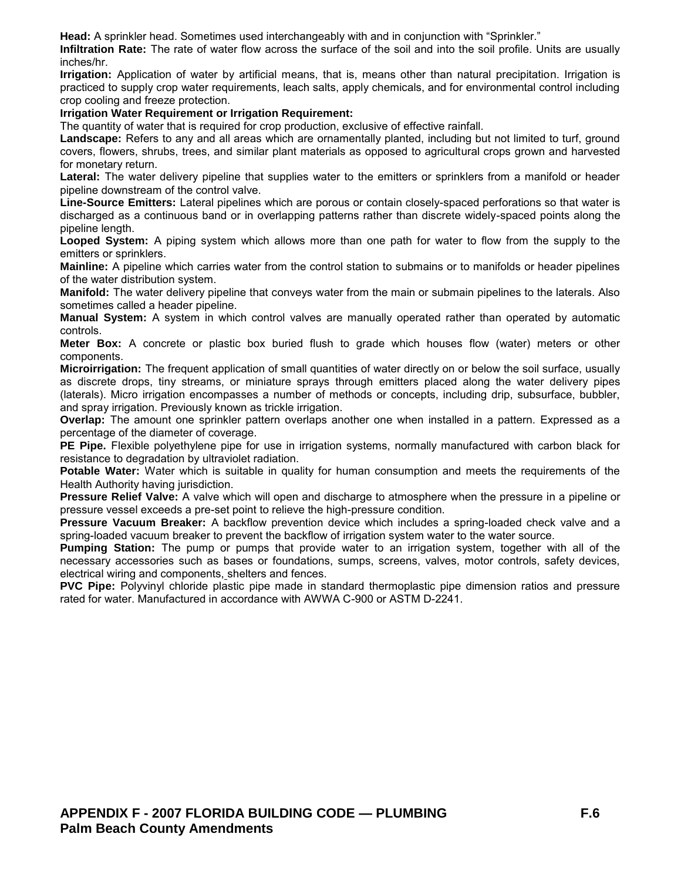**Head:** A sprinkler head. Sometimes used interchangeably with and in conjunction with "Sprinkler."

**Infiltration Rate:** The rate of water flow across the surface of the soil and into the soil profile. Units are usually inches/hr.

**Irrigation:** Application of water by artificial means, that is, means other than natural precipitation. Irrigation is practiced to supply crop water requirements, leach salts, apply chemicals, and for environmental control including crop cooling and freeze protection.

**Irrigation Water Requirement or Irrigation Requirement:**
The quantity of water that is required for crop production, exclusive of effective rainfall.

**Landscape:** Refers to any and all areas which are ornamentally planted, including but not limited to turf, ground covers, flowers, shrubs, trees, and similar plant materials as opposed to agricultural crops grown and harvested for monetary return.

**Lateral:** The water delivery pipeline that supplies water to the emitters or sprinklers from a manifold or header pipeline downstream of the control valve.

**Line-Source Emitters:** Lateral pipelines which are porous or contain closely-spaced perforations so that water is discharged as a continuous band or in overlapping patterns rather than discrete widely-spaced points along the pipeline length.

**Looped System:** A piping system which allows more than one path for water to flow from the supply to the emitters or sprinklers.

**Mainline:** A pipeline which carries water from the control station to submains or to manifolds or header pipelines of the water distribution system.

**Manifold:** The water delivery pipeline that conveys water from the main or submain pipelines to the laterals. Also sometimes called a header pipeline.

**Manual System:** A system in which control valves are manually operated rather than operated by automatic controls.

**Meter Box:** A concrete or plastic box buried flush to grade which houses flow (water) meters or other components.

**Microirrigation:** The frequent application of small quantities of water directly on or below the soil surface, usually as discrete drops, tiny streams, or miniature sprays through emitters placed along the water delivery pipes (laterals). Micro irrigation encompasses a number of methods or concepts, including drip, subsurface, bubbler, and spray irrigation. Previously known as trickle irrigation.

**Overlap:** The amount one sprinkler pattern overlaps another one when installed in a pattern. Expressed as a percentage of the diameter of coverage.

**PE Pipe.** Flexible polyethylene pipe for use in irrigation systems, normally manufactured with carbon black for resistance to degradation by ultraviolet radiation.

**Potable Water:** Water which is suitable in quality for human consumption and meets the requirements of the Health Authority having jurisdiction.

**Pressure Relief Valve:** A valve which will open and discharge to atmosphere when the pressure in a pipeline or pressure vessel exceeds a pre-set point to relieve the high-pressure condition.

**Pressure Vacuum Breaker:** A backflow prevention device which includes a spring-loaded check valve and a spring-loaded vacuum breaker to prevent the backflow of irrigation system water to the water source.

**Pumping Station:** The pump or pumps that provide water to an irrigation system, together with all of the necessary accessories such as bases or foundations, sumps, screens, valves, motor controls, safety devices, electrical wiring and components, shelters and fences.

**PVC Pipe:** Polyvinyl chloride plastic pipe made in standard thermoplastic pipe dimension ratios and pressure rated for water. Manufactured in accordance with AWWA C-900 or ASTM D-2241.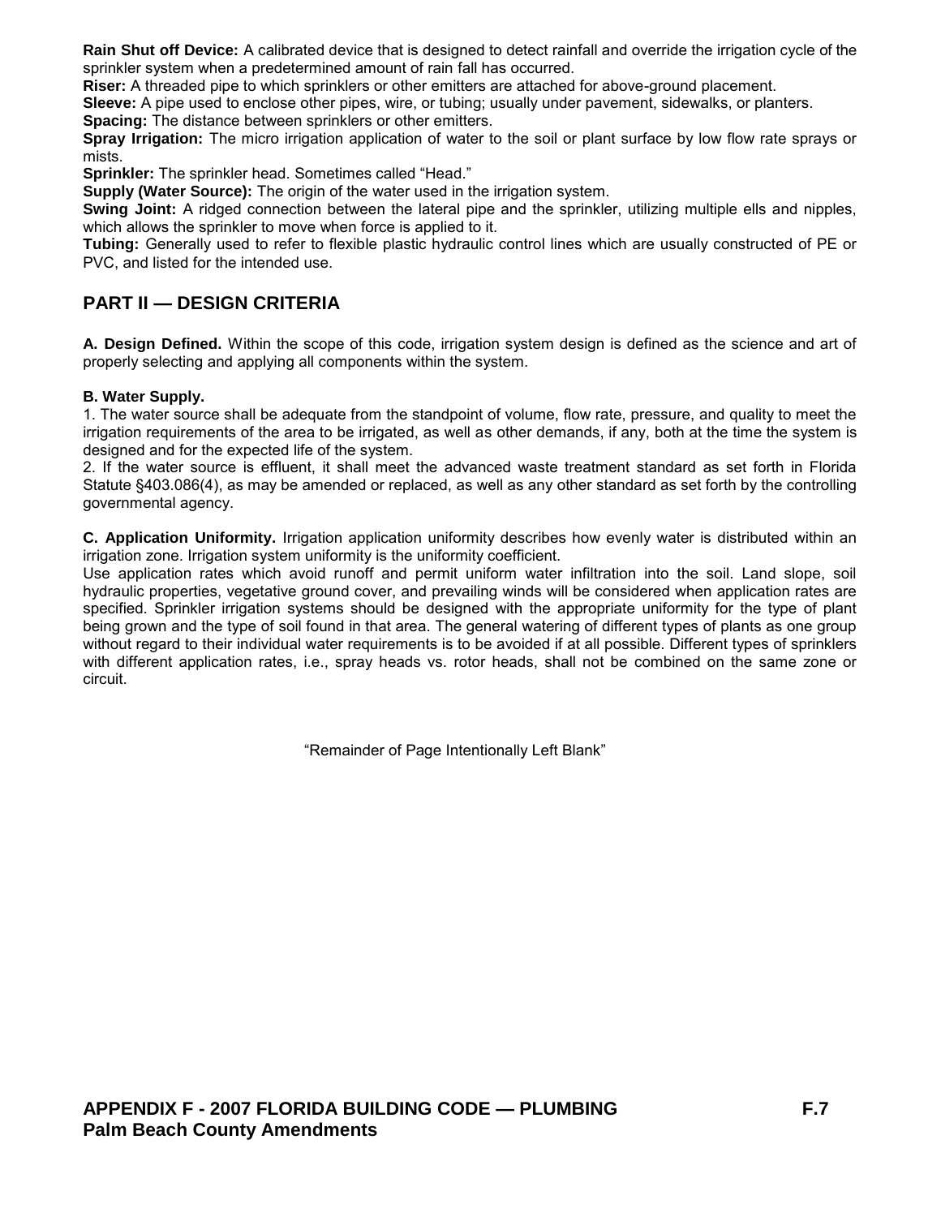**Rain Shut off Device:** A calibrated device that is designed to detect rainfall and override the irrigation cycle of the sprinkler system when a predetermined amount of rain fall has occurred.

**Riser:** A threaded pipe to which sprinklers or other emitters are attached for above-ground placement.

**Sleeve:** A pipe used to enclose other pipes, wire, or tubing; usually under pavement, sidewalks, or planters.

**Spacing:** The distance between sprinklers or other emitters.

**Spray Irrigation:** The micro irrigation application of water to the soil or plant surface by low flow rate sprays or mists.

**Sprinkler:** The sprinkler head. Sometimes called "Head."

**Supply (Water Source):** The origin of the water used in the irrigation system.

**Swing Joint:** A ridged connection between the lateral pipe and the sprinkler, utilizing multiple ells and nipples, which allows the sprinkler to move when force is applied to it.

**Tubing:** Generally used to refer to flexible plastic hydraulic control lines which are usually constructed of PE or PVC, and listed for the intended use.

## PART II — DESIGN CRITERIA

**A. Design Defined.** Within the scope of this code, irrigation system design is defined as the science and art of properly selecting and applying all components within the system.

**B. Water Supply.**

1. The water source shall be adequate from the standpoint of volume, flow rate, pressure, and quality to meet the irrigation requirements of the area to be irrigated, as well as other demands, if any, both at the time the system is designed and for the expected life of the system.
2. If the water source is effluent, it shall meet the advanced waste treatment standard as set forth in Florida Statute §403.086(4), as may be amended or replaced, as well as any other standard as set forth by the controlling governmental agency.

**C. Application Uniformity.** Irrigation application uniformity describes how evenly water is distributed within an irrigation zone. Irrigation system uniformity is the uniformity coefficient.

Use application rates which avoid runoff and permit uniform water infiltration into the soil. Land slope, soil hydraulic properties, vegetative ground cover, and prevailing winds will be considered when application rates are specified. Sprinkler irrigation systems should be designed with the appropriate uniformity for the type of plant being grown and the type of soil found in that area. The general watering of different types of plants as one group without regard to their individual water requirements is to be avoided if at all possible. Different types of sprinklers with different application rates, i.e., spray heads vs. rotor heads, shall not be combined on the same zone or circuit.

"Remainder of Page Intentionally Left Blank"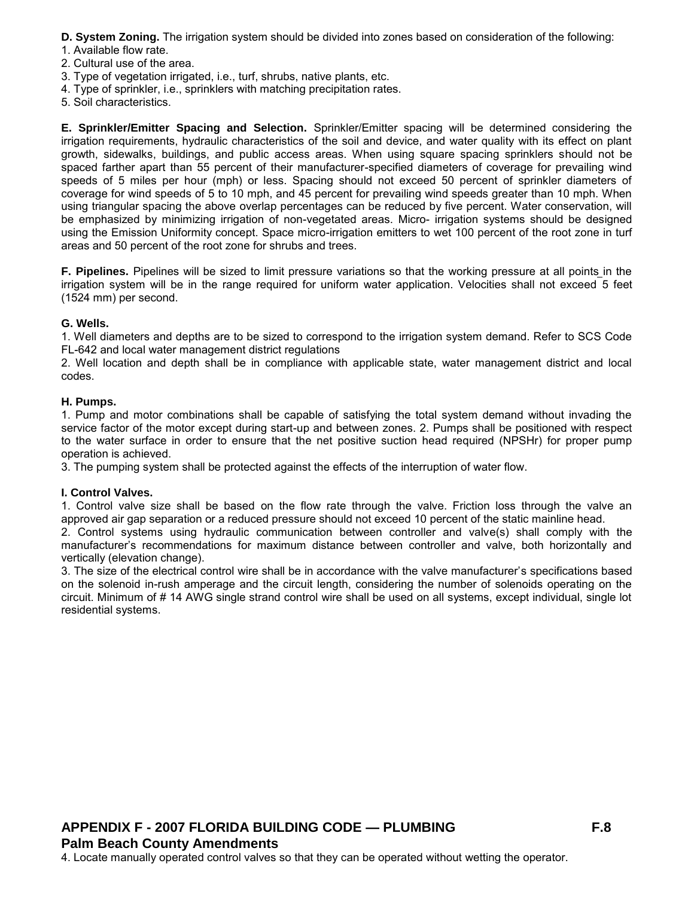**D. System Zoning.** The irrigation system should be divided into zones based on consideration of the following:
1. Available flow rate.
2. Cultural use of the area.
3. Type of vegetation irrigated, i.e., turf, shrubs, native plants, etc.
4. Type of sprinkler, i.e., sprinklers with matching precipitation rates.
5. Soil characteristics.

**E. Sprinkler/Emitter Spacing and Selection.** Sprinkler/Emitter spacing will be determined considering the irrigation requirements, hydraulic characteristics of the soil and device, and water quality with its effect on plant growth, sidewalks, buildings, and public access areas. When using square spacing sprinklers should not be spaced farther apart than 55 percent of their manufacturer-specified diameters of coverage for prevailing wind speeds of 5 miles per hour (mph) or less. Spacing should not exceed 50 percent of sprinkler diameters of coverage for wind speeds of 5 to 10 mph, and 45 percent for prevailing wind speeds greater than 10 mph. When using triangular spacing the above overlap percentages can be reduced by five percent. Water conservation, will be emphasized by minimizing irrigation of non-vegetated areas. Micro- irrigation systems should be designed using the Emission Uniformity concept. Space micro-irrigation emitters to wet 100 percent of the root zone in turf areas and 50 percent of the root zone for shrubs and trees.

**F. Pipelines.** Pipelines will be sized to limit pressure variations so that the working pressure at all points in the irrigation system will be in the range required for uniform water application. Velocities shall not exceed 5 feet (1524 mm) per second.

**G. Wells.**
1. Well diameters and depths are to be sized to correspond to the irrigation system demand. Refer to SCS Code FL-642 and local water management district regulations
2. Well location and depth shall be in compliance with applicable state, water management district and local codes.

**H. Pumps.**
1. Pump and motor combinations shall be capable of satisfying the total system demand without invading the service factor of the motor except during start-up and between zones. 2. Pumps shall be positioned with respect to the water surface in order to ensure that the net positive suction head required (NPSHr) for proper pump operation is achieved.
3. The pumping system shall be protected against the effects of the interruption of water flow.

**I. Control Valves.**
1. Control valve size shall be based on the flow rate through the valve. Friction loss through the valve an approved air gap separation or a reduced pressure should not exceed 10 percent of the static mainline head.
2. Control systems using hydraulic communication between controller and valve(s) shall comply with the manufacturer's recommendations for maximum distance between controller and valve, both horizontally and vertically (elevation change).
3. The size of the electrical control wire shall be in accordance with the valve manufacturer's specifications based on the solenoid in-rush amperage and the circuit length, considering the number of solenoids operating on the circuit. Minimum of # 14 AWG single strand control wire shall be used on all systems, except individual, single lot residential systems.

4. Locate manually operated control valves so that they can be operated without wetting the operator.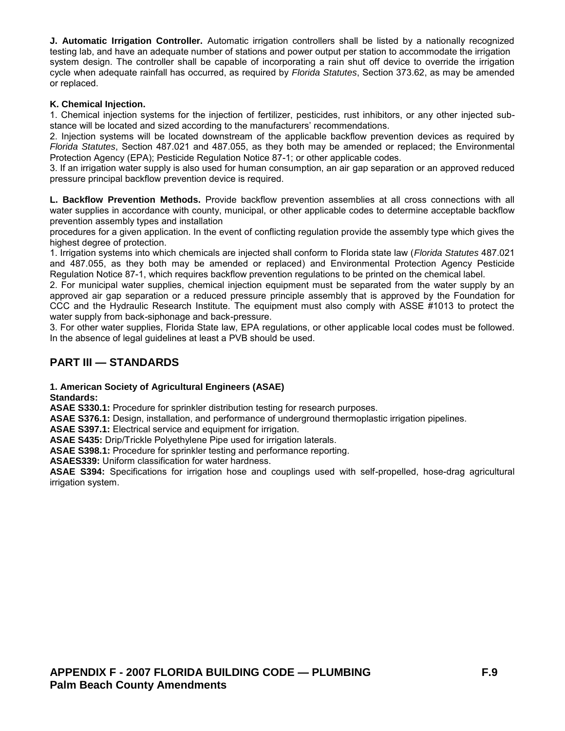**J. Automatic Irrigation Controller.** Automatic irrigation controllers shall be listed by a nationally recognized testing lab, and have an adequate number of stations and power output per station to accommodate the irrigation system design. The controller shall be capable of incorporating a rain shut off device to override the irrigation cycle when adequate rainfall has occurred, as required by *Florida Statutes*, Section 373.62, as may be amended or replaced.

**K. Chemical Injection.**

1. Chemical injection systems for the injection of fertilizer, pesticides, rust inhibitors, or any other injected substance will be located and sized according to the manufacturers' recommendations.
2. Injection systems will be located downstream of the applicable backflow prevention devices as required by *Florida Statutes*, Section 487.021 and 487.055, as they both may be amended or replaced; the Environmental Protection Agency (EPA); Pesticide Regulation Notice 87-1; or other applicable codes.
3. If an irrigation water supply is also used for human consumption, an air gap separation or an approved reduced pressure principal backflow prevention device is required.

**L. Backflow Prevention Methods.** Provide backflow prevention assemblies at all cross connections with all water supplies in accordance with county, municipal, or other applicable codes to determine acceptable backflow prevention assembly types and installation procedures for a given application. In the event of conflicting regulation provide the assembly type which gives the highest degree of protection.

1. Irrigation systems into which chemicals are injected shall conform to Florida state law (*Florida Statutes* 487.021 and 487.055, as they both may be amended or replaced) and Environmental Protection Agency Pesticide Regulation Notice 87-1, which requires backflow prevention regulations to be printed on the chemical label.
2. For municipal water supplies, chemical injection equipment must be separated from the water supply by an approved air gap separation or a reduced pressure principle assembly that is approved by the Foundation for CCC and the Hydraulic Research Institute. The equipment must also comply with ASSE #1013 to protect the water supply from back-siphonage and back-pressure.
3. For other water supplies, Florida State law, EPA regulations, or other applicable local codes must be followed. In the absence of legal guidelines at least a PVB should be used.

## PART III — STANDARDS

**1. American Society of Agricultural Engineers (ASAE)**
**Standards:**

**ASAE S330.1:** Procedure for sprinkler distribution testing for research purposes.
**ASAE S376.1:** Design, installation, and performance of underground thermoplastic irrigation pipelines.
**ASAE S397.1:** Electrical service and equipment for irrigation.
**ASAE S435:** Drip/Trickle Polyethylene Pipe used for irrigation laterals.
**ASAE S398.1:** Procedure for sprinkler testing and performance reporting.
**ASAES339:** Uniform classification for water hardness.
**ASAE S394:** Specifications for irrigation hose and couplings used with self-propelled, hose-drag agricultural irrigation system.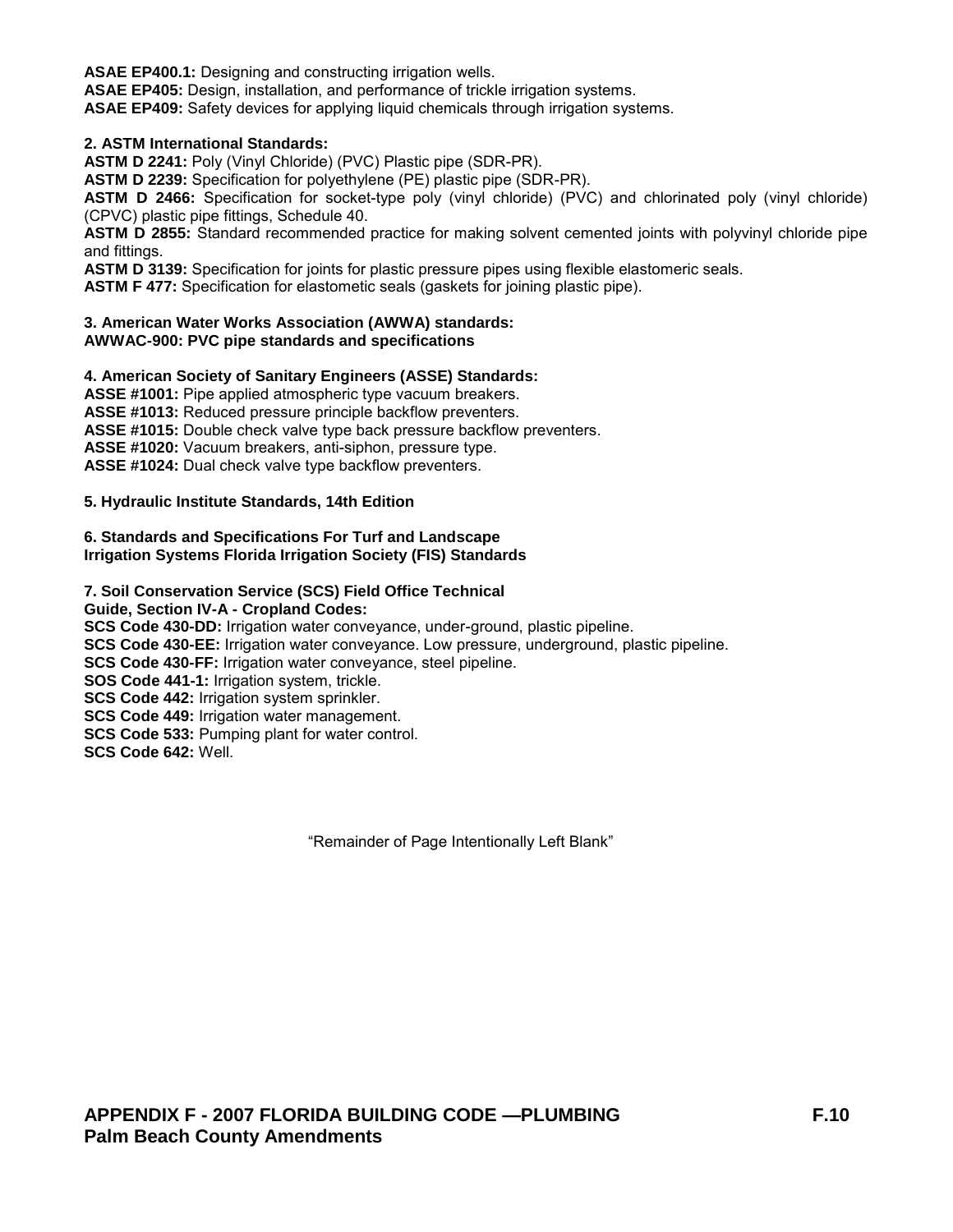**ASAE EP400.1:** Designing and constructing irrigation wells.
**ASAE EP405:** Design, installation, and performance of trickle irrigation systems.
**ASAE EP409:** Safety devices for applying liquid chemicals through irrigation systems.

**2. ASTM International Standards:**

**ASTM D 2241:** Poly (Vinyl Chloride) (PVC) Plastic pipe (SDR-PR).
**ASTM D 2239:** Specification for polyethylene (PE) plastic pipe (SDR-PR).
**ASTM D 2466:** Specification for socket-type poly (vinyl chloride) (PVC) and chlorinated poly (vinyl chloride) (CPVC) plastic pipe fittings, Schedule 40.
**ASTM D 2855:** Standard recommended practice for making solvent cemented joints with polyvinyl chloride pipe and fittings.
**ASTM D 3139:** Specification for joints for plastic pressure pipes using flexible elastomeric seals.
**ASTM F 477:** Specification for elastometic seals (gaskets for joining plastic pipe).

**3. American Water Works Association (AWWA) standards:**
**AWWAC-900: PVC pipe standards and specifications**

**4. American Society of Sanitary Engineers (ASSE) Standards:**

**ASSE #1001:** Pipe applied atmospheric type vacuum breakers.
**ASSE #1013:** Reduced pressure principle backflow preventers.
**ASSE #1015:** Double check valve type back pressure backflow preventers.
**ASSE #1020:** Vacuum breakers, anti-siphon, pressure type.
**ASSE #1024:** Dual check valve type backflow preventers.

**5. Hydraulic Institute Standards, 14th Edition**

**6. Standards and Specifications For Turf and Landscape Irrigation Systems Florida Irrigation Society (FIS) Standards**

**7. Soil Conservation Service (SCS) Field Office Technical Guide, Section IV-A - Cropland Codes:**

**SCS Code 430-DD:** Irrigation water conveyance, under-ground, plastic pipeline.
**SCS Code 430-EE:** Irrigation water conveyance. Low pressure, underground, plastic pipeline.
**SCS Code 430-FF:** Irrigation water conveyance, steel pipeline.
**SOS Code 441-1:** Irrigation system, trickle.
**SCS Code 442:** Irrigation system sprinkler.
**SCS Code 449:** Irrigation water management.
**SCS Code 533:** Pumping plant for water control.
**SCS Code 642:** Well.

"Remainder of Page Intentionally Left Blank"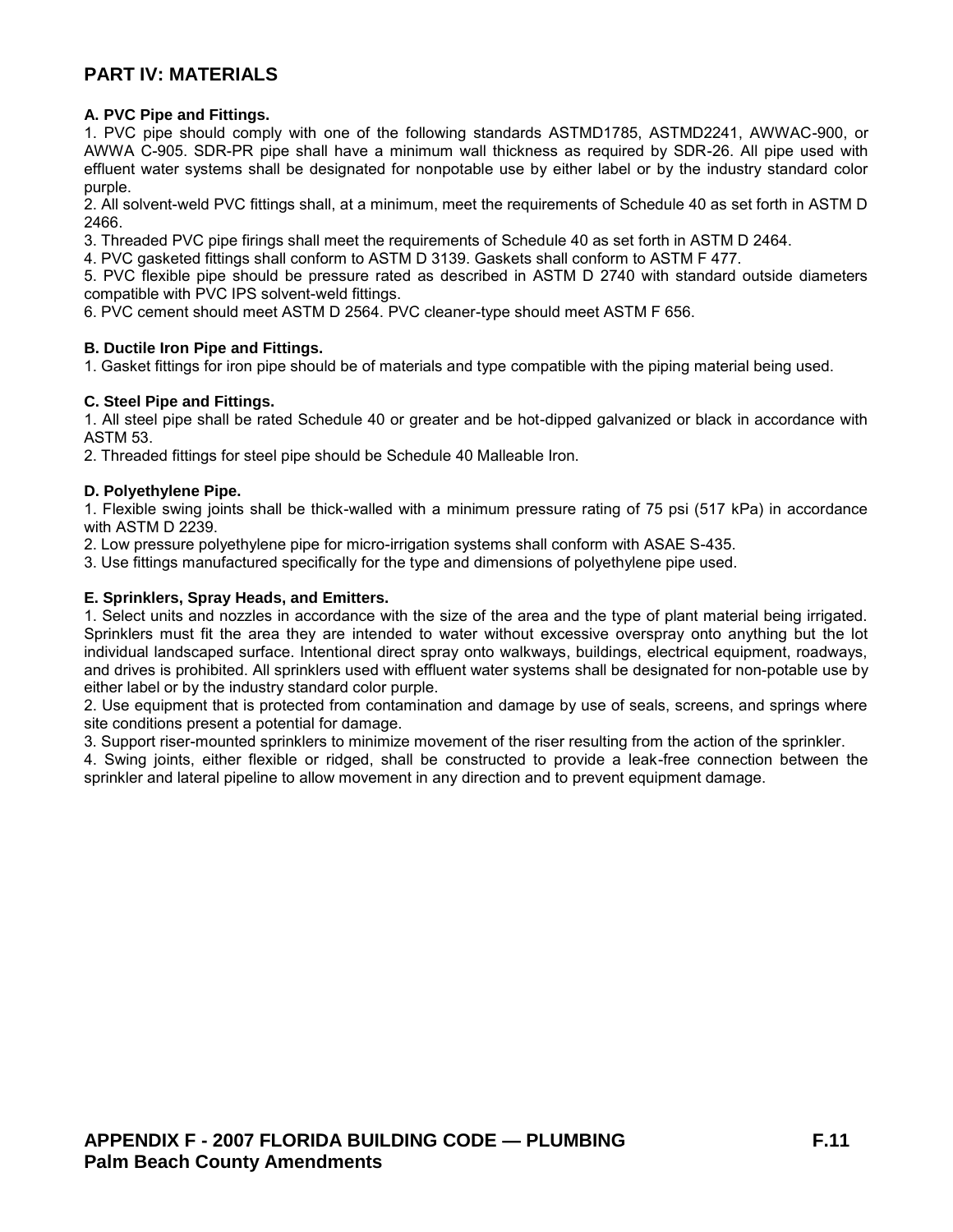## PART IV: MATERIALS

### A. PVC Pipe and Fittings.

1. PVC pipe should comply with one of the following standards ASTMD1785, ASTMD2241, AWWAC-900, or AWWA C-905. SDR-PR pipe shall have a minimum wall thickness as required by SDR-26. All pipe used with effluent water systems shall be designated for nonpotable use by either label or by the industry standard color purple.
2. All solvent-weld PVC fittings shall, at a minimum, meet the requirements of Schedule 40 as set forth in ASTM D 2466.
3. Threaded PVC pipe firings shall meet the requirements of Schedule 40 as set forth in ASTM D 2464.
4. PVC gasketed fittings shall conform to ASTM D 3139. Gaskets shall conform to ASTM F 477.
5. PVC flexible pipe should be pressure rated as described in ASTM D 2740 with standard outside diameters compatible with PVC IPS solvent-weld fittings.
6. PVC cement should meet ASTM D 2564. PVC cleaner-type should meet ASTM F 656.

### B. Ductile Iron Pipe and Fittings.

1. Gasket fittings for iron pipe should be of materials and type compatible with the piping material being used.

### C. Steel Pipe and Fittings.

1. All steel pipe shall be rated Schedule 40 or greater and be hot-dipped galvanized or black in accordance with ASTM 53.
2. Threaded fittings for steel pipe should be Schedule 40 Malleable Iron.

### D. Polyethylene Pipe.

1. Flexible swing joints shall be thick-walled with a minimum pressure rating of 75 psi (517 kPa) in accordance with ASTM D 2239.
2. Low pressure polyethylene pipe for micro-irrigation systems shall conform with ASAE S-435.
3. Use fittings manufactured specifically for the type and dimensions of polyethylene pipe used.

### E. Sprinklers, Spray Heads, and Emitters.

1. Select units and nozzles in accordance with the size of the area and the type of plant material being irrigated. Sprinklers must fit the area they are intended to water without excessive overspray onto anything but the lot individual landscaped surface. Intentional direct spray onto walkways, buildings, electrical equipment, roadways, and drives is prohibited. All sprinklers used with effluent water systems shall be designated for non-potable use by either label or by the industry standard color purple.
2. Use equipment that is protected from contamination and damage by use of seals, screens, and springs where site conditions present a potential for damage.
3. Support riser-mounted sprinklers to minimize movement of the riser resulting from the action of the sprinkler.
4. Swing joints, either flexible or ridged, shall be constructed to provide a leak-free connection between the sprinkler and lateral pipeline to allow movement in any direction and to prevent equipment damage.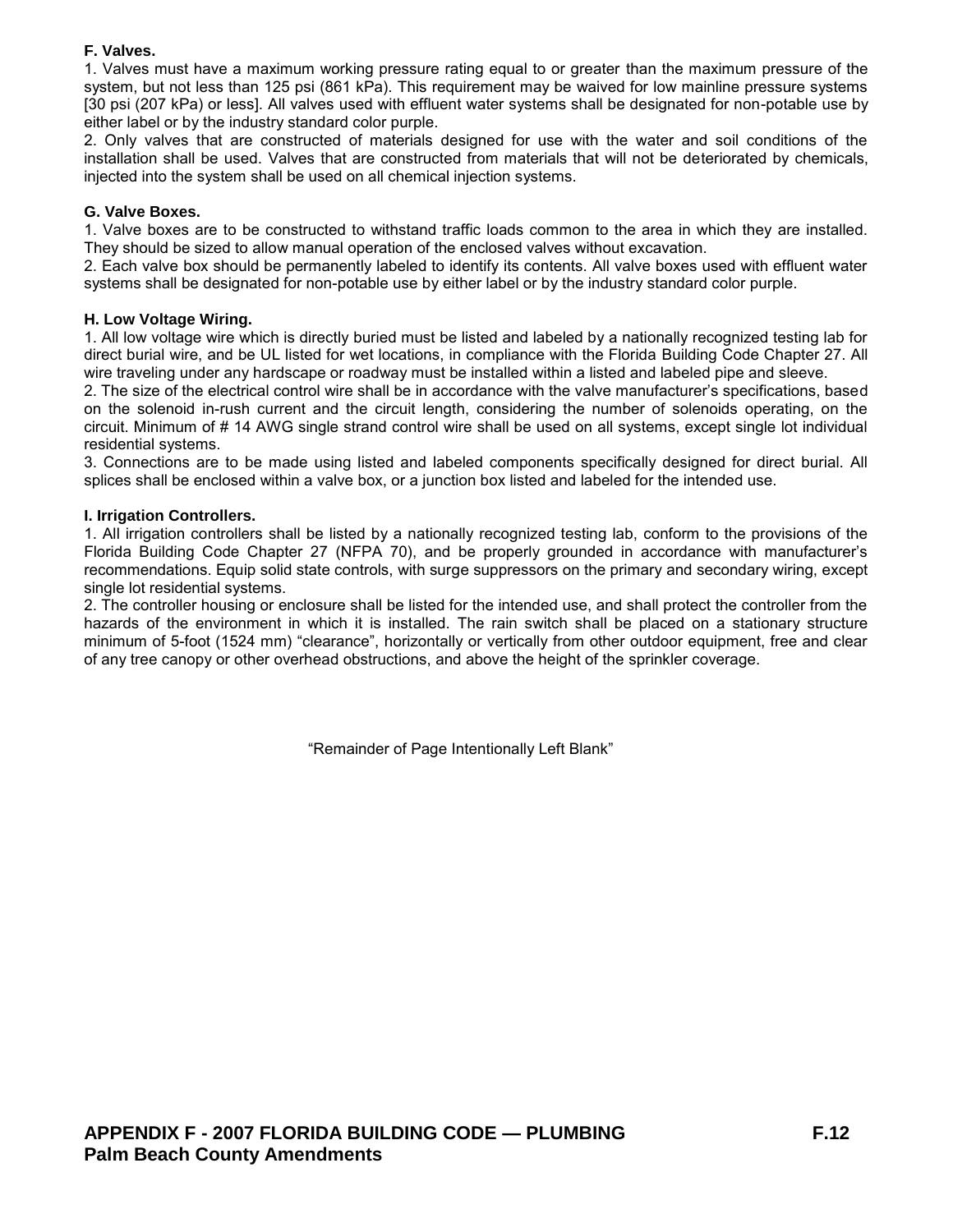**F. Valves.**

1. Valves must have a maximum working pressure rating equal to or greater than the maximum pressure of the system, but not less than 125 psi (861 kPa). This requirement may be waived for low mainline pressure systems [30 psi (207 kPa) or less]. All valves used with effluent water systems shall be designated for non-potable use by either label or by the industry standard color purple.

2. Only valves that are constructed of materials designed for use with the water and soil conditions of the installation shall be used. Valves that are constructed from materials that will not be deteriorated by chemicals, injected into the system shall be used on all chemical injection systems.

**G. Valve Boxes.**

1. Valve boxes are to be constructed to withstand traffic loads common to the area in which they are installed. They should be sized to allow manual operation of the enclosed valves without excavation.

2. Each valve box should be permanently labeled to identify its contents. All valve boxes used with effluent water systems shall be designated for non-potable use by either label or by the industry standard color purple.

**H. Low Voltage Wiring.**

1. All low voltage wire which is directly buried must be listed and labeled by a nationally recognized testing lab for direct burial wire, and be UL listed for wet locations, in compliance with the Florida Building Code Chapter 27. All wire traveling under any hardscape or roadway must be installed within a listed and labeled pipe and sleeve.

2. The size of the electrical control wire shall be in accordance with the valve manufacturer's specifications, based on the solenoid in-rush current and the circuit length, considering the number of solenoids operating, on the circuit. Minimum of # 14 AWG single strand control wire shall be used on all systems, except single lot individual residential systems.

3. Connections are to be made using listed and labeled components specifically designed for direct burial. All splices shall be enclosed within a valve box, or a junction box listed and labeled for the intended use.

**I. Irrigation Controllers.**

1. All irrigation controllers shall be listed by a nationally recognized testing lab, conform to the provisions of the Florida Building Code Chapter 27 (NFPA 70), and be properly grounded in accordance with manufacturer's recommendations. Equip solid state controls, with surge suppressors on the primary and secondary wiring, except single lot residential systems.

2. The controller housing or enclosure shall be listed for the intended use, and shall protect the controller from the hazards of the environment in which it is installed. The rain switch shall be placed on a stationary structure minimum of 5-foot (1524 mm) "clearance", horizontally or vertically from other outdoor equipment, free and clear of any tree canopy or other overhead obstructions, and above the height of the sprinkler coverage.

"Remainder of Page Intentionally Left Blank"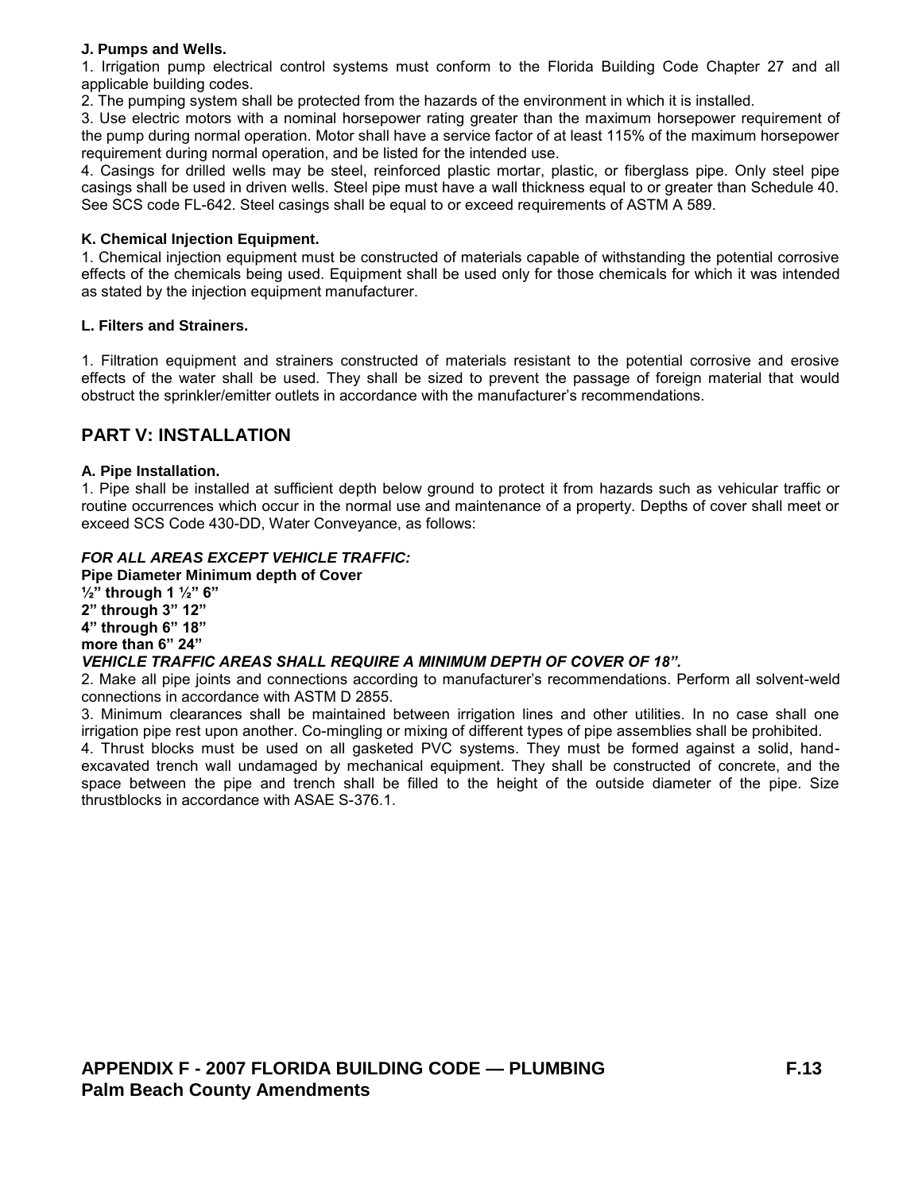**J. Pumps and Wells.**

1. Irrigation pump electrical control systems must conform to the Florida Building Code Chapter 27 and all applicable building codes.
2. The pumping system shall be protected from the hazards of the environment in which it is installed.
3. Use electric motors with a nominal horsepower rating greater than the maximum horsepower requirement of the pump during normal operation. Motor shall have a service factor of at least 115% of the maximum horsepower requirement during normal operation, and be listed for the intended use.
4. Casings for drilled wells may be steel, reinforced plastic mortar, plastic, or fiberglass pipe. Only steel pipe casings shall be used in driven wells. Steel pipe must have a wall thickness equal to or greater than Schedule 40. See SCS code FL-642. Steel casings shall be equal to or exceed requirements of ASTM A 589.

**K. Chemical Injection Equipment.**

1. Chemical injection equipment must be constructed of materials capable of withstanding the potential corrosive effects of the chemicals being used. Equipment shall be used only for those chemicals for which it was intended as stated by the injection equipment manufacturer.

**L. Filters and Strainers.**

1. Filtration equipment and strainers constructed of materials resistant to the potential corrosive and erosive effects of the water shall be used. They shall be sized to prevent the passage of foreign material that would obstruct the sprinkler/emitter outlets in accordance with the manufacturer's recommendations.

## PART V: INSTALLATION

**A. Pipe Installation.**

1. Pipe shall be installed at sufficient depth below ground to protect it from hazards such as vehicular traffic or routine occurrences which occur in the normal use and maintenance of a property. Depths of cover shall meet or exceed SCS Code 430-DD, Water Conveyance, as follows:

***FOR ALL AREAS EXCEPT VEHICLE TRAFFIC:***

**Pipe Diameter Minimum depth of Cover**
**½" through 1 ½" 6"**
**2" through 3" 12"**
**4" through 6" 18"**
**more than 6" 24"**

***VEHICLE TRAFFIC AREAS SHALL REQUIRE A MINIMUM DEPTH OF COVER OF 18".***

2. Make all pipe joints and connections according to manufacturer's recommendations. Perform all solvent-weld connections in accordance with ASTM D 2855.
3. Minimum clearances shall be maintained between irrigation lines and other utilities. In no case shall one irrigation pipe rest upon another. Co-mingling or mixing of different types of pipe assemblies shall be prohibited.
4. Thrust blocks must be used on all gasketed PVC systems. They must be formed against a solid, hand-excavated trench wall undamaged by mechanical equipment. They shall be constructed of concrete, and the space between the pipe and trench shall be filled to the height of the outside diameter of the pipe. Size thrustblocks in accordance with ASAE S-376.1.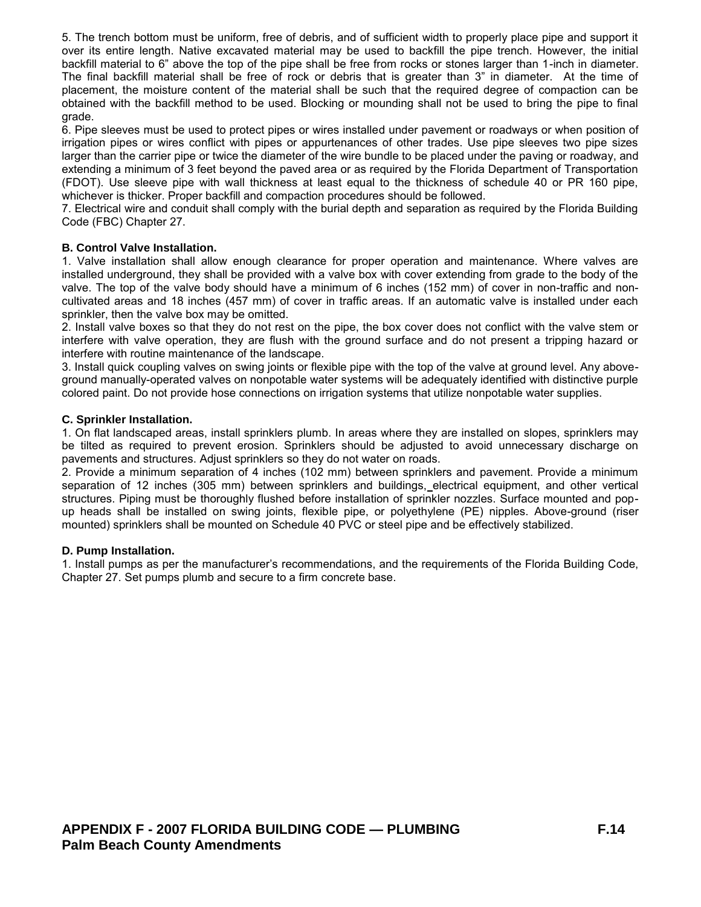5. The trench bottom must be uniform, free of debris, and of sufficient width to properly place pipe and support it over its entire length. Native excavated material may be used to backfill the pipe trench. However, the initial backfill material to 6" above the top of the pipe shall be free from rocks or stones larger than 1-inch in diameter. The final backfill material shall be free of rock or debris that is greater than 3" in diameter. At the time of placement, the moisture content of the material shall be such that the required degree of compaction can be obtained with the backfill method to be used. Blocking or mounding shall not be used to bring the pipe to final grade.

6. Pipe sleeves must be used to protect pipes or wires installed under pavement or roadways or when position of irrigation pipes or wires conflict with pipes or appurtenances of other trades. Use pipe sleeves two pipe sizes larger than the carrier pipe or twice the diameter of the wire bundle to be placed under the paving or roadway, and extending a minimum of 3 feet beyond the paved area or as required by the Florida Department of Transportation (FDOT). Use sleeve pipe with wall thickness at least equal to the thickness of schedule 40 or PR 160 pipe, whichever is thicker. Proper backfill and compaction procedures should be followed.

7. Electrical wire and conduit shall comply with the burial depth and separation as required by the Florida Building Code (FBC) Chapter 27.

**B. Control Valve Installation.**

1. Valve installation shall allow enough clearance for proper operation and maintenance. Where valves are installed underground, they shall be provided with a valve box with cover extending from grade to the body of the valve. The top of the valve body should have a minimum of 6 inches (152 mm) of cover in non-traffic and non-cultivated areas and 18 inches (457 mm) of cover in traffic areas. If an automatic valve is installed under each sprinkler, then the valve box may be omitted.

2. Install valve boxes so that they do not rest on the pipe, the box cover does not conflict with the valve stem or interfere with valve operation, they are flush with the ground surface and do not present a tripping hazard or interfere with routine maintenance of the landscape.

3. Install quick coupling valves on swing joints or flexible pipe with the top of the valve at ground level. Any above-ground manually-operated valves on nonpotable water systems will be adequately identified with distinctive purple colored paint. Do not provide hose connections on irrigation systems that utilize nonpotable water supplies.

**C. Sprinkler Installation.**

1. On flat landscaped areas, install sprinklers plumb. In areas where they are installed on slopes, sprinklers may be tilted as required to prevent erosion. Sprinklers should be adjusted to avoid unnecessary discharge on pavements and structures. Adjust sprinklers so they do not water on roads.

2. Provide a minimum separation of 4 inches (102 mm) between sprinklers and pavement. Provide a minimum separation of 12 inches (305 mm) between sprinklers and buildings, electrical equipment, and other vertical structures. Piping must be thoroughly flushed before installation of sprinkler nozzles. Surface mounted and pop-up heads shall be installed on swing joints, flexible pipe, or polyethylene (PE) nipples. Above-ground (riser mounted) sprinklers shall be mounted on Schedule 40 PVC or steel pipe and be effectively stabilized.

**D. Pump Installation.**

1. Install pumps as per the manufacturer's recommendations, and the requirements of the Florida Building Code, Chapter 27. Set pumps plumb and secure to a firm concrete base.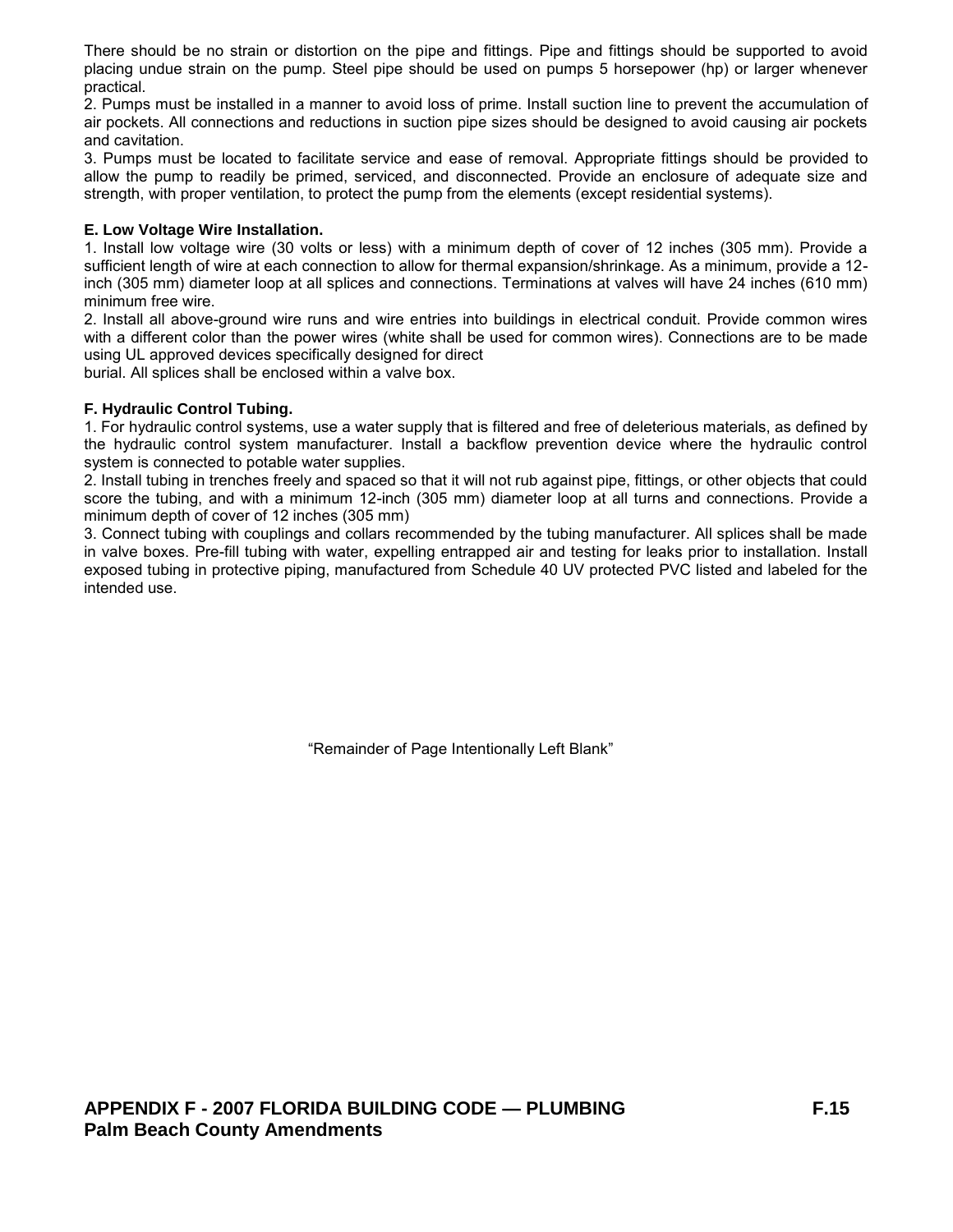There should be no strain or distortion on the pipe and fittings. Pipe and fittings should be supported to avoid placing undue strain on the pump. Steel pipe should be used on pumps 5 horsepower (hp) or larger whenever practical.

2. Pumps must be installed in a manner to avoid loss of prime. Install suction line to prevent the accumulation of air pockets. All connections and reductions in suction pipe sizes should be designed to avoid causing air pockets and cavitation.

3. Pumps must be located to facilitate service and ease of removal. Appropriate fittings should be provided to allow the pump to readily be primed, serviced, and disconnected. Provide an enclosure of adequate size and strength, with proper ventilation, to protect the pump from the elements (except residential systems).

**E. Low Voltage Wire Installation.**

1. Install low voltage wire (30 volts or less) with a minimum depth of cover of 12 inches (305 mm). Provide a sufficient length of wire at each connection to allow for thermal expansion/shrinkage. As a minimum, provide a 12-inch (305 mm) diameter loop at all splices and connections. Terminations at valves will have 24 inches (610 mm) minimum free wire.

2. Install all above-ground wire runs and wire entries into buildings in electrical conduit. Provide common wires with a different color than the power wires (white shall be used for common wires). Connections are to be made using UL approved devices specifically designed for direct burial. All splices shall be enclosed within a valve box.

**F. Hydraulic Control Tubing.**

1. For hydraulic control systems, use a water supply that is filtered and free of deleterious materials, as defined by the hydraulic control system manufacturer. Install a backflow prevention device where the hydraulic control system is connected to potable water supplies.

2. Install tubing in trenches freely and spaced so that it will not rub against pipe, fittings, or other objects that could score the tubing, and with a minimum 12-inch (305 mm) diameter loop at all turns and connections. Provide a minimum depth of cover of 12 inches (305 mm)

3. Connect tubing with couplings and collars recommended by the tubing manufacturer. All splices shall be made in valve boxes. Pre-fill tubing with water, expelling entrapped air and testing for leaks prior to installation. Install exposed tubing in protective piping, manufactured from Schedule 40 UV protected PVC listed and labeled for the intended use.

"Remainder of Page Intentionally Left Blank"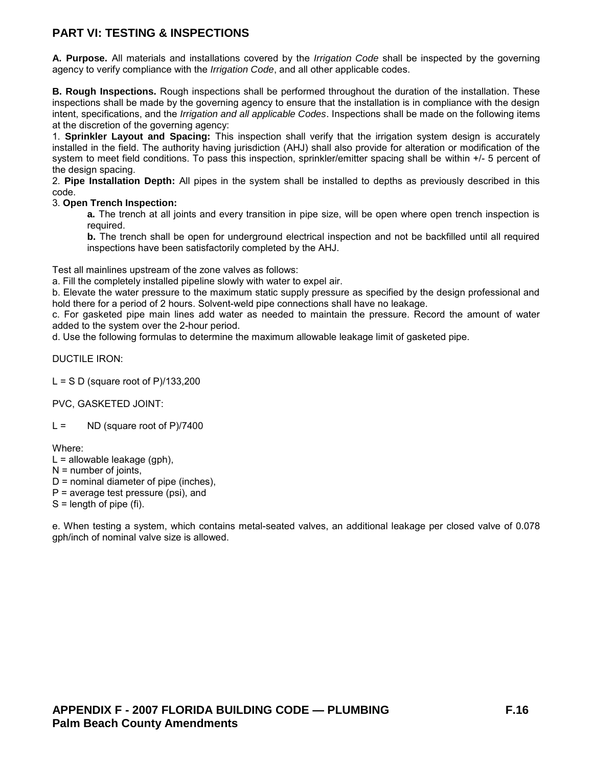## PART VI: TESTING & INSPECTIONS

**A. Purpose.** All materials and installations covered by the *Irrigation Code* shall be inspected by the governing agency to verify compliance with the *Irrigation Code*, and all other applicable codes.

**B. Rough Inspections.** Rough inspections shall be performed throughout the duration of the installation. These inspections shall be made by the governing agency to ensure that the installation is in compliance with the design intent, specifications, and the *Irrigation and all applicable Codes*. Inspections shall be made on the following items at the discretion of the governing agency:

1. **Sprinkler Layout and Spacing:** This inspection shall verify that the irrigation system design is accurately installed in the field. The authority having jurisdiction (AHJ) shall also provide for alteration or modification of the system to meet field conditions. To pass this inspection, sprinkler/emitter spacing shall be within +/- 5 percent of the design spacing.
2. **Pipe Installation Depth:** All pipes in the system shall be installed to depths as previously described in this code.
3. **Open Trench Inspection:**
   - **a.** The trench at all joints and every transition in pipe size, will be open where open trench inspection is required.
   - **b.** The trench shall be open for underground electrical inspection and not be backfilled until all required inspections have been satisfactorily completed by the AHJ.

Test all mainlines upstream of the zone valves as follows:

a. Fill the completely installed pipeline slowly with water to expel air.

b. Elevate the water pressure to the maximum static supply pressure as specified by the design professional and hold there for a period of 2 hours. Solvent-weld pipe connections shall have no leakage.

c. For gasketed pipe main lines add water as needed to maintain the pressure. Record the amount of water added to the system over the 2-hour period.

d. Use the following formulas to determine the maximum allowable leakage limit of gasketed pipe.

DUCTILE IRON:

L = S D (square root of P)/133,200

PVC, GASKETED JOINT:

L = ND (square root of P)/7400

Where:

L = allowable leakage (gph),
N = number of joints,
D = nominal diameter of pipe (inches),
P = average test pressure (psi), and
S = length of pipe (fi).

e. When testing a system, which contains metal-seated valves, an additional leakage per closed valve of 0.078 gph/inch of nominal valve size is allowed.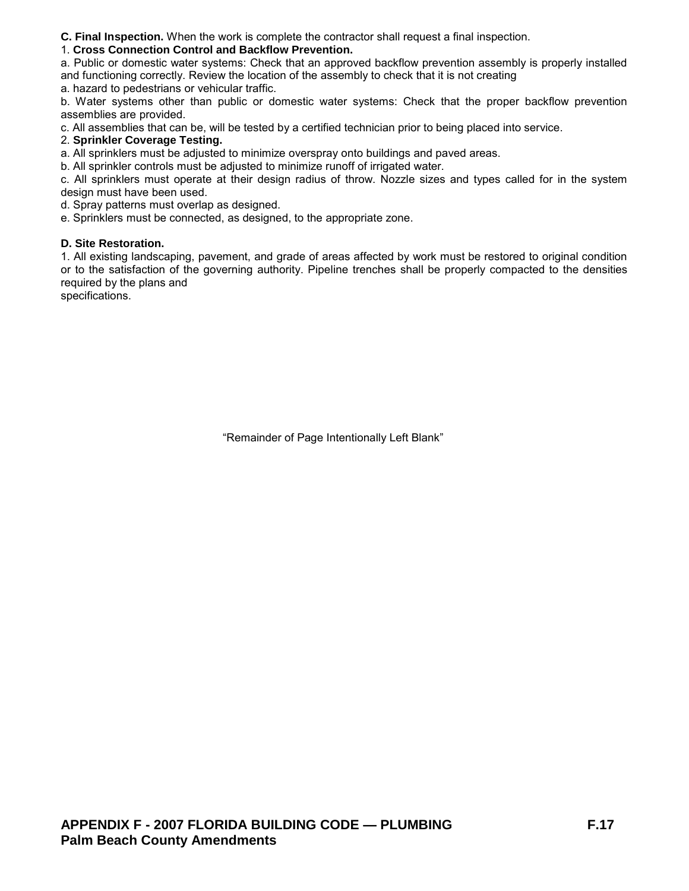**C. Final Inspection.** When the work is complete the contractor shall request a final inspection.

1. **Cross Connection Control and Backflow Prevention.**

a. Public or domestic water systems: Check that an approved backflow prevention assembly is properly installed and functioning correctly. Review the location of the assembly to check that it is not creating

a. hazard to pedestrians or vehicular traffic.

b. Water systems other than public or domestic water systems: Check that the proper backflow prevention assemblies are provided.

c. All assemblies that can be, will be tested by a certified technician prior to being placed into service.

2. **Sprinkler Coverage Testing.**

a. All sprinklers must be adjusted to minimize overspray onto buildings and paved areas.

b. All sprinkler controls must be adjusted to minimize runoff of irrigated water.

c. All sprinklers must operate at their design radius of throw. Nozzle sizes and types called for in the system design must have been used.

d. Spray patterns must overlap as designed.

e. Sprinklers must be connected, as designed, to the appropriate zone.

**D. Site Restoration.**

1. All existing landscaping, pavement, and grade of areas affected by work must be restored to original condition or to the satisfaction of the governing authority. Pipeline trenches shall be properly compacted to the densities required by the plans and specifications.

"Remainder of Page Intentionally Left Blank"